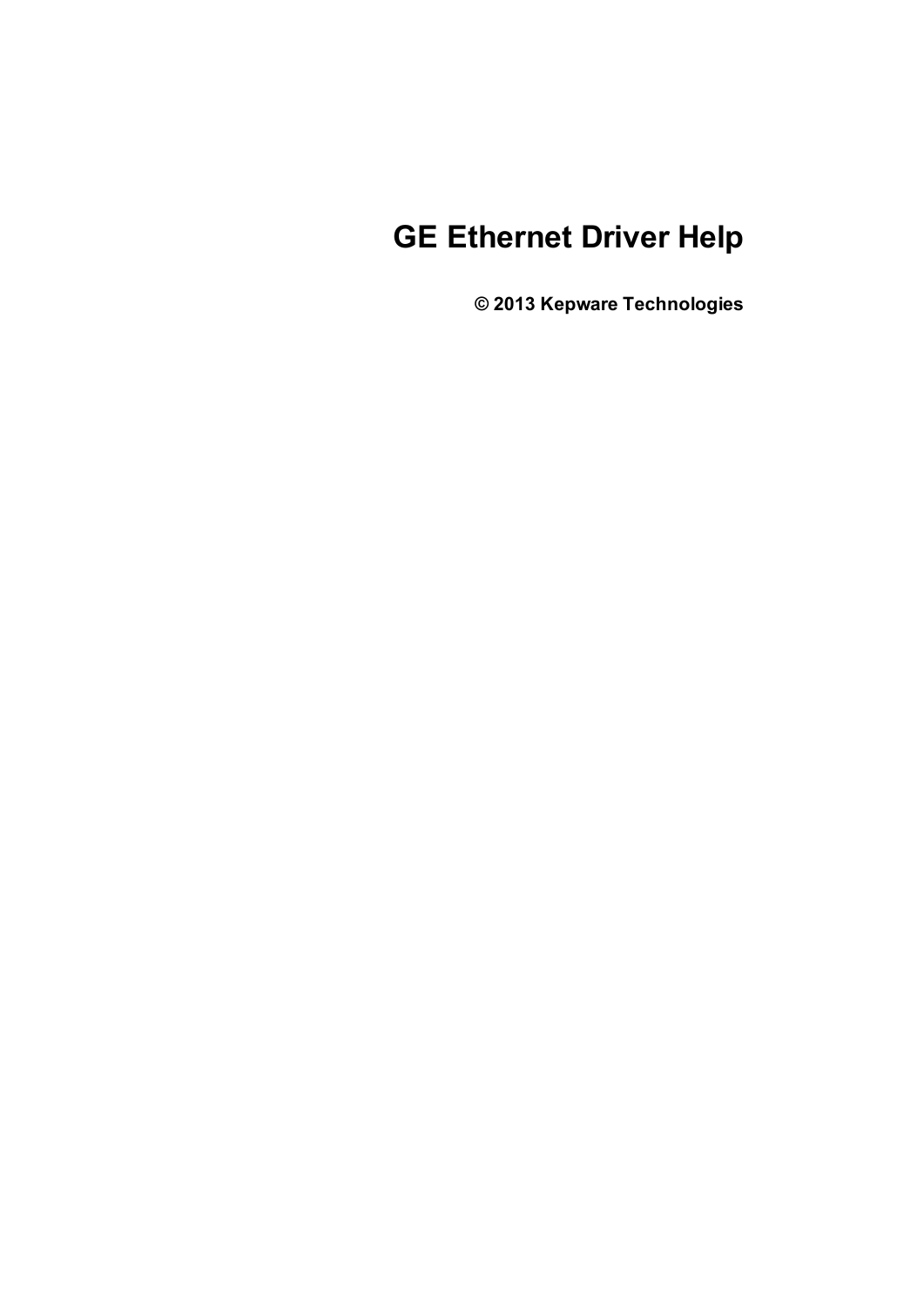# GE Ethernet Driver Help

**© 2013 Kepware Technologies**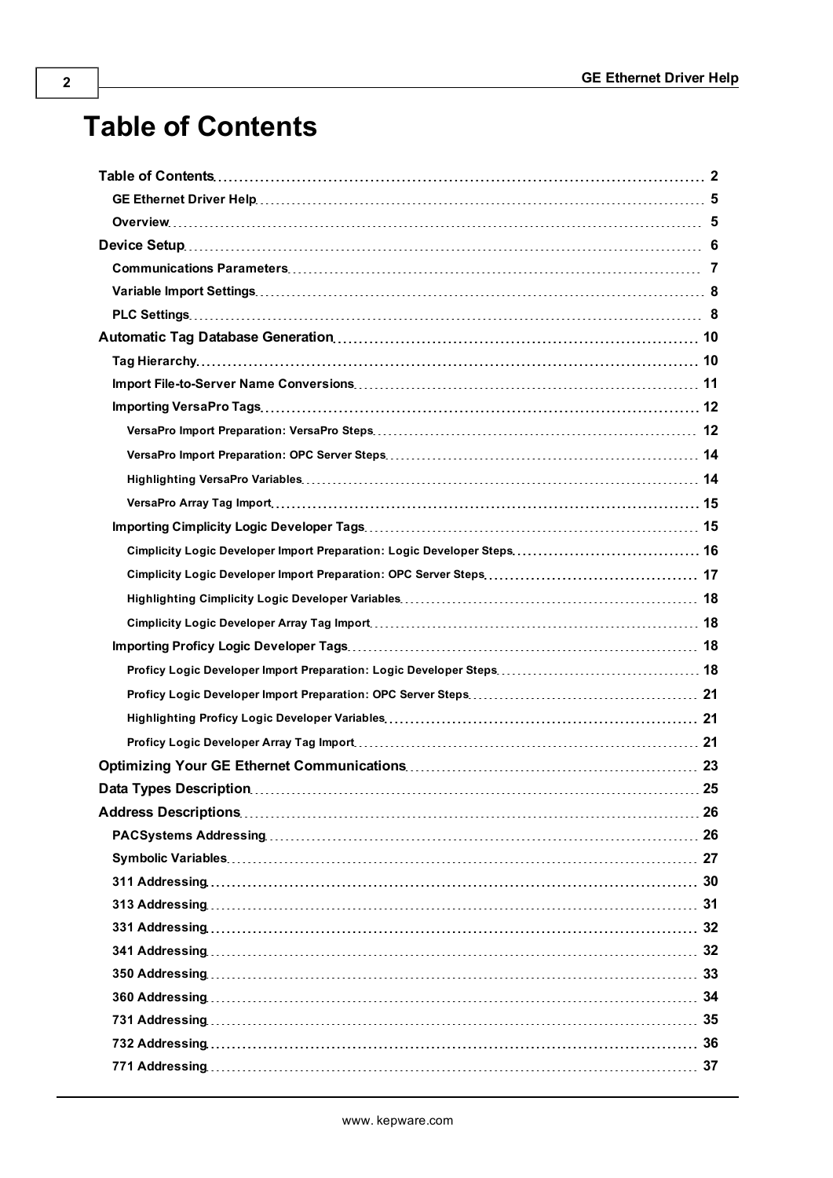# Table of Contents

- **Table of Contents** ........ 2
  - **GE Ethernet Driver Help** ........ 5
  - **Overview** ........ 5
- **Device Setup** ........ 6
  - **Communications Parameters** ........ 7
  - **Variable Import Settings** ........ 8
  - **PLC Settings** ........ 8
- **Automatic Tag Database Generation** ........ 10
  - **Tag Hierarchy** ........ 10
  - **Import File-to-Server Name Conversions** ........ 11
  - **Importing VersaPro Tags** ........ 12
    - **VersaPro Import Preparation: VersaPro Steps** ........ 12
    - **VersaPro Import Preparation: OPC Server Steps** ........ 14
    - **Highlighting VersaPro Variables** ........ 14
    - **VersaPro Array Tag Import** ........ 15
  - **Importing Cimplicity Logic Developer Tags** ........ 15
    - **Cimplicity Logic Developer Import Preparation: Logic Developer Steps** ........ 16
    - **Cimplicity Logic Developer Import Preparation: OPC Server Steps** ........ 17
    - **Highlighting Cimplicity Logic Developer Variables** ........ 18
    - **Cimplicity Logic Developer Array Tag Import** ........ 18
  - **Importing Proficy Logic Developer Tags** ........ 18
    - **Proficy Logic Developer Import Preparation: Logic Developer Steps** ........ 18
    - **Proficy Logic Developer Import Preparation: OPC Server Steps** ........ 21
    - **Highlighting Proficy Logic Developer Variables** ........ 21
    - **Proficy Logic Developer Array Tag Import** ........ 21
- **Optimizing Your GE Ethernet Communications** ........ 23
- **Data Types Description** ........ 25
- **Address Descriptions** ........ 26
  - **PACSystems Addressing** ........ 26
  - **Symbolic Variables** ........ 27
  - **311 Addressing** ........ 30
  - **313 Addressing** ........ 31
  - **331 Addressing** ........ 32
  - **341 Addressing** ........ 32
  - **350 Addressing** ........ 33
  - **360 Addressing** ........ 34
  - **731 Addressing** ........ 35
  - **732 Addressing** ........ 36
  - **771 Addressing** ........ 37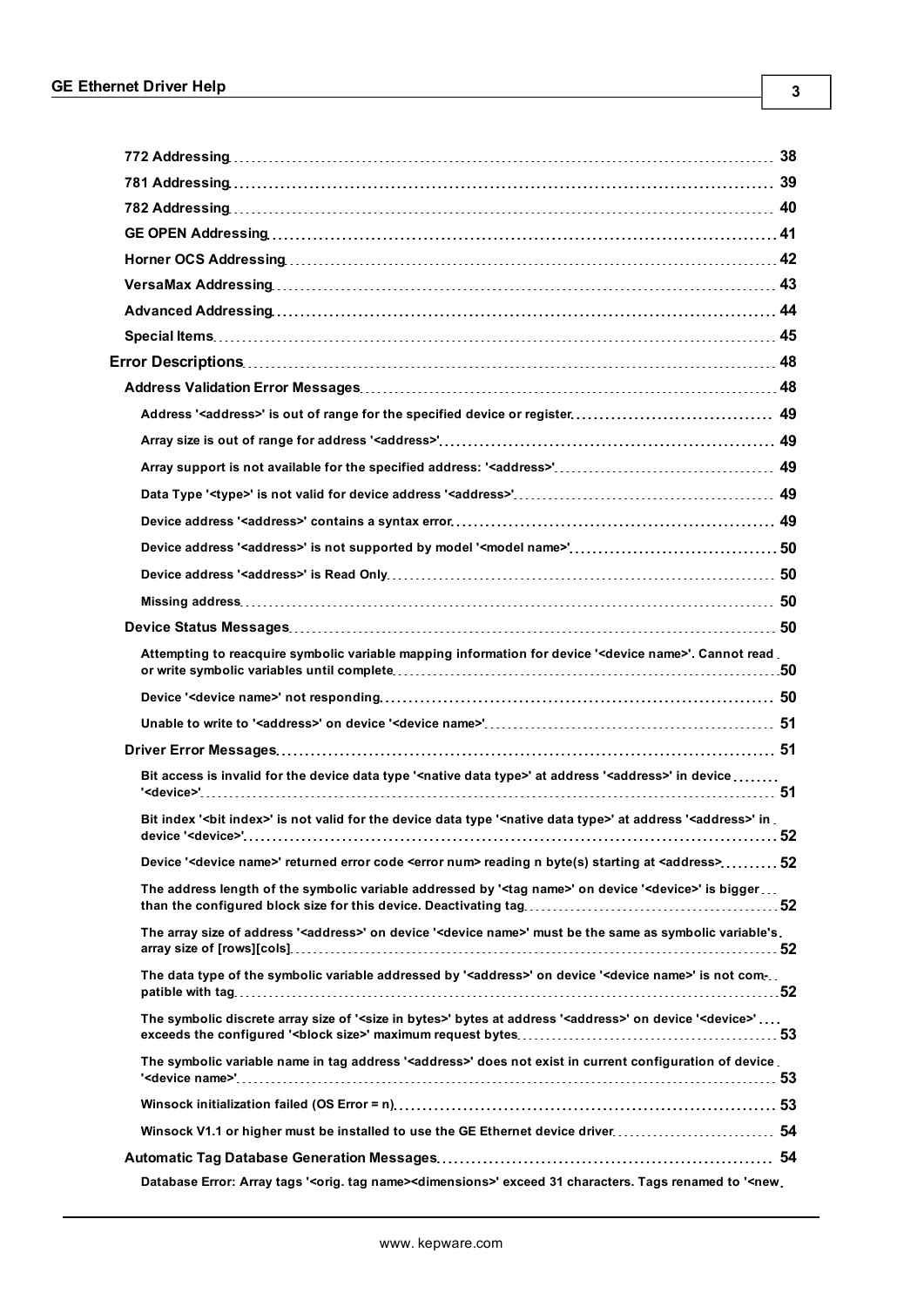772 Addressing ... 38
781 Addressing ... 39
782 Addressing ... 40
GE OPEN Addressing ... 41
Horner OCS Addressing ... 42
VersaMax Addressing ... 43
Advanced Addressing ... 44
Special Items ... 45

**Error Descriptions** ... 48

Address Validation Error Messages ... 48

- Address '<address>' is out of range for the specified device or register ... 49
- Array size is out of range for address '<address>' ... 49
- Array support is not available for the specified address: '<address>' ... 49
- Data Type '<type>' is not valid for device address '<address>' ... 49
- Device address '<address>' contains a syntax error ... 49
- Device address '<address>' is not supported by model '<model name>' ... 50
- Device address '<address>' is Read Only ... 50
- Missing address ... 50

Device Status Messages ... 50

- Attempting to reacquire symbolic variable mapping information for device '<device name>'. Cannot read or write symbolic variables until complete ... 50
- Device '<device name>' not responding ... 50
- Unable to write to '<address>' on device '<device name>' ... 51

Driver Error Messages ... 51

- Bit access is invalid for the device data type '<native data type>' at address '<address>' in device '<device>' ... 51
- Bit index '<bit index>' is not valid for the device data type '<native data type>' at address '<address>' in device '<device>' ... 52
- Device '<device name>' returned error code <error num> reading n byte(s) starting at <address> ... 52
- The address length of the symbolic variable addressed by '<tag name>' on device '<device>' is bigger than the configured block size for this device. Deactivating tag ... 52
- The array size of address '<address>' on device '<device name>' must be the same as symbolic variable's array size of [rows][cols] ... 52
- The data type of the symbolic variable addressed by '<address>' on device '<device name>' is not compatible with tag ... 52
- The symbolic discrete array size of '<size in bytes>' bytes at address '<address>' on device '<device>' exceeds the configured '<block size>' maximum request bytes ... 53
- The symbolic variable name in tag address '<address>' does not exist in current configuration of device '<device name>' ... 53
- Winsock initialization failed (OS Error = n) ... 53
- Winsock V1.1 or higher must be installed to use the GE Ethernet device driver ... 54

Automatic Tag Database Generation Messages ... 54

- Database Error: Array tags '<orig. tag name><dimensions>' exceed 31 characters. Tags renamed to '<new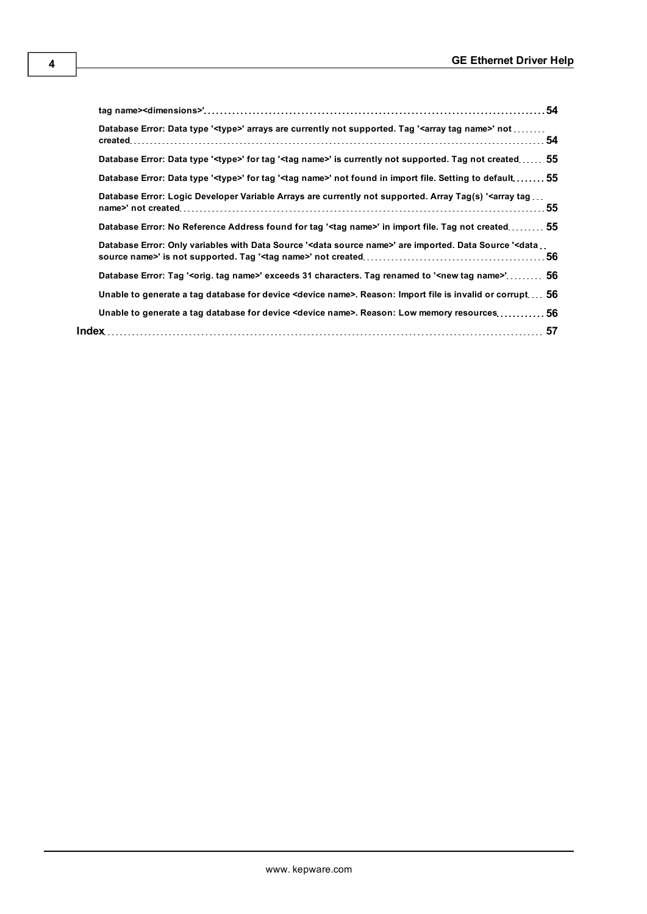tag name><dimensions>' ..... 54

Database Error: Data type '<type>' arrays are currently not supported. Tag '<array tag name>' not created ..... 54

Database Error: Data type '<type>' for tag '<tag name>' is currently not supported. Tag not created ..... 55

Database Error: Data type '<type>' for tag '<tag name>' not found in import file. Setting to default ..... 55

Database Error: Logic Developer Variable Arrays are currently not supported. Array Tag(s) '<array tag name>' not created ..... 55

Database Error: No Reference Address found for tag '<tag name>' in import file. Tag not created ..... 55

Database Error: Only variables with Data Source '<data source name>' are imported. Data Source '<data source name>' is not supported. Tag '<tag name>' not created ..... 56

Database Error: Tag '<orig. tag name>' exceeds 31 characters. Tag renamed to '<new tag name>' ..... 56

Unable to generate a tag database for device <device name>. Reason: Import file is invalid or corrupt ..... 56

Unable to generate a tag database for device <device name>. Reason: Low memory resources ..... 56

**Index** ..... 57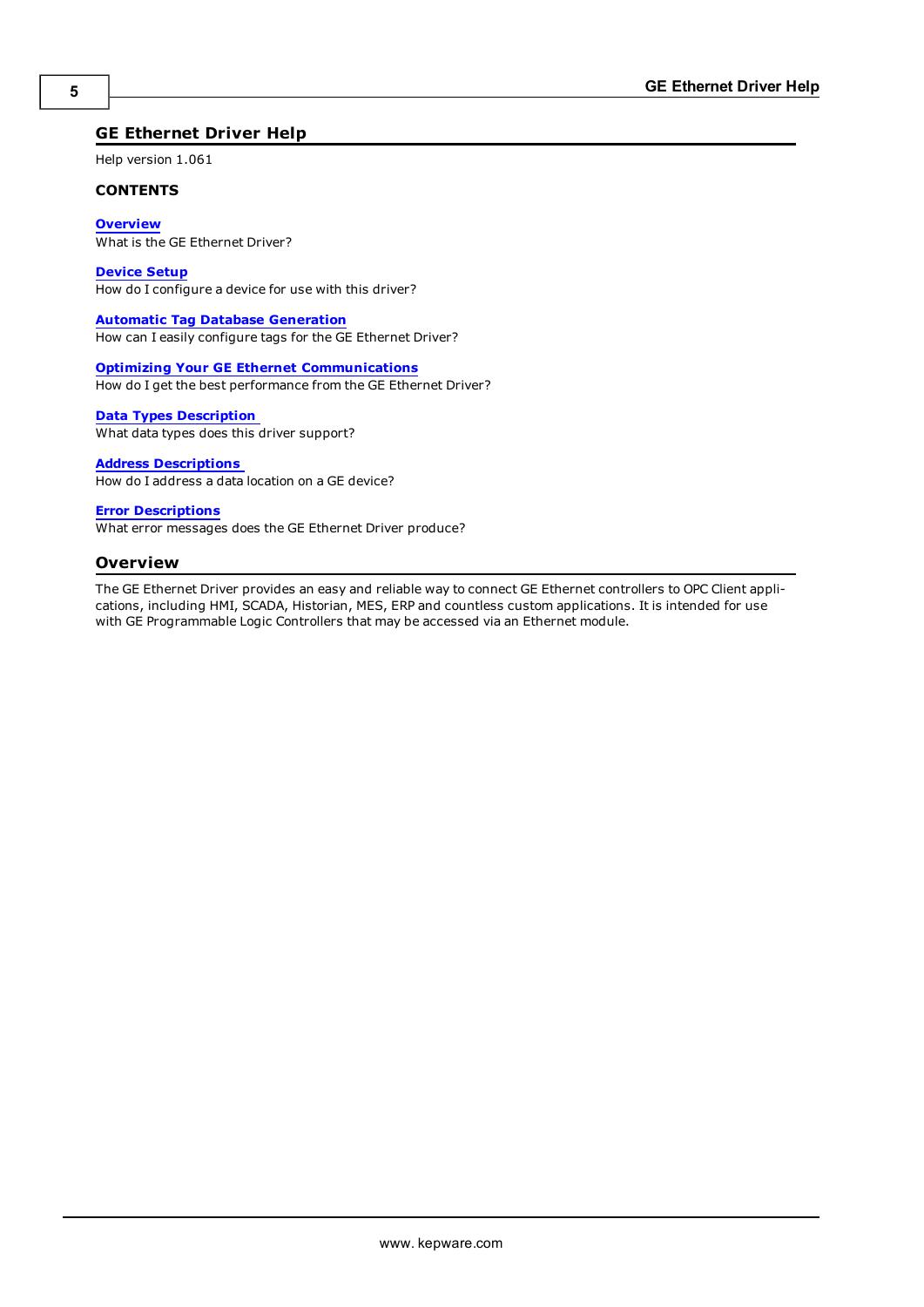# GE Ethernet Driver Help

Help version 1.061

**CONTENTS**

**Overview**
What is the GE Ethernet Driver?

**Device Setup**
How do I configure a device for use with this driver?

**Automatic Tag Database Generation**
How can I easily configure tags for the GE Ethernet Driver?

**Optimizing Your GE Ethernet Communications**
How do I get the best performance from the GE Ethernet Driver?

**Data Types Description**
What data types does this driver support?

**Address Descriptions**
How do I address a data location on a GE device?

**Error Descriptions**
What error messages does the GE Ethernet Driver produce?

## Overview

The GE Ethernet Driver provides an easy and reliable way to connect GE Ethernet controllers to OPC Client applications, including HMI, SCADA, Historian, MES, ERP and countless custom applications. It is intended for use with GE Programmable Logic Controllers that may be accessed via an Ethernet module.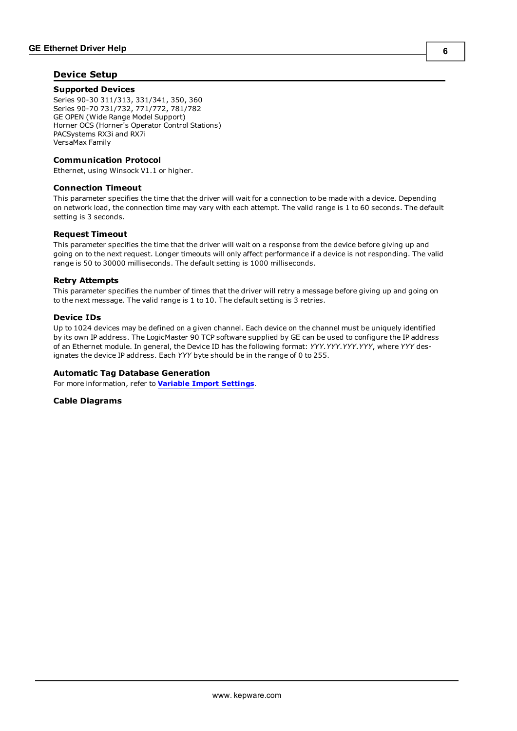# Device Setup

### Supported Devices

Series 90-30 311/313, 331/341, 350, 360
Series 90-70 731/732, 771/772, 781/782
GE OPEN (Wide Range Model Support)
Horner OCS (Horner's Operator Control Stations)
PACSystems RX3i and RX7i
VersaMax Family

### Communication Protocol

Ethernet, using Winsock V1.1 or higher.

### Connection Timeout

This parameter specifies the time that the driver will wait for a connection to be made with a device. Depending on network load, the connection time may vary with each attempt. The valid range is 1 to 60 seconds. The default setting is 3 seconds.

### Request Timeout

This parameter specifies the time that the driver will wait on a response from the device before giving up and going on to the next request. Longer timeouts will only affect performance if a device is not responding. The valid range is 50 to 30000 milliseconds. The default setting is 1000 milliseconds.

### Retry Attempts

This parameter specifies the number of times that the driver will retry a message before giving up and going on to the next message. The valid range is 1 to 10. The default setting is 3 retries.

### Device IDs

Up to 1024 devices may be defined on a given channel. Each device on the channel must be uniquely identified by its own IP address. The LogicMaster 90 TCP software supplied by GE can be used to configure the IP address of an Ethernet module. In general, the Device ID has the following format: *YYY.YYY.YYY.YYY*, where *YYY* designates the device IP address. Each *YYY* byte should be in the range of 0 to 255.

### Automatic Tag Database Generation

For more information, refer to **Variable Import Settings**.

### Cable Diagrams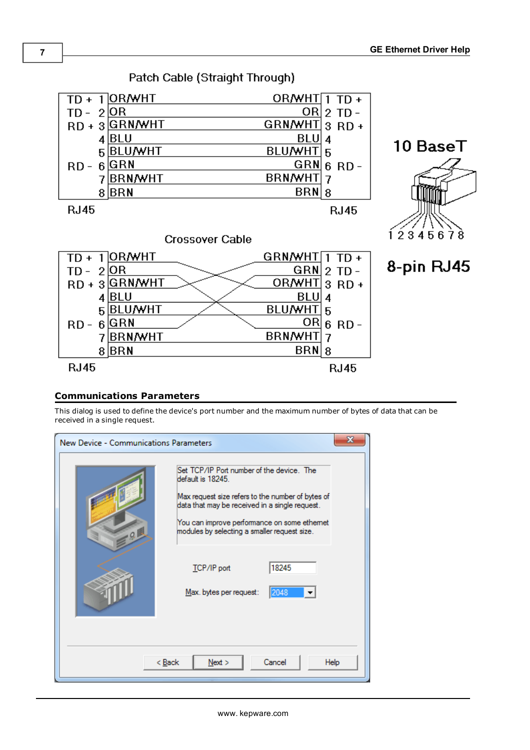Patch Cable (Straight Through)

| RJ45 | Pin | Wire | Wire | Pin | RJ45 |
|---|---|---|---|---|---|
| TD + | 1 | OR/WHT | OR/WHT | 1 | TD + |
| TD - | 2 | OR | OR | 2 | TD - |
| RD + | 3 | GRN/WHT | GRN/WHT | 3 | RD + |
| | 4 | BLU | BLU | 4 | |
| | 5 | BLU/WHT | BLU/WHT | 5 | |
| RD - | 6 | GRN | GRN | 6 | RD - |
| | 7 | BRN/WHT | BRN/WHT | 7 | |
| | 8 | BRN | BRN | 8 | |

10 BaseT

1 2 3 4 5 6 7 8

8-pin RJ45

Crossover Cable

| RJ45 | Pin | Wire | Wire | Pin | RJ45 |
|---|---|---|---|---|---|
| TD + | 1 | OR/WHT | GRN/WHT | 1 | TD + |
| TD - | 2 | OR | GRN | 2 | TD - |
| RD + | 3 | GRN/WHT | OR/WHT | 3 | RD + |
| | 4 | BLU | BLU | 4 | |
| | 5 | BLU/WHT | BLU/WHT | 5 | |
| RD - | 6 | GRN | OR | 6 | RD - |
| | 7 | BRN/WHT | BRN/WHT | 7 | |
| | 8 | BRN | BRN | 8 | |

## Communications Parameters

This dialog is used to define the device's port number and the maximum number of bytes of data that can be received in a single request.

New Device - Communications Parameters

Set TCP/IP Port number of the device. The default is 18245.

Max request size refers to the number of bytes of data that may be received in a single request.

You can improve performance on some ethernet modules by selecting a smaller request size.

TCP/IP port: 18245

Max. bytes per request: 2048

< Back | Next > | Cancel | Help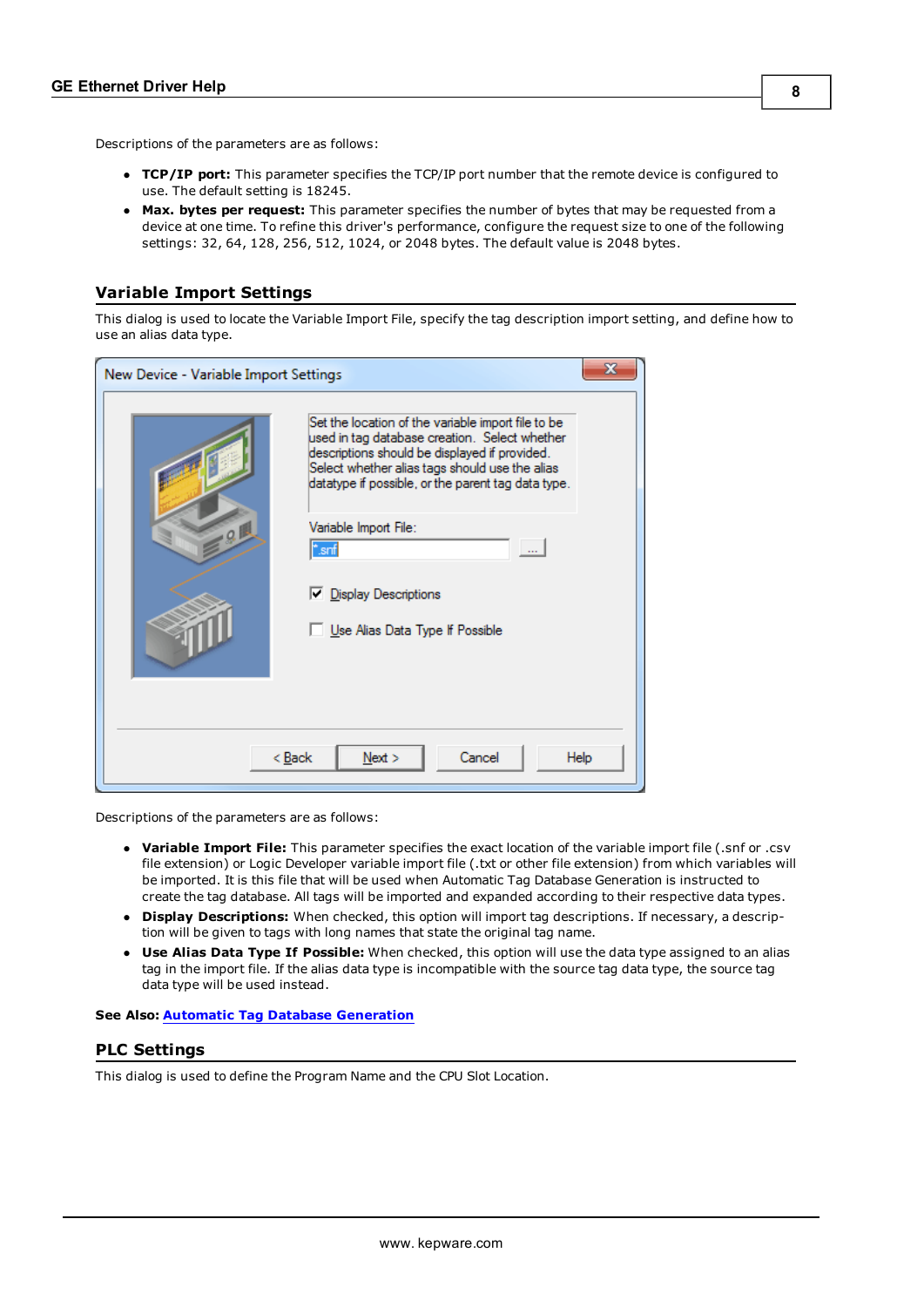Descriptions of the parameters are as follows:

- **TCP/IP port:** This parameter specifies the TCP/IP port number that the remote device is configured to use. The default setting is 18245.
- **Max. bytes per request:** This parameter specifies the number of bytes that may be requested from a device at one time. To refine this driver's performance, configure the request size to one of the following settings: 32, 64, 128, 256, 512, 1024, or 2048 bytes. The default value is 2048 bytes.

## Variable Import Settings

This dialog is used to locate the Variable Import File, specify the tag description import setting, and define how to use an alias data type.

Descriptions of the parameters are as follows:

- **Variable Import File:** This parameter specifies the exact location of the variable import file (.snf or .csv file extension) or Logic Developer variable import file (.txt or other file extension) from which variables will be imported. It is this file that will be used when Automatic Tag Database Generation is instructed to create the tag database. All tags will be imported and expanded according to their respective data types.
- **Display Descriptions:** When checked, this option will import tag descriptions. If necessary, a description will be given to tags with long names that state the original tag name.
- **Use Alias Data Type If Possible:** When checked, this option will use the data type assigned to an alias tag in the import file. If the alias data type is incompatible with the source tag data type, the source tag data type will be used instead.

**See Also:** **Automatic Tag Database Generation**

## PLC Settings

This dialog is used to define the Program Name and the CPU Slot Location.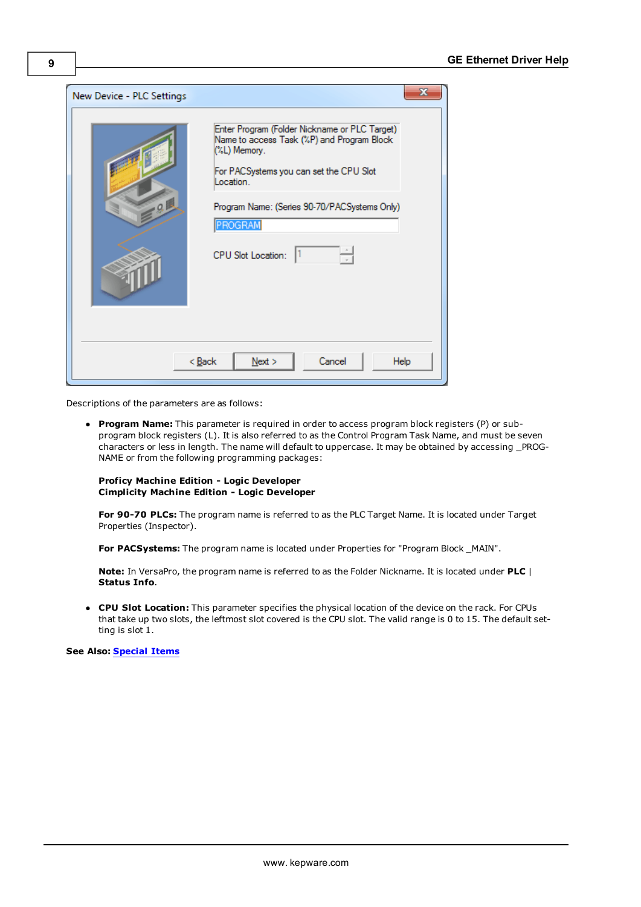Descriptions of the parameters are as follows:

- **Program Name:** This parameter is required in order to access program block registers (P) or sub-program block registers (L). It is also referred to as the Control Program Task Name, and must be seven characters or less in length. The name will default to uppercase. It may be obtained by accessing _PROG-NAME or from the following programming packages:

  **Proficy Machine Edition - Logic Developer**
  **Cimplicity Machine Edition - Logic Developer**

  **For 90-70 PLCs:** The program name is referred to as the PLC Target Name. It is located under Target Properties (Inspector).

  **For PACSystems:** The program name is located under Properties for "Program Block _MAIN".

  **Note:** In VersaPro, the program name is referred to as the Folder Nickname. It is located under **PLC** | **Status Info**.

- **CPU Slot Location:** This parameter specifies the physical location of the device on the rack. For CPUs that take up two slots, the leftmost slot covered is the CPU slot. The valid range is 0 to 15. The default setting is slot 1.

**See Also:** Special Items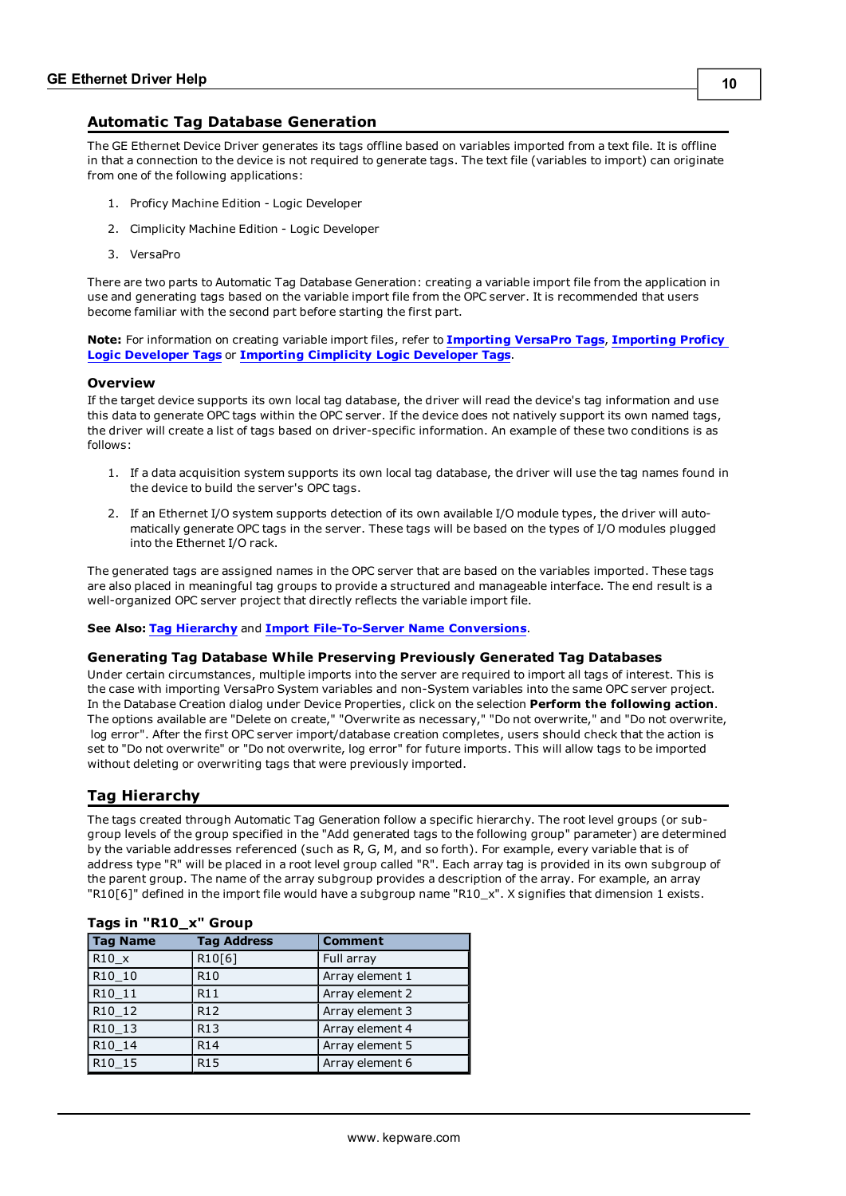## Automatic Tag Database Generation

The GE Ethernet Device Driver generates its tags offline based on variables imported from a text file. It is offline in that a connection to the device is not required to generate tags. The text file (variables to import) can originate from one of the following applications:

1. Proficy Machine Edition - Logic Developer
2. Cimplicity Machine Edition - Logic Developer
3. VersaPro

There are two parts to Automatic Tag Database Generation: creating a variable import file from the application in use and generating tags based on the variable import file from the OPC server. It is recommended that users become familiar with the second part before starting the first part.

**Note:** For information on creating variable import files, refer to **Importing VersaPro Tags**, **Importing Proficy Logic Developer Tags** or **Importing Cimplicity Logic Developer Tags**.

### Overview

If the target device supports its own local tag database, the driver will read the device's tag information and use this data to generate OPC tags within the OPC server. If the device does not natively support its own named tags, the driver will create a list of tags based on driver-specific information. An example of these two conditions is as follows:

1. If a data acquisition system supports its own local tag database, the driver will use the tag names found in the device to build the server's OPC tags.
2. If an Ethernet I/O system supports detection of its own available I/O module types, the driver will automatically generate OPC tags in the server. These tags will be based on the types of I/O modules plugged into the Ethernet I/O rack.

The generated tags are assigned names in the OPC server that are based on the variables imported. These tags are also placed in meaningful tag groups to provide a structured and manageable interface. The end result is a well-organized OPC server project that directly reflects the variable import file.

**See Also:** **Tag Hierarchy** and **Import File-To-Server Name Conversions**.

### Generating Tag Database While Preserving Previously Generated Tag Databases

Under certain circumstances, multiple imports into the server are required to import all tags of interest. This is the case with importing VersaPro System variables and non-System variables into the same OPC server project. In the Database Creation dialog under Device Properties, click on the selection **Perform the following action**. The options available are "Delete on create," "Overwrite as necessary," "Do not overwrite," and "Do not overwrite, log error". After the first OPC server import/database creation completes, users should check that the action is set to "Do not overwrite" or "Do not overwrite, log error" for future imports. This will allow tags to be imported without deleting or overwriting tags that were previously imported.

## Tag Hierarchy

The tags created through Automatic Tag Generation follow a specific hierarchy. The root level groups (or sub-group levels of the group specified in the "Add generated tags to the following group" parameter) are determined by the variable addresses referenced (such as R, G, M, and so forth). For example, every variable that is of address type "R" will be placed in a root level group called "R". Each array tag is provided in its own subgroup of the parent group. The name of the array subgroup provides a description of the array. For example, an array "R10[6]" defined in the import file would have a subgroup name "R10_x". X signifies that dimension 1 exists.

### Tags in "R10_x" Group

| Tag Name | Tag Address | Comment |
|---|---|---|
| R10_x | R10[6] | Full array |
| R10_10 | R10 | Array element 1 |
| R10_11 | R11 | Array element 2 |
| R10_12 | R12 | Array element 3 |
| R10_13 | R13 | Array element 4 |
| R10_14 | R14 | Array element 5 |
| R10_15 | R15 | Array element 6 |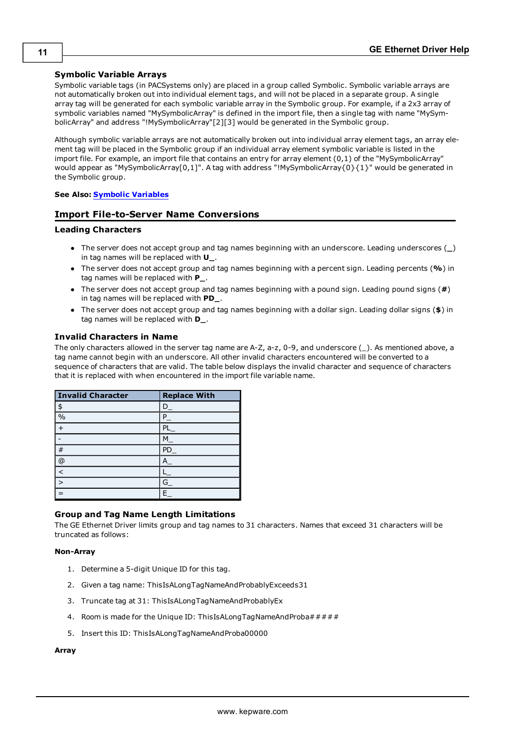### Symbolic Variable Arrays

Symbolic variable tags (in PACSystems only) are placed in a group called Symbolic. Symbolic variable arrays are not automatically broken out into individual element tags, and will not be placed in a separate group. A single array tag will be generated for each symbolic variable array in the Symbolic group. For example, if a 2x3 array of symbolic variables named "MySymbolicArray" is defined in the import file, then a single tag with name "MySymbolicArray" and address "!MySymbolicArray"[2][3] would be generated in the Symbolic group.

Although symbolic variable arrays are not automatically broken out into individual array element tags, an array element tag will be placed in the Symbolic group if an individual array element symbolic variable is listed in the import file. For example, an import file that contains an entry for array element (0,1) of the "MySymbolicArray" would appear as "MySymbolicArray[0,1]". A tag with address "!MySymbolicArray{0}{1}" would be generated in the Symbolic group.

**See Also:** Symbolic Variables

## Import File-to-Server Name Conversions

### Leading Characters

- The server does not accept group and tag names beginning with an underscore. Leading underscores (**_**) in tag names will be replaced with **U_**.
- The server does not accept group and tag names beginning with a percent sign. Leading percents (**%**) in tag names will be replaced with **P_**.
- The server does not accept group and tag names beginning with a pound sign. Leading pound signs (**#**) in tag names will be replaced with **PD_**.
- The server does not accept group and tag names beginning with a dollar sign. Leading dollar signs (**$**) in tag names will be replaced with **D_**.

### Invalid Characters in Name

The only characters allowed in the server tag name are A-Z, a-z, 0-9, and underscore (_). As mentioned above, a tag name cannot begin with an underscore. All other invalid characters encountered will be converted to a sequence of characters that are valid. The table below displays the invalid character and sequence of characters that it is replaced with when encountered in the import file variable name.

| Invalid Character | Replace With |
|---|---|
| $ | D_ |
| % | P_ |
| + | PL_ |
| - | M_ |
| # | PD_ |
| @ | A_ |
| < | L_ |
| > | G_ |
| = | E_ |

### Group and Tag Name Length Limitations

The GE Ethernet Driver limits group and tag names to 31 characters. Names that exceed 31 characters will be truncated as follows:

**Non-Array**

1. Determine a 5-digit Unique ID for this tag.
2. Given a tag name: ThisIsALongTagNameAndProbablyExceeds31
3. Truncate tag at 31: ThisIsALongTagNameAndProbablyEx
4. Room is made for the Unique ID: ThisIsALongTagNameAndProba#####
5. Insert this ID: ThisIsALongTagNameAndProba00000

**Array**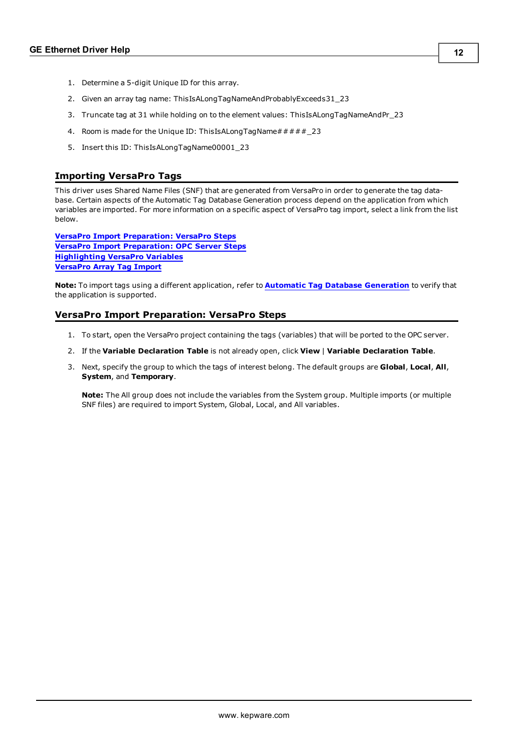1. Determine a 5-digit Unique ID for this array.
2. Given an array tag name: ThisIsALongTagNameAndProbablyExceeds31_23
3. Truncate tag at 31 while holding on to the element values: ThisIsALongTagNameAndPr_23
4. Room is made for the Unique ID: ThisIsALongTagName#####_23
5. Insert this ID: ThisIsALongTagName00001_23

## Importing VersaPro Tags

This driver uses Shared Name Files (SNF) that are generated from VersaPro in order to generate the tag database. Certain aspects of the Automatic Tag Database Generation process depend on the application from which variables are imported. For more information on a specific aspect of VersaPro tag import, select a link from the list below.

**VersaPro Import Preparation: VersaPro Steps**
**VersaPro Import Preparation: OPC Server Steps**
**Highlighting VersaPro Variables**
**VersaPro Array Tag Import**

**Note:** To import tags using a different application, refer to **Automatic Tag Database Generation** to verify that the application is supported.

## VersaPro Import Preparation: VersaPro Steps

1. To start, open the VersaPro project containing the tags (variables) that will be ported to the OPC server.
2. If the **Variable Declaration Table** is not already open, click **View** | **Variable Declaration Table**.
3. Next, specify the group to which the tags of interest belong. The default groups are **Global**, **Local**, **All**, **System**, and **Temporary**.

   **Note:** The All group does not include the variables from the System group. Multiple imports (or multiple SNF files) are required to import System, Global, Local, and All variables.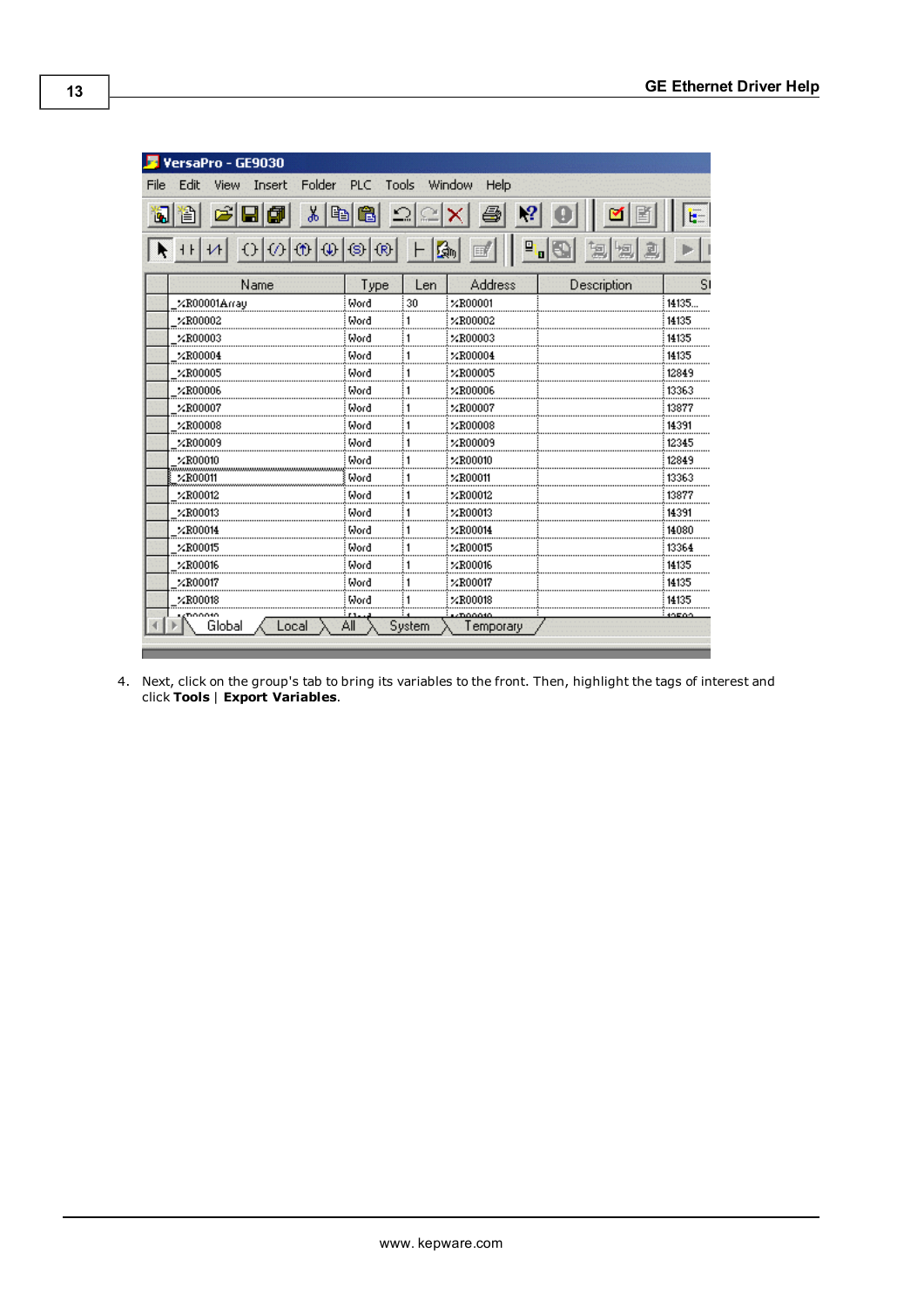4. Next, click on the group's tab to bring its variables to the front. Then, highlight the tags of interest and click **Tools** | **Export Variables**.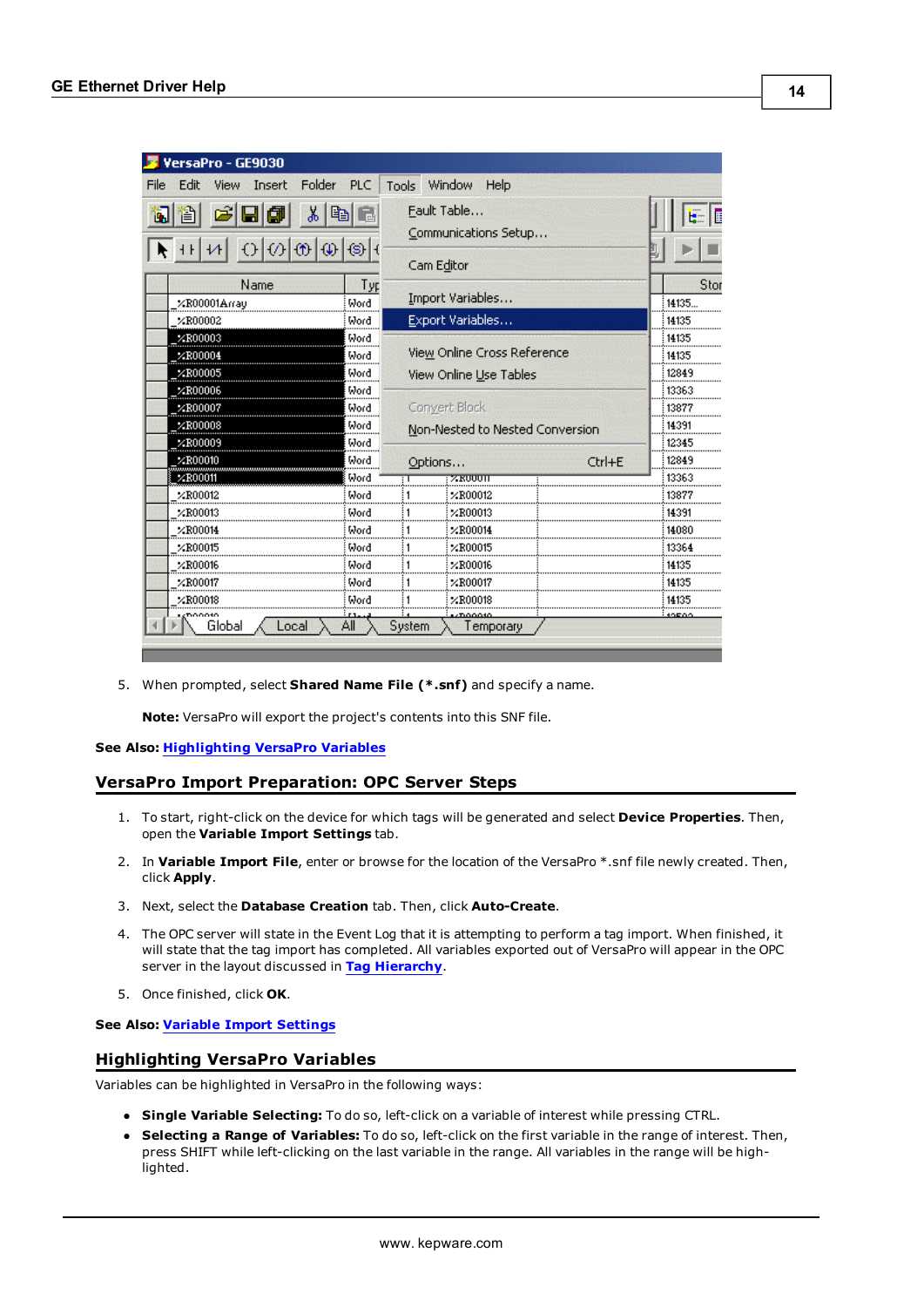5. When prompted, select **Shared Name File (*.snf)** and specify a name.

   **Note:** VersaPro will export the project's contents into this SNF file.

**See Also:** Highlighting VersaPro Variables

## VersaPro Import Preparation: OPC Server Steps

1. To start, right-click on the device for which tags will be generated and select **Device Properties**. Then, open the **Variable Import Settings** tab.
2. In **Variable Import File**, enter or browse for the location of the VersaPro *.snf file newly created. Then, click **Apply**.
3. Next, select the **Database Creation** tab. Then, click **Auto-Create**.
4. The OPC server will state in the Event Log that it is attempting to perform a tag import. When finished, it will state that the tag import has completed. All variables exported out of VersaPro will appear in the OPC server in the layout discussed in Tag Hierarchy.
5. Once finished, click **OK**.

**See Also:** Variable Import Settings

## Highlighting VersaPro Variables

Variables can be highlighted in VersaPro in the following ways:

- **Single Variable Selecting:** To do so, left-click on a variable of interest while pressing CTRL.
- **Selecting a Range of Variables:** To do so, left-click on the first variable in the range of interest. Then, press SHIFT while left-clicking on the last variable in the range. All variables in the range will be high-lighted.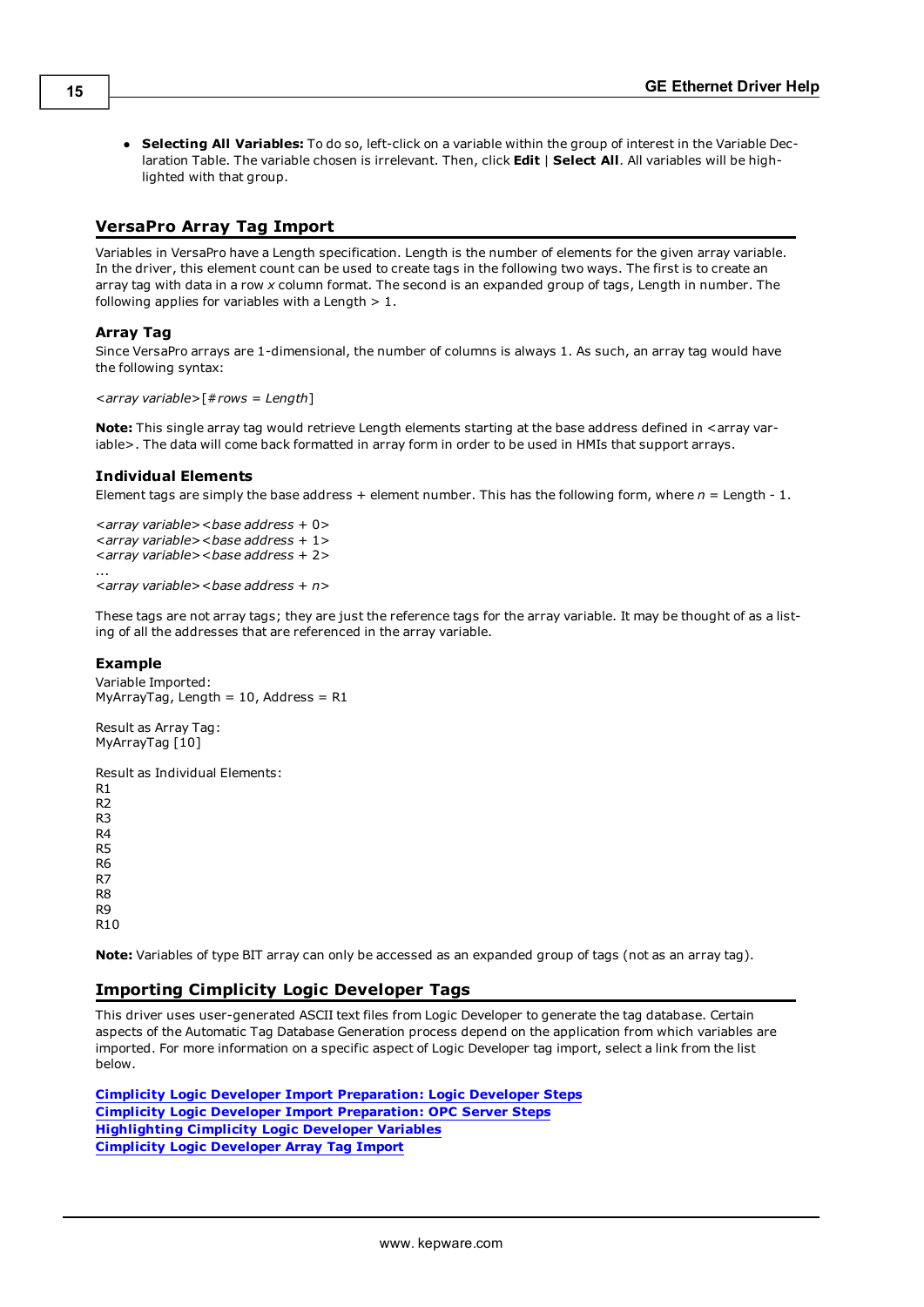- **Selecting All Variables:** To do so, left-click on a variable within the group of interest in the Variable Declaration Table. The variable chosen is irrelevant. Then, click **Edit** | **Select All**. All variables will be highlighted with that group.

## VersaPro Array Tag Import

Variables in VersaPro have a Length specification. Length is the number of elements for the given array variable. In the driver, this element count can be used to create tags in the following two ways. The first is to create an array tag with data in a row *x* column format. The second is an expanded group of tags, Length in number. The following applies for variables with a Length > 1.

### Array Tag

Since VersaPro arrays are 1-dimensional, the number of columns is always 1. As such, an array tag would have the following syntax:

*<array variable>*[*#rows = Length*]

**Note:** This single array tag would retrieve Length elements starting at the base address defined in <array variable>. The data will come back formatted in array form in order to be used in HMIs that support arrays.

### Individual Elements

Element tags are simply the base address + element number. This has the following form, where *n* = Length - 1.

*<array variable><base address + 0>*
*<array variable><base address + 1>*
*<array variable><base address + 2>*
...
*<array variable><base address + n>*

These tags are not array tags; they are just the reference tags for the array variable. It may be thought of as a listing of all the addresses that are referenced in the array variable.

### Example

Variable Imported:
MyArrayTag, Length = 10, Address = R1

Result as Array Tag:
MyArrayTag [10]

Result as Individual Elements:
R1
R2
R3
R4
R5
R6
R7
R8
R9
R10

**Note:** Variables of type BIT array can only be accessed as an expanded group of tags (not as an array tag).

## Importing Cimplicity Logic Developer Tags

This driver uses user-generated ASCII text files from Logic Developer to generate the tag database. Certain aspects of the Automatic Tag Database Generation process depend on the application from which variables are imported. For more information on a specific aspect of Logic Developer tag import, select a link from the list below.

**Cimplicity Logic Developer Import Preparation: Logic Developer Steps**
**Cimplicity Logic Developer Import Preparation: OPC Server Steps**
**Highlighting Cimplicity Logic Developer Variables**
**Cimplicity Logic Developer Array Tag Import**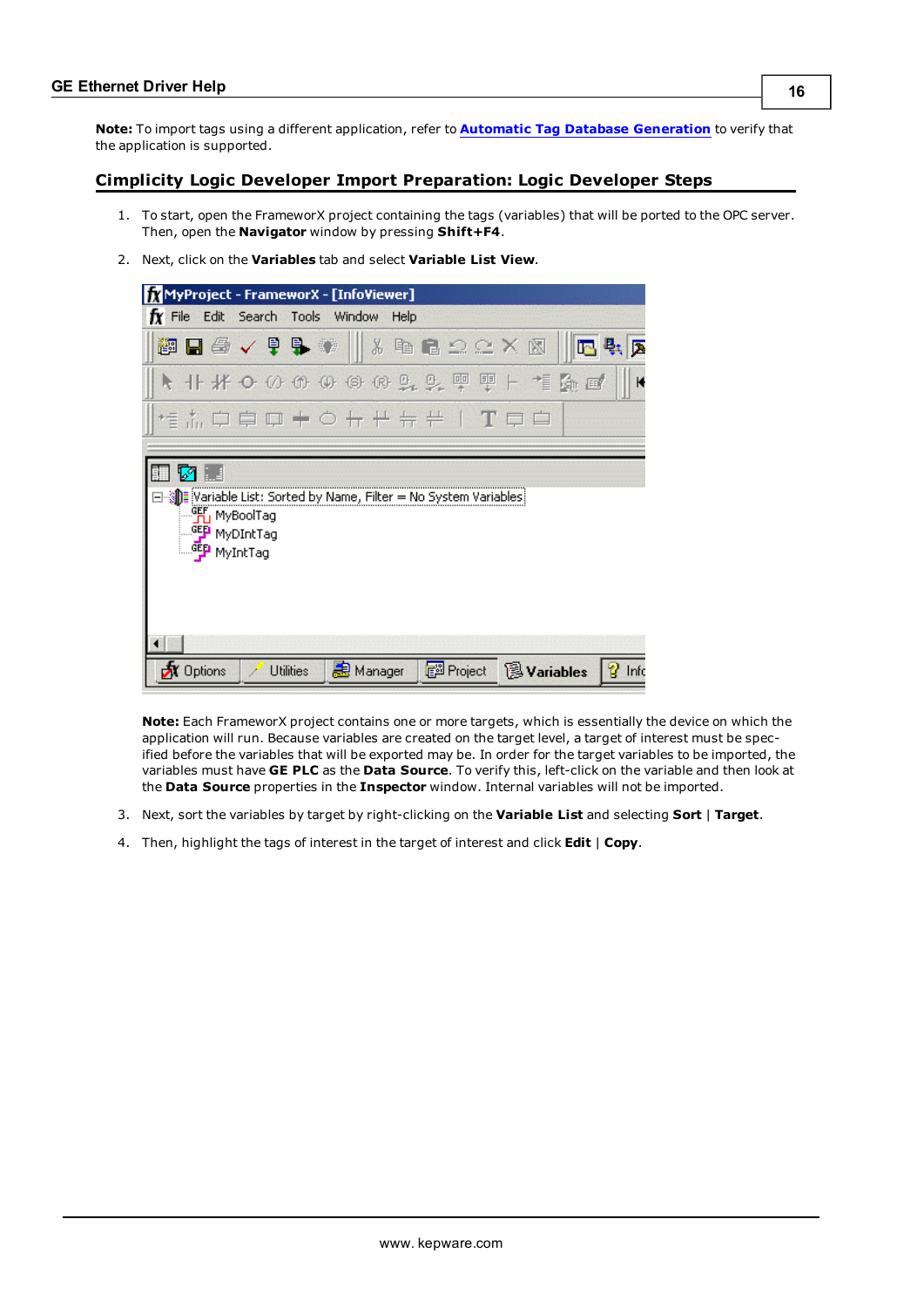**Note:** To import tags using a different application, refer to **Automatic Tag Database Generation** to verify that the application is supported.

## Cimplicity Logic Developer Import Preparation: Logic Developer Steps

1. To start, open the FrameworX project containing the tags (variables) that will be ported to the OPC server. Then, open the **Navigator** window by pressing **Shift+F4**.
2. Next, click on the **Variables** tab and select **Variable List View**.

**Note:** Each FrameworX project contains one or more targets, which is essentially the device on which the application will run. Because variables are created on the target level, a target of interest must be specified before the variables that will be exported may be. In order for the target variables to be imported, the variables must have **GE PLC** as the **Data Source**. To verify this, left-click on the variable and then look at the **Data Source** properties in the **Inspector** window. Internal variables will not be imported.

3. Next, sort the variables by target by right-clicking on the **Variable List** and selecting **Sort** | **Target**.
4. Then, highlight the tags of interest in the target of interest and click **Edit** | **Copy**.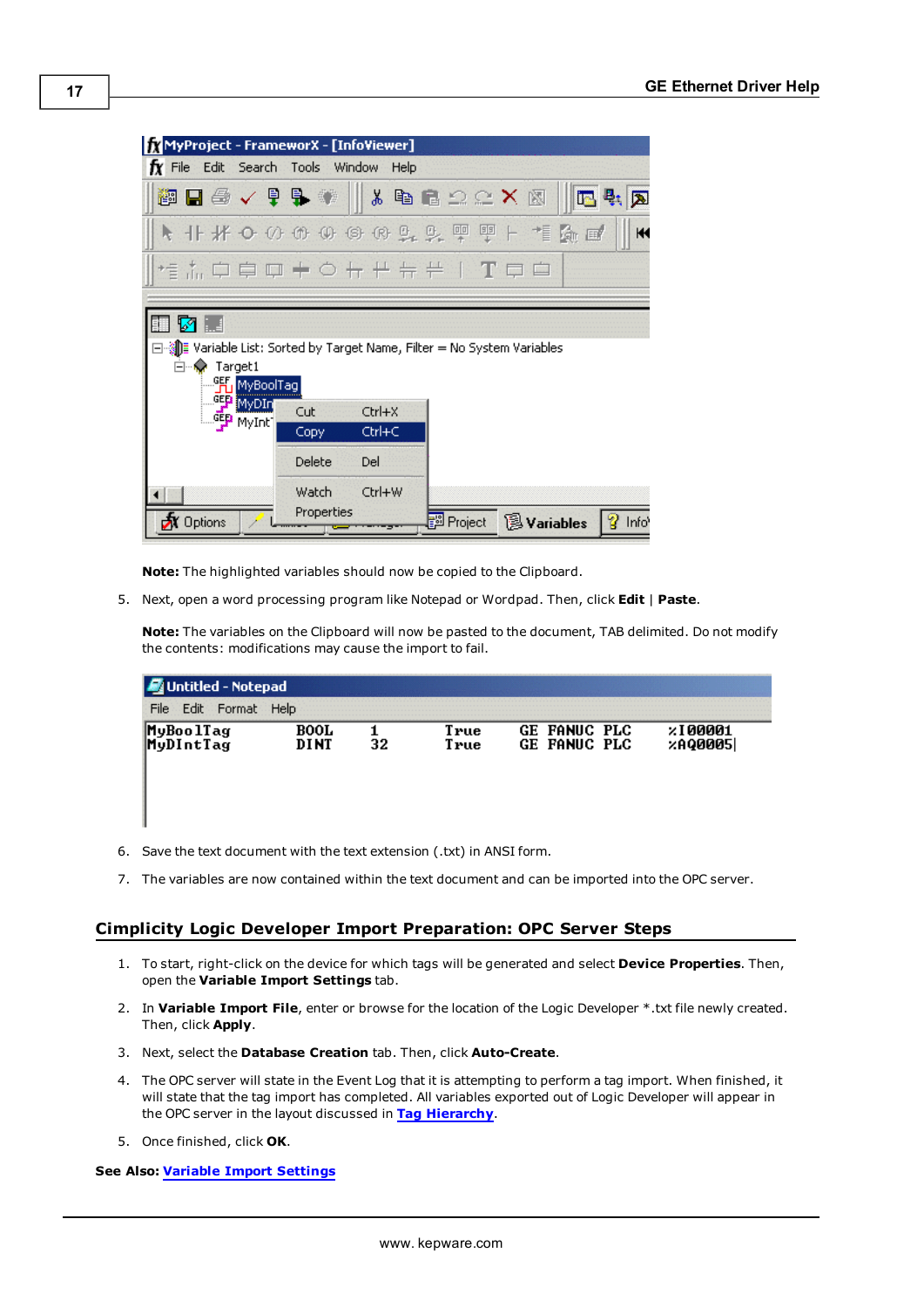**Note:** The highlighted variables should now be copied to the Clipboard.

5. Next, open a word processing program like Notepad or Wordpad. Then, click **Edit** | **Paste**.

   **Note:** The variables on the Clipboard will now be pasted to the document, TAB delimited. Do not modify the contents: modifications may cause the import to fail.

6. Save the text document with the text extension (.txt) in ANSI form.
7. The variables are now contained within the text document and can be imported into the OPC server.

## Cimplicity Logic Developer Import Preparation: OPC Server Steps

1. To start, right-click on the device for which tags will be generated and select **Device Properties**. Then, open the **Variable Import Settings** tab.
2. In **Variable Import File**, enter or browse for the location of the Logic Developer *.txt file newly created. Then, click **Apply**.
3. Next, select the **Database Creation** tab. Then, click **Auto-Create**.
4. The OPC server will state in the Event Log that it is attempting to perform a tag import. When finished, it will state that the tag import has completed. All variables exported out of Logic Developer will appear in the OPC server in the layout discussed in Tag Hierarchy.
5. Once finished, click **OK**.

**See Also:** Variable Import Settings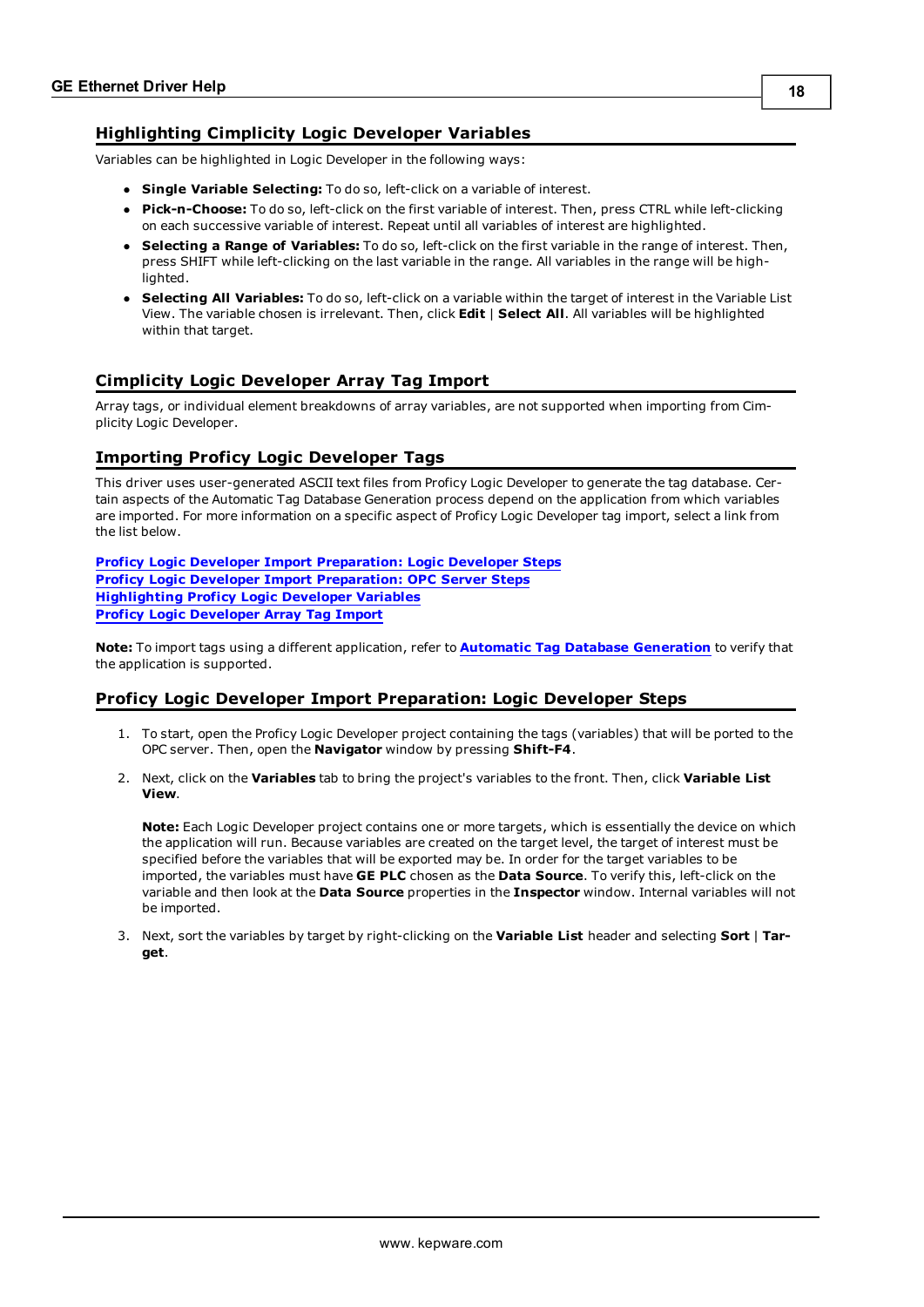## Highlighting Cimplicity Logic Developer Variables

Variables can be highlighted in Logic Developer in the following ways:

- **Single Variable Selecting:** To do so, left-click on a variable of interest.
- **Pick-n-Choose:** To do so, left-click on the first variable of interest. Then, press CTRL while left-clicking on each successive variable of interest. Repeat until all variables of interest are highlighted.
- **Selecting a Range of Variables:** To do so, left-click on the first variable in the range of interest. Then, press SHIFT while left-clicking on the last variable in the range. All variables in the range will be highlighted.
- **Selecting All Variables:** To do so, left-click on a variable within the target of interest in the Variable List View. The variable chosen is irrelevant. Then, click **Edit** | **Select All**. All variables will be highlighted within that target.

## Cimplicity Logic Developer Array Tag Import

Array tags, or individual element breakdowns of array variables, are not supported when importing from Cimplicity Logic Developer.

## Importing Proficy Logic Developer Tags

This driver uses user-generated ASCII text files from Proficy Logic Developer to generate the tag database. Certain aspects of the Automatic Tag Database Generation process depend on the application from which variables are imported. For more information on a specific aspect of Proficy Logic Developer tag import, select a link from the list below.

**Proficy Logic Developer Import Preparation: Logic Developer Steps**
**Proficy Logic Developer Import Preparation: OPC Server Steps**
**Highlighting Proficy Logic Developer Variables**
**Proficy Logic Developer Array Tag Import**

**Note:** To import tags using a different application, refer to **Automatic Tag Database Generation** to verify that the application is supported.

## Proficy Logic Developer Import Preparation: Logic Developer Steps

1. To start, open the Proficy Logic Developer project containing the tags (variables) that will be ported to the OPC server. Then, open the **Navigator** window by pressing **Shift-F4**.

2. Next, click on the **Variables** tab to bring the project's variables to the front. Then, click **Variable List View**.

   **Note:** Each Logic Developer project contains one or more targets, which is essentially the device on which the application will run. Because variables are created on the target level, the target of interest must be specified before the variables that will be exported may be. In order for the target variables to be imported, the variables must have **GE PLC** chosen as the **Data Source**. To verify this, left-click on the variable and then look at the **Data Source** properties in the **Inspector** window. Internal variables will not be imported.

3. Next, sort the variables by target by right-clicking on the **Variable List** header and selecting **Sort** | **Target**.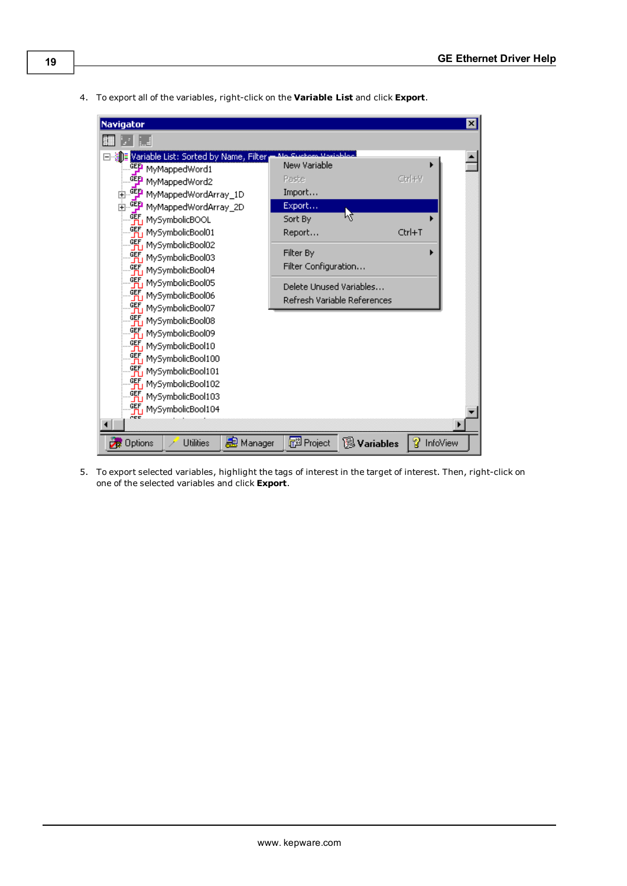4. To export all of the variables, right-click on the **Variable List** and click **Export**.

5. To export selected variables, highlight the tags of interest in the target of interest. Then, right-click on one of the selected variables and click **Export**.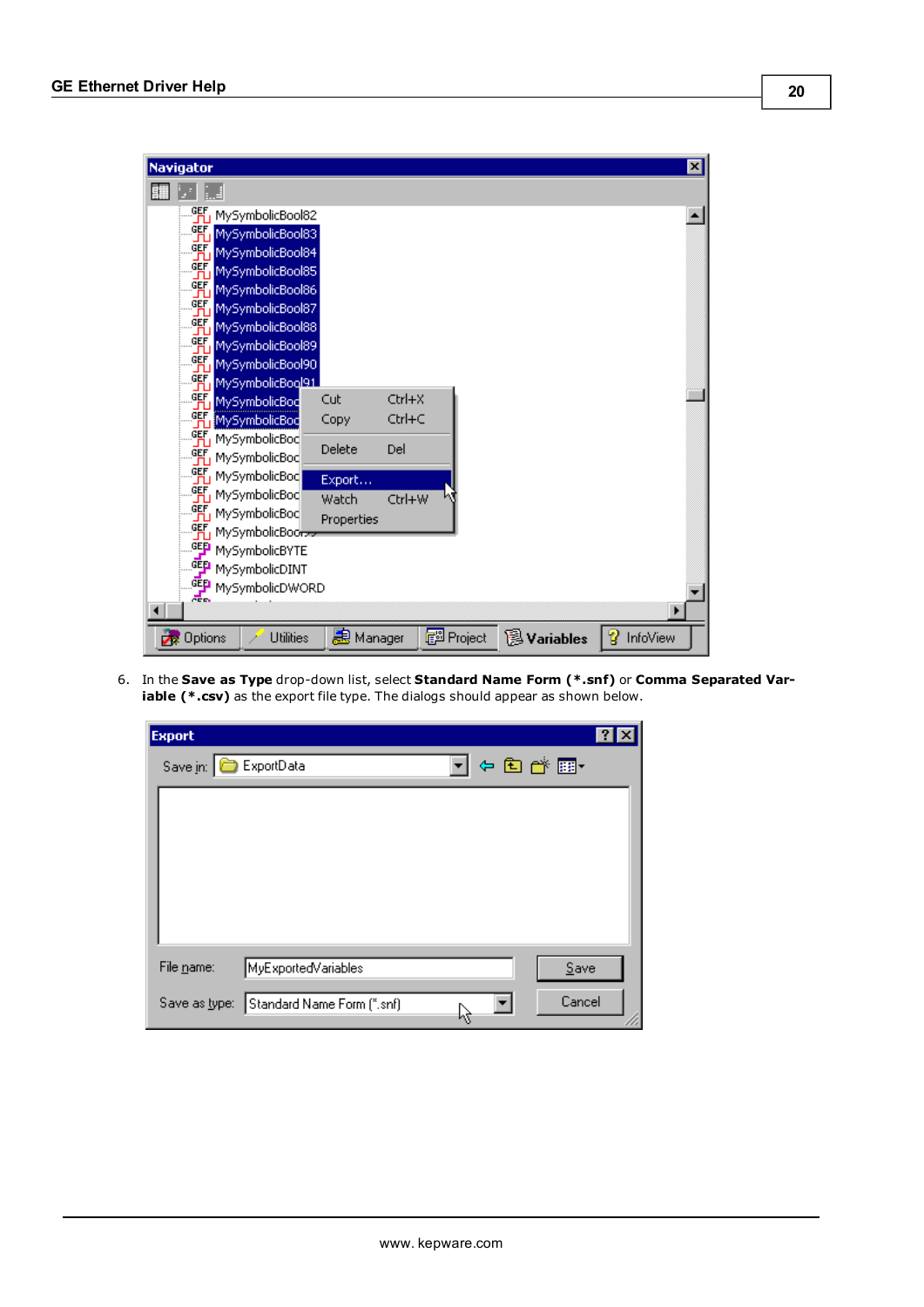6. In the **Save as Type** drop-down list, select **Standard Name Form (*.snf)** or **Comma Separated Variable (*.csv)** as the export file type. The dialogs should appear as shown below.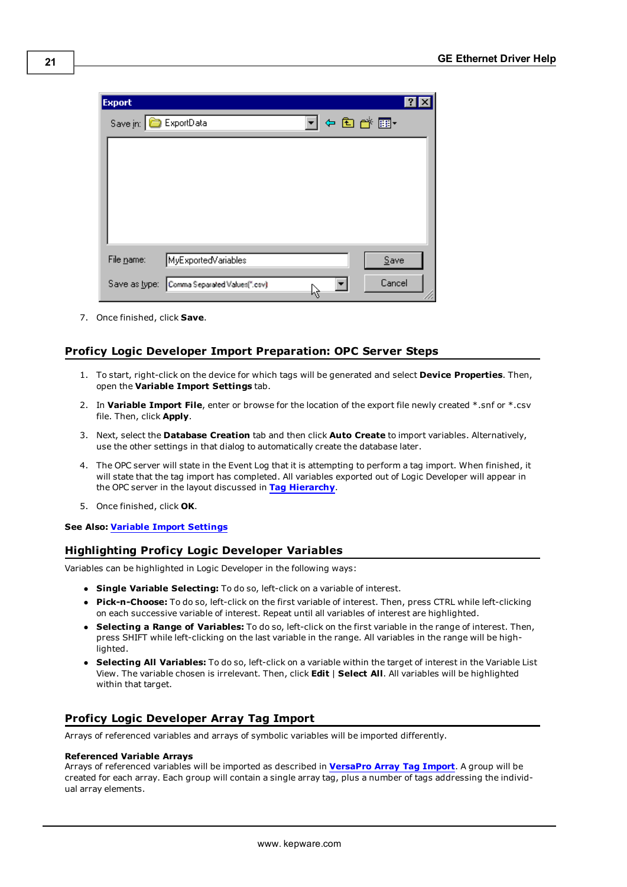7. Once finished, click **Save**.

## Proficy Logic Developer Import Preparation: OPC Server Steps

1. To start, right-click on the device for which tags will be generated and select **Device Properties**. Then, open the **Variable Import Settings** tab.
2. In **Variable Import File**, enter or browse for the location of the export file newly created *.snf or *.csv file. Then, click **Apply**.
3. Next, select the **Database Creation** tab and then click **Auto Create** to import variables. Alternatively, use the other settings in that dialog to automatically create the database later.
4. The OPC server will state in the Event Log that it is attempting to perform a tag import. When finished, it will state that the tag import has completed. All variables exported out of Logic Developer will appear in the OPC server in the layout discussed in **Tag Hierarchy**.
5. Once finished, click **OK**.

**See Also:** **Variable Import Settings**

## Highlighting Proficy Logic Developer Variables

Variables can be highlighted in Logic Developer in the following ways:

- **Single Variable Selecting:** To do so, left-click on a variable of interest.
- **Pick-n-Choose:** To do so, left-click on the first variable of interest. Then, press CTRL while left-clicking on each successive variable of interest. Repeat until all variables of interest are highlighted.
- **Selecting a Range of Variables:** To do so, left-click on the first variable in the range of interest. Then, press SHIFT while left-clicking on the last variable in the range. All variables in the range will be highlighted.
- **Selecting All Variables:** To do so, left-click on a variable within the target of interest in the Variable List View. The variable chosen is irrelevant. Then, click **Edit** | **Select All**. All variables will be highlighted within that target.

## Proficy Logic Developer Array Tag Import

Arrays of referenced variables and arrays of symbolic variables will be imported differently.

**Referenced Variable Arrays**
Arrays of referenced variables will be imported as described in **VersaPro Array Tag Import**. A group will be created for each array. Each group will contain a single array tag, plus a number of tags addressing the individual array elements.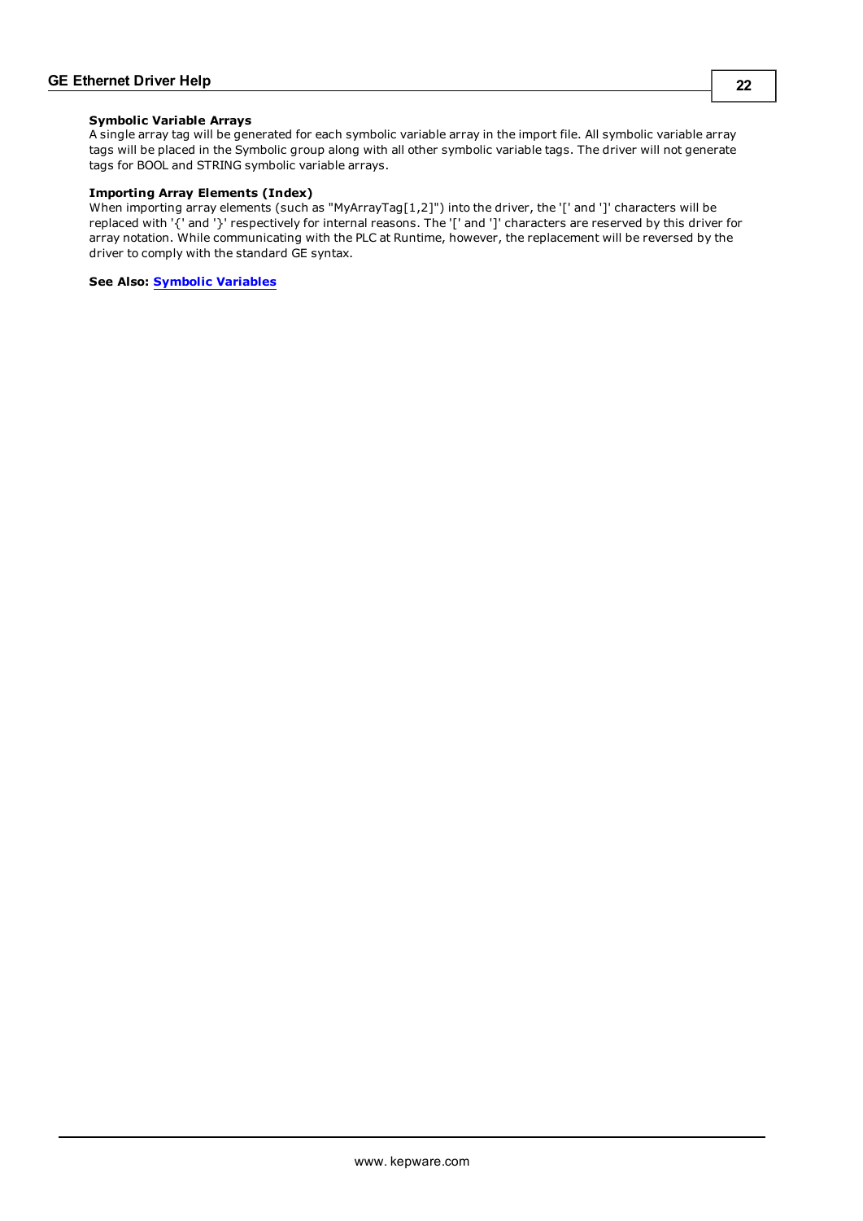#### Symbolic Variable Arrays

A single array tag will be generated for each symbolic variable array in the import file. All symbolic variable array tags will be placed in the Symbolic group along with all other symbolic variable tags. The driver will not generate tags for BOOL and STRING symbolic variable arrays.

#### Importing Array Elements (Index)

When importing array elements (such as "MyArrayTag[1,2]") into the driver, the '[' and ']' characters will be replaced with '{' and '}' respectively for internal reasons. The '[' and ']' characters are reserved by this driver for array notation. While communicating with the PLC at Runtime, however, the replacement will be reversed by the driver to comply with the standard GE syntax.

**See Also:** **Symbolic Variables**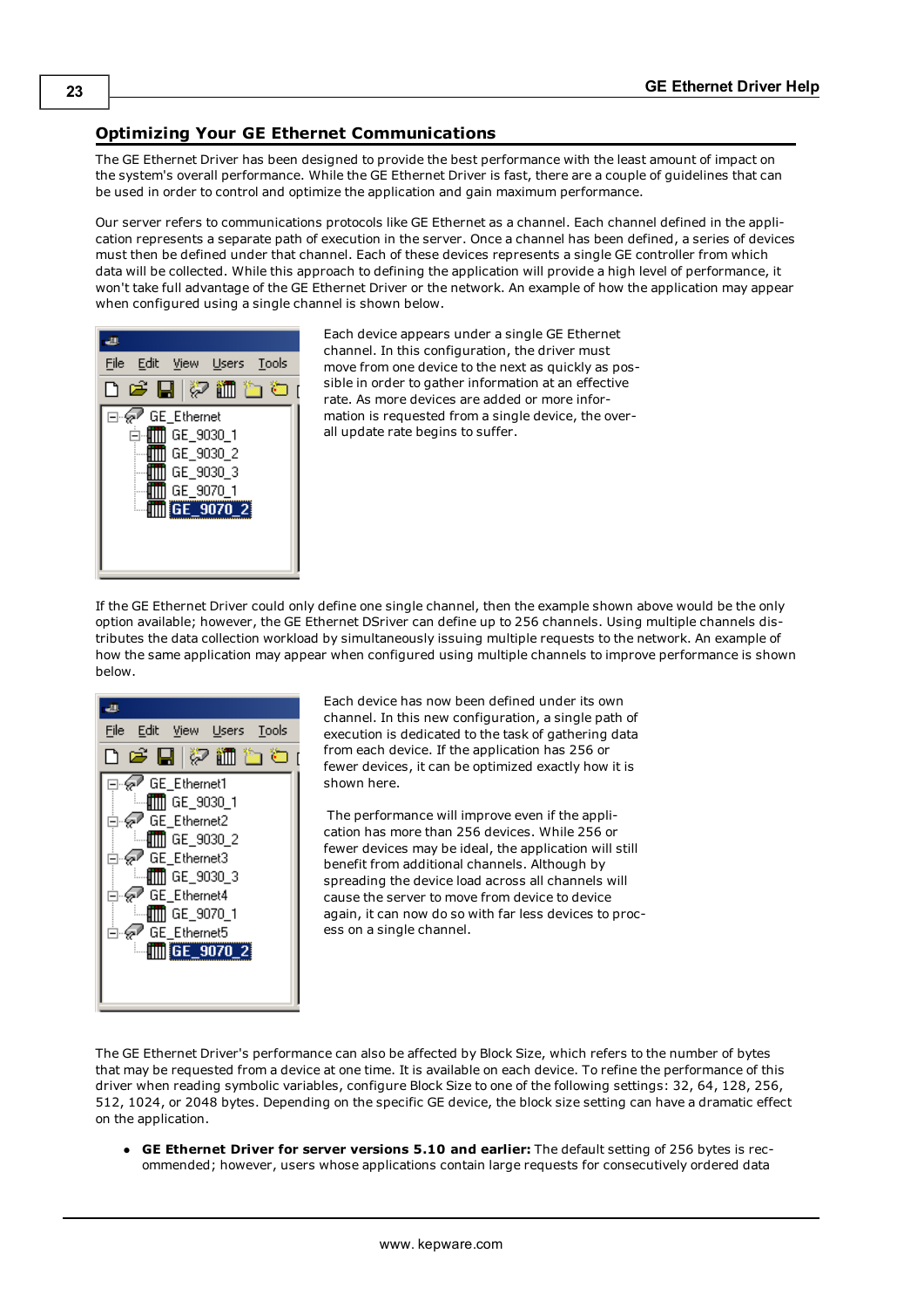## Optimizing Your GE Ethernet Communications

The GE Ethernet Driver has been designed to provide the best performance with the least amount of impact on the system's overall performance. While the GE Ethernet Driver is fast, there are a couple of guidelines that can be used in order to control and optimize the application and gain maximum performance.

Our server refers to communications protocols like GE Ethernet as a channel. Each channel defined in the application represents a separate path of execution in the server. Once a channel has been defined, a series of devices must then be defined under that channel. Each of these devices represents a single GE controller from which data will be collected. While this approach to defining the application will provide a high level of performance, it won't take full advantage of the GE Ethernet Driver or the network. An example of how the application may appear when configured using a single channel is shown below.

Each device appears under a single GE Ethernet channel. In this configuration, the driver must move from one device to the next as quickly as possible in order to gather information at an effective rate. As more devices are added or more information is requested from a single device, the overall update rate begins to suffer.

If the GE Ethernet Driver could only define one single channel, then the example shown above would be the only option available; however, the GE Ethernet DSriver can define up to 256 channels. Using multiple channels distributes the data collection workload by simultaneously issuing multiple requests to the network. An example of how the same application may appear when configured using multiple channels to improve performance is shown below.

Each device has now been defined under its own channel. In this new configuration, a single path of execution is dedicated to the task of gathering data from each device. If the application has 256 or fewer devices, it can be optimized exactly how it is shown here.

The performance will improve even if the application has more than 256 devices. While 256 or fewer devices may be ideal, the application will still benefit from additional channels. Although by spreading the device load across all channels will cause the server to move from device to device again, it can now do so with far less devices to process on a single channel.

The GE Ethernet Driver's performance can also be affected by Block Size, which refers to the number of bytes that may be requested from a device at one time. It is available on each device. To refine the performance of this driver when reading symbolic variables, configure Block Size to one of the following settings: 32, 64, 128, 256, 512, 1024, or 2048 bytes. Depending on the specific GE device, the block size setting can have a dramatic effect on the application.

- **GE Ethernet Driver for server versions 5.10 and earlier:** The default setting of 256 bytes is recommended; however, users whose applications contain large requests for consecutively ordered data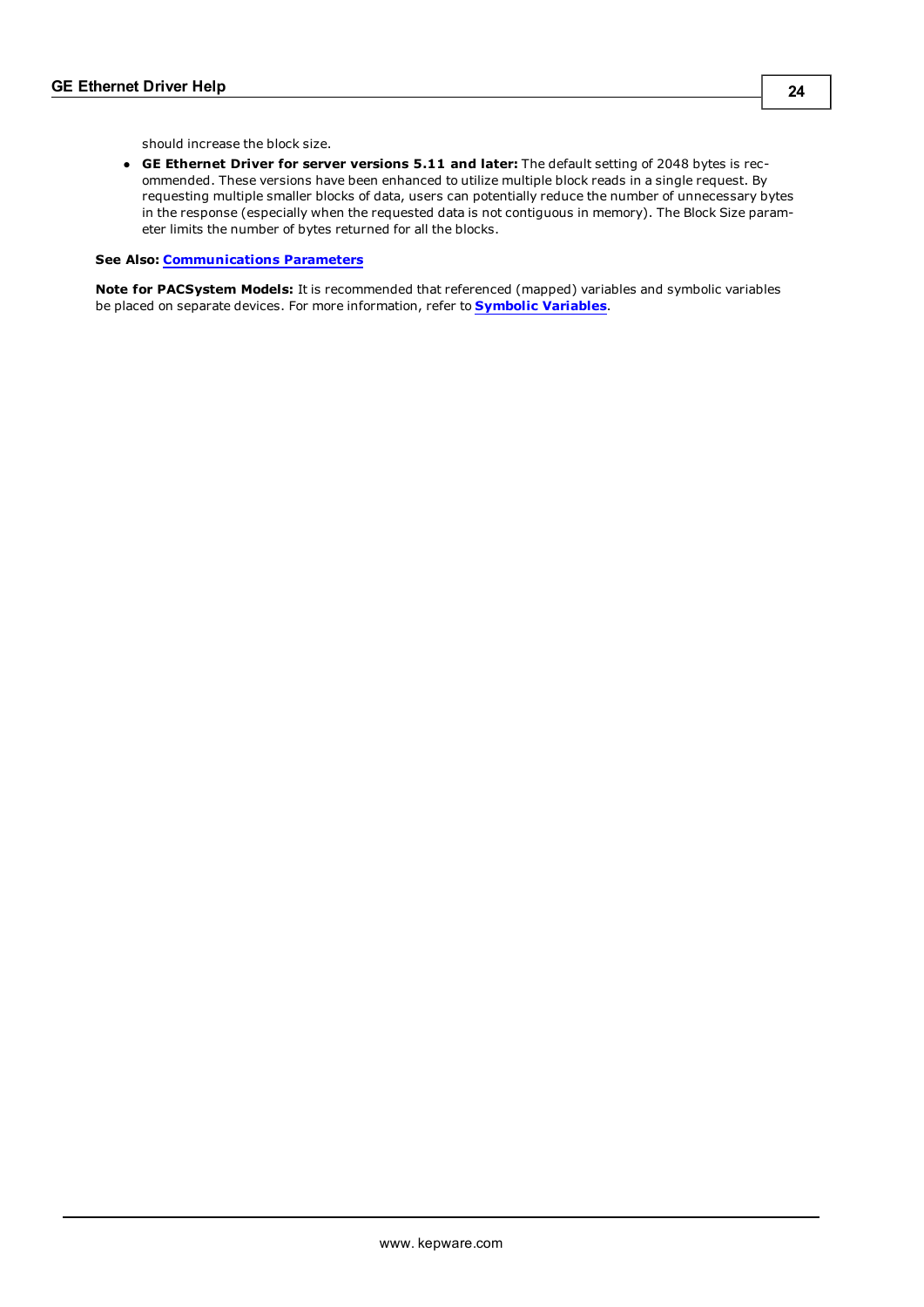should increase the block size.

- **GE Ethernet Driver for server versions 5.11 and later:** The default setting of 2048 bytes is recommended. These versions have been enhanced to utilize multiple block reads in a single request. By requesting multiple smaller blocks of data, users can potentially reduce the number of unnecessary bytes in the response (especially when the requested data is not contiguous in memory). The Block Size parameter limits the number of bytes returned for all the blocks.

**See Also:** **Communications Parameters**

**Note for PACSystem Models:** It is recommended that referenced (mapped) variables and symbolic variables be placed on separate devices. For more information, refer to **Symbolic Variables**.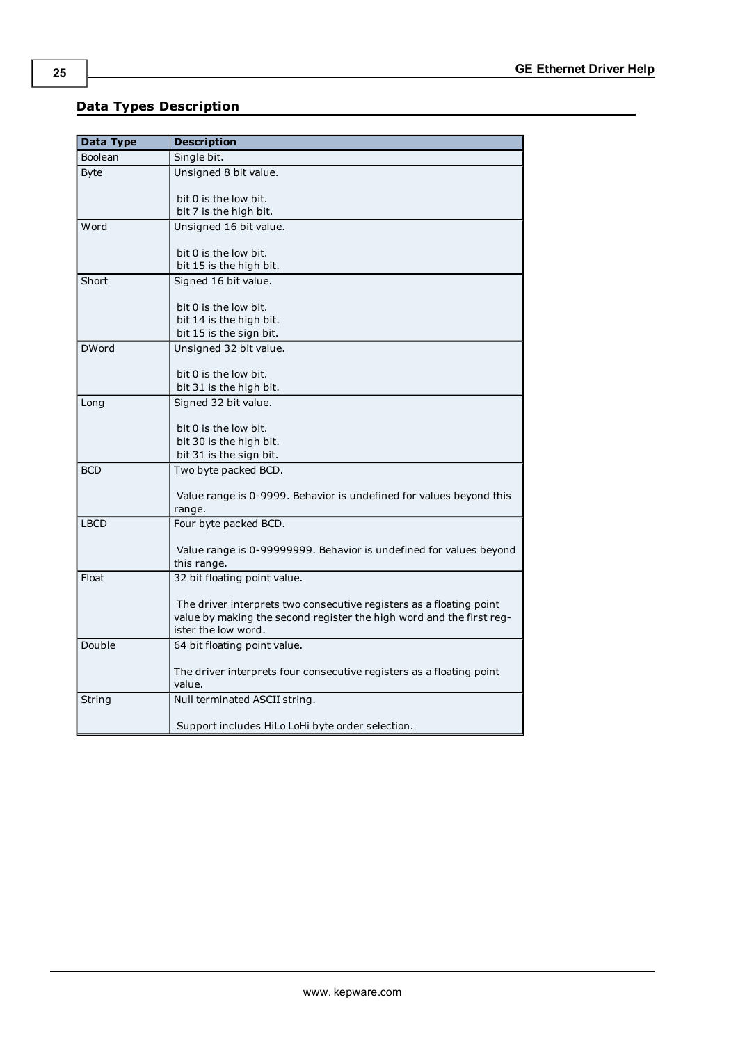## Data Types Description

| Data Type | Description |
|---|---|
| Boolean | Single bit. |
| Byte | Unsigned 8 bit value.<br><br>bit 0 is the low bit.<br>bit 7 is the high bit. |
| Word | Unsigned 16 bit value.<br><br>bit 0 is the low bit.<br>bit 15 is the high bit. |
| Short | Signed 16 bit value.<br><br>bit 0 is the low bit.<br>bit 14 is the high bit.<br>bit 15 is the sign bit. |
| DWord | Unsigned 32 bit value.<br><br>bit 0 is the low bit.<br>bit 31 is the high bit. |
| Long | Signed 32 bit value.<br><br>bit 0 is the low bit.<br>bit 30 is the high bit.<br>bit 31 is the sign bit. |
| BCD | Two byte packed BCD.<br><br>Value range is 0-9999. Behavior is undefined for values beyond this range. |
| LBCD | Four byte packed BCD.<br><br>Value range is 0-99999999. Behavior is undefined for values beyond this range. |
| Float | 32 bit floating point value.<br><br>The driver interprets two consecutive registers as a floating point value by making the second register the high word and the first register the low word. |
| Double | 64 bit floating point value.<br><br>The driver interprets four consecutive registers as a floating point value. |
| String | Null terminated ASCII string.<br><br>Support includes HiLo LoHi byte order selection. |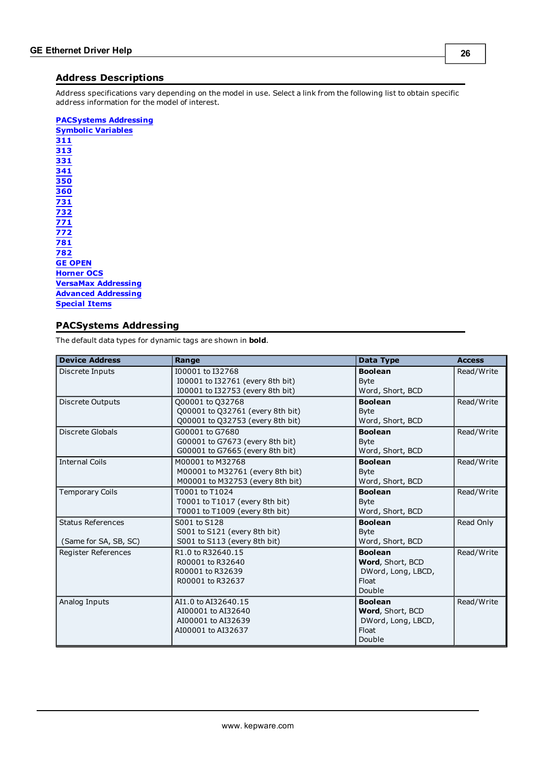## Address Descriptions

Address specifications vary depending on the model in use. Select a link from the following list to obtain specific address information for the model of interest.

**PACSystems Addressing**
**Symbolic Variables**
**311**
**313**
**331**
**341**
**350**
**360**
**731**
**732**
**771**
**772**
**781**
**782**
**GE OPEN**
**Horner OCS**
**VersaMax Addressing**
**Advanced Addressing**
**Special Items**

## PACSystems Addressing

The default data types for dynamic tags are shown in **bold**.

| Device Address | Range | Data Type | Access |
|---|---|---|---|
| Discrete Inputs | I00001 to I32768<br>I00001 to I32761 (every 8th bit)<br>I00001 to I32753 (every 8th bit) | **Boolean**<br>Byte<br>Word, Short, BCD | Read/Write |
| Discrete Outputs | Q00001 to Q32768<br>Q00001 to Q32761 (every 8th bit)<br>Q00001 to Q32753 (every 8th bit) | **Boolean**<br>Byte<br>Word, Short, BCD | Read/Write |
| Discrete Globals | G00001 to G7680<br>G00001 to G7673 (every 8th bit)<br>G00001 to G7665 (every 8th bit) | **Boolean**<br>Byte<br>Word, Short, BCD | Read/Write |
| Internal Coils | M00001 to M32768<br>M00001 to M32761 (every 8th bit)<br>M00001 to M32753 (every 8th bit) | **Boolean**<br>Byte<br>Word, Short, BCD | Read/Write |
| Temporary Coils | T0001 to T1024<br>T0001 to T1017 (every 8th bit)<br>T0001 to T1009 (every 8th bit) | **Boolean**<br>Byte<br>Word, Short, BCD | Read/Write |
| Status References<br><br>(Same for SA, SB, SC) | S001 to S128<br>S001 to S121 (every 8th bit)<br>S001 to S113 (every 8th bit) | **Boolean**<br>Byte<br>Word, Short, BCD | Read Only |
| Register References | R1.0 to R32640.15<br>R00001 to R32640<br>R00001 to R32639<br>R00001 to R32637 | **Boolean**<br>**Word**, Short, BCD<br>DWord, Long, LBCD, Float<br>Double | Read/Write |
| Analog Inputs | AI1.0 to AI32640.15<br>AI00001 to AI32640<br>AI00001 to AI32639<br>AI00001 to AI32637 | **Boolean**<br>**Word**, Short, BCD<br>DWord, Long, LBCD, Float<br>Double | Read/Write |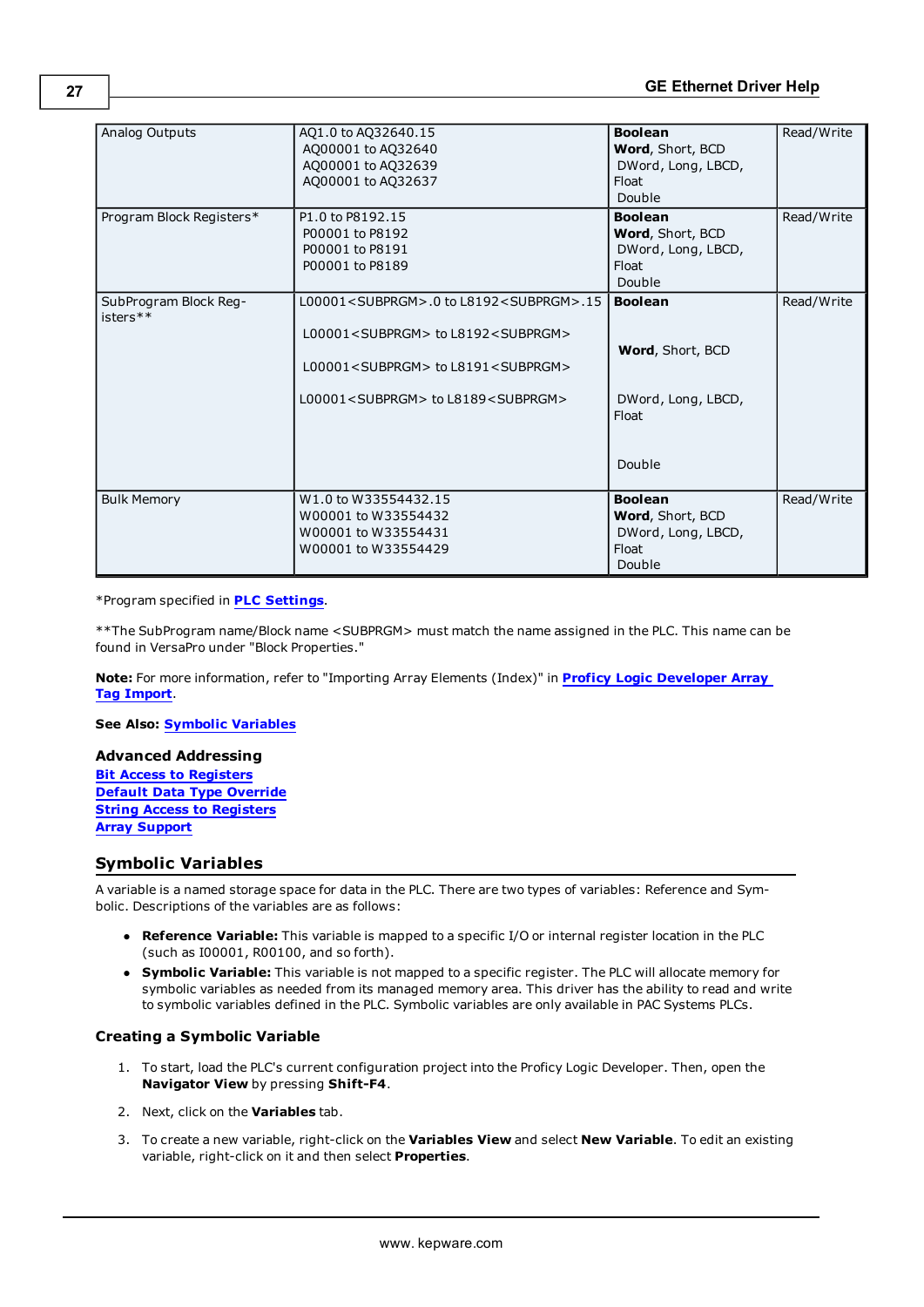| Analog Outputs | AQ1.0 to AQ32640.15<br>AQ00001 to AQ32640<br>AQ00001 to AQ32639<br>AQ00001 to AQ32637 | **Boolean**<br>**Word**, Short, BCD<br>DWord, Long, LBCD, Float<br>Double | Read/Write |
|---|---|---|---|
| Program Block Registers* | P1.0 to P8192.15<br>P00001 to P8192<br>P00001 to P8191<br>P00001 to P8189 | **Boolean**<br>**Word**, Short, BCD<br>DWord, Long, LBCD, Float<br>Double | Read/Write |
| SubProgram Block Registers** | L00001<SUBPRGM>.0 to L8192<SUBPRGM>.15<br>L00001<SUBPRGM> to L8192<SUBPRGM><br>L00001<SUBPRGM> to L8191<SUBPRGM><br>L00001<SUBPRGM> to L8189<SUBPRGM> | **Boolean**<br>**Word**, Short, BCD<br>DWord, Long, LBCD, Float<br>Double | Read/Write |
| Bulk Memory | W1.0 to W33554432.15<br>W00001 to W33554432<br>W00001 to W33554431<br>W00001 to W33554429 | **Boolean**<br>**Word**, Short, BCD<br>DWord, Long, LBCD, Float<br>Double | Read/Write |

*Program specified in **PLC Settings**.

**The SubProgram name/Block name <SUBPRGM> must match the name assigned in the PLC. This name can be found in VersaPro under "Block Properties."

**Note:** For more information, refer to "Importing Array Elements (Index)" in **Proficy Logic Developer Array Tag Import**.

**See Also:** **Symbolic Variables**

### Advanced Addressing

**Bit Access to Registers**
**Default Data Type Override**
**String Access to Registers**
**Array Support**

## Symbolic Variables

A variable is a named storage space for data in the PLC. There are two types of variables: Reference and Symbolic. Descriptions of the variables are as follows:

- **Reference Variable:** This variable is mapped to a specific I/O or internal register location in the PLC (such as I00001, R00100, and so forth).
- **Symbolic Variable:** This variable is not mapped to a specific register. The PLC will allocate memory for symbolic variables as needed from its managed memory area. This driver has the ability to read and write to symbolic variables defined in the PLC. Symbolic variables are only available in PAC Systems PLCs.

### Creating a Symbolic Variable

1. To start, load the PLC's current configuration project into the Proficy Logic Developer. Then, open the **Navigator View** by pressing **Shift-F4**.
2. Next, click on the **Variables** tab.
3. To create a new variable, right-click on the **Variables View** and select **New Variable**. To edit an existing variable, right-click on it and then select **Properties**.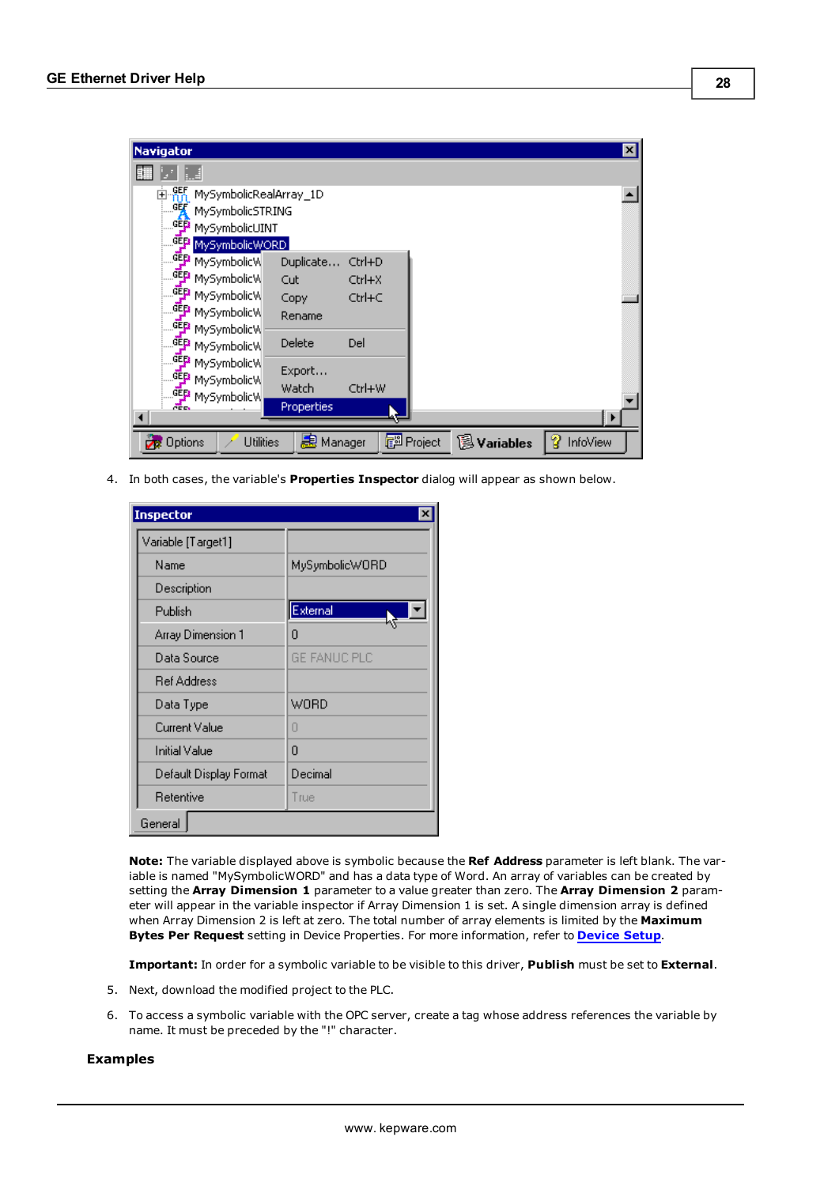4. In both cases, the variable's **Properties Inspector** dialog will appear as shown below.

**Note:** The variable displayed above is symbolic because the **Ref Address** parameter is left blank. The variable is named "MySymbolicWORD" and has a data type of Word. An array of variables can be created by setting the **Array Dimension 1** parameter to a value greater than zero. The **Array Dimension 2** parameter will appear in the variable inspector if Array Dimension 1 is set. A single dimension array is defined when Array Dimension 2 is left at zero. The total number of array elements is limited by the **Maximum Bytes Per Request** setting in Device Properties. For more information, refer to **Device Setup**.

**Important:** In order for a symbolic variable to be visible to this driver, **Publish** must be set to **External**.

5. Next, download the modified project to the PLC.

6. To access a symbolic variable with the OPC server, create a tag whose address references the variable by name. It must be preceded by the "!" character.

### Examples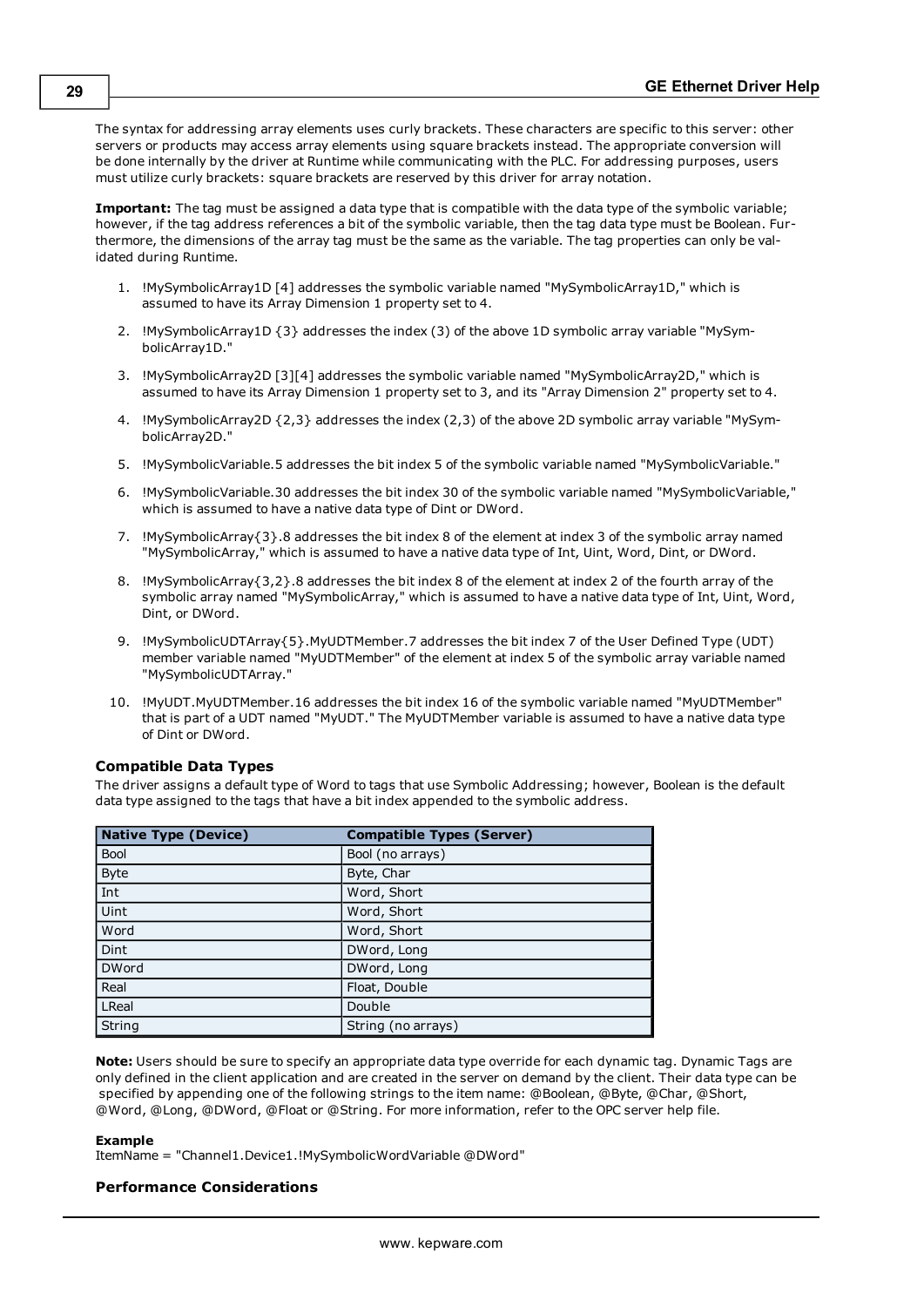The syntax for addressing array elements uses curly brackets. These characters are specific to this server: other servers or products may access array elements using square brackets instead. The appropriate conversion will be done internally by the driver at Runtime while communicating with the PLC. For addressing purposes, users must utilize curly brackets: square brackets are reserved by this driver for array notation.

**Important:** The tag must be assigned a data type that is compatible with the data type of the symbolic variable; however, if the tag address references a bit of the symbolic variable, then the tag data type must be Boolean. Furthermore, the dimensions of the array tag must be the same as the variable. The tag properties can only be validated during Runtime.

1. !MySymbolicArray1D [4] addresses the symbolic variable named "MySymbolicArray1D," which is assumed to have its Array Dimension 1 property set to 4.
2. !MySymbolicArray1D {3} addresses the index (3) of the above 1D symbolic array variable "MySymbolicArray1D."
3. !MySymbolicArray2D [3][4] addresses the symbolic variable named "MySymbolicArray2D," which is assumed to have its Array Dimension 1 property set to 3, and its "Array Dimension 2" property set to 4.
4. !MySymbolicArray2D {2,3} addresses the index (2,3) of the above 2D symbolic array variable "MySymbolicArray2D."
5. !MySymbolicVariable.5 addresses the bit index 5 of the symbolic variable named "MySymbolicVariable."
6. !MySymbolicVariable.30 addresses the bit index 30 of the symbolic variable named "MySymbolicVariable," which is assumed to have a native data type of Dint or DWord.
7. !MySymbolicArray{3}.8 addresses the bit index 8 of the element at index 3 of the symbolic array named "MySymbolicArray," which is assumed to have a native data type of Int, Uint, Word, Dint, or DWord.
8. !MySymbolicArray{3,2}.8 addresses the bit index 8 of the element at index 2 of the fourth array of the symbolic array named "MySymbolicArray," which is assumed to have a native data type of Int, Uint, Word, Dint, or DWord.
9. !MySymbolicUDTArray{5}.MyUDTMember.7 addresses the bit index 7 of the User Defined Type (UDT) member variable named "MyUDTMember" of the element at index 5 of the symbolic array variable named "MySymbolicUDTArray."
10. !MyUDT.MyUDTMember.16 addresses the bit index 16 of the symbolic variable named "MyUDTMember" that is part of a UDT named "MyUDT." The MyUDTMember variable is assumed to have a native data type of Dint or DWord.

### Compatible Data Types

The driver assigns a default type of Word to tags that use Symbolic Addressing; however, Boolean is the default data type assigned to the tags that have a bit index appended to the symbolic address.

| Native Type (Device) | Compatible Types (Server) |
|---|---|
| Bool | Bool (no arrays) |
| Byte | Byte, Char |
| Int | Word, Short |
| Uint | Word, Short |
| Word | Word, Short |
| Dint | DWord, Long |
| DWord | DWord, Long |
| Real | Float, Double |
| LReal | Double |
| String | String (no arrays) |

**Note:** Users should be sure to specify an appropriate data type override for each dynamic tag. Dynamic Tags are only defined in the client application and are created in the server on demand by the client. Their data type can be specified by appending one of the following strings to the item name: @Boolean, @Byte, @Char, @Short, @Word, @Long, @DWord, @Float or @String. For more information, refer to the OPC server help file.

**Example**

ItemName = "Channel1.Device1.!MySymbolicWordVariable @DWord"

### Performance Considerations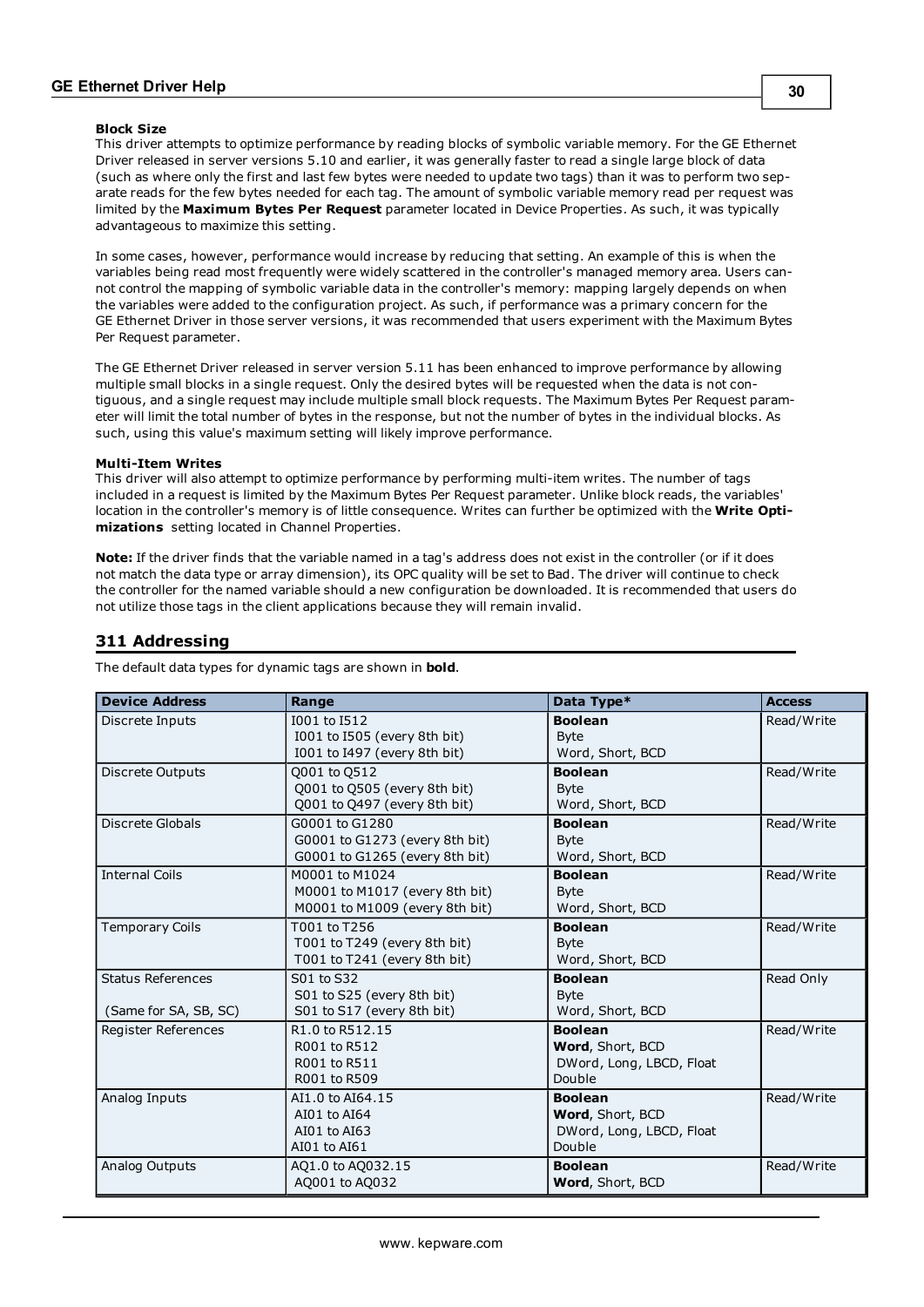**Block Size**

This driver attempts to optimize performance by reading blocks of symbolic variable memory. For the GE Ethernet Driver released in server versions 5.10 and earlier, it was generally faster to read a single large block of data (such as where only the first and last few bytes were needed to update two tags) than it was to perform two separate reads for the few bytes needed for each tag. The amount of symbolic variable memory read per request was limited by the **Maximum Bytes Per Request** parameter located in Device Properties. As such, it was typically advantageous to maximize this setting.

In some cases, however, performance would increase by reducing that setting. An example of this is when the variables being read most frequently were widely scattered in the controller's managed memory area. Users cannot control the mapping of symbolic variable data in the controller's memory: mapping largely depends on when the variables were added to the configuration project. As such, if performance was a primary concern for the GE Ethernet Driver in those server versions, it was recommended that users experiment with the Maximum Bytes Per Request parameter.

The GE Ethernet Driver released in server version 5.11 has been enhanced to improve performance by allowing multiple small blocks in a single request. Only the desired bytes will be requested when the data is not contiguous, and a single request may include multiple small block requests. The Maximum Bytes Per Request parameter will limit the total number of bytes in the response, but not the number of bytes in the individual blocks. As such, using this value's maximum setting will likely improve performance.

**Multi-Item Writes**

This driver will also attempt to optimize performance by performing multi-item writes. The number of tags included in a request is limited by the Maximum Bytes Per Request parameter. Unlike block reads, the variables' location in the controller's memory is of little consequence. Writes can further be optimized with the **Write Optimizations** setting located in Channel Properties.

**Note:** If the driver finds that the variable named in a tag's address does not exist in the controller (or if it does not match the data type or array dimension), its OPC quality will be set to Bad. The driver will continue to check the controller for the named variable should a new configuration be downloaded. It is recommended that users do not utilize those tags in the client applications because they will remain invalid.

## 311 Addressing

The default data types for dynamic tags are shown in **bold**.

| Device Address | Range | Data Type* | Access |
|---|---|---|---|
| Discrete Inputs | I001 to I512<br>I001 to I505 (every 8th bit)<br>I001 to I497 (every 8th bit) | **Boolean**<br>Byte<br>Word, Short, BCD | Read/Write |
| Discrete Outputs | Q001 to Q512<br>Q001 to Q505 (every 8th bit)<br>Q001 to Q497 (every 8th bit) | **Boolean**<br>Byte<br>Word, Short, BCD | Read/Write |
| Discrete Globals | G0001 to G1280<br>G0001 to G1273 (every 8th bit)<br>G0001 to G1265 (every 8th bit) | **Boolean**<br>Byte<br>Word, Short, BCD | Read/Write |
| Internal Coils | M0001 to M1024<br>M0001 to M1017 (every 8th bit)<br>M0001 to M1009 (every 8th bit) | **Boolean**<br>Byte<br>Word, Short, BCD | Read/Write |
| Temporary Coils | T001 to T256<br>T001 to T249 (every 8th bit)<br>T001 to T241 (every 8th bit) | **Boolean**<br>Byte<br>Word, Short, BCD | Read/Write |
| Status References<br><br>(Same for SA, SB, SC) | S01 to S32<br>S01 to S25 (every 8th bit)<br>S01 to S17 (every 8th bit) | **Boolean**<br>Byte<br>Word, Short, BCD | Read Only |
| Register References | R1.0 to R512.15<br>R001 to R512<br>R001 to R511<br>R001 to R509 | **Boolean**<br>**Word**, Short, BCD<br>DWord, Long, LBCD, Float<br>Double | Read/Write |
| Analog Inputs | AI1.0 to AI64.15<br>AI01 to AI64<br>AI01 to AI63<br>AI01 to AI61 | **Boolean**<br>**Word**, Short, BCD<br>DWord, Long, LBCD, Float<br>Double | Read/Write |
| Analog Outputs | AQ1.0 to AQ032.15<br>AQ001 to AQ032 | **Boolean**<br>**Word**, Short, BCD | Read/Write |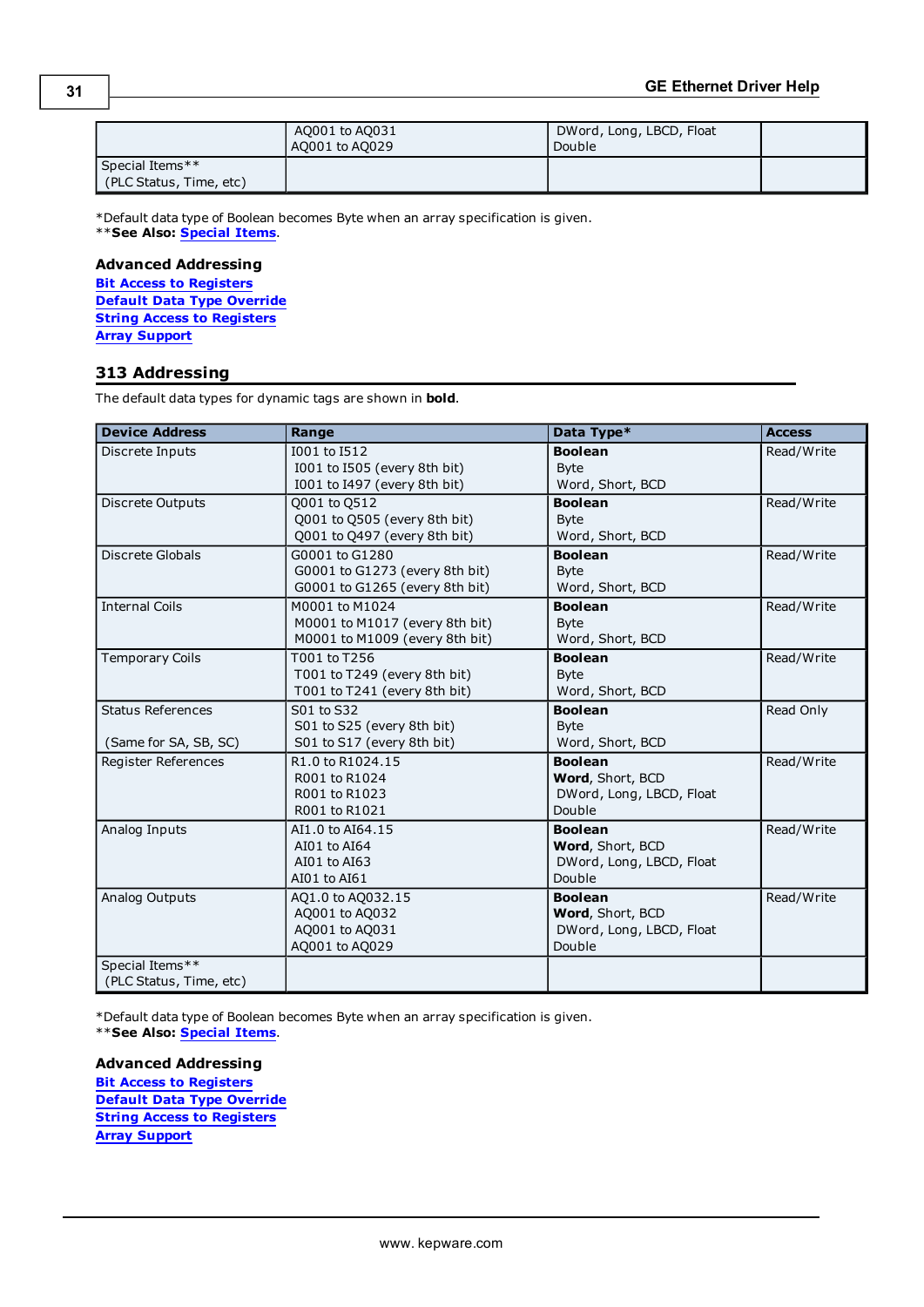| | AQ001 to AQ031<br>AQ001 to AQ029 | DWord, Long, LBCD, Float<br>Double | |
|---|---|---|---|
| Special Items**<br>(PLC Status, Time, etc) | | | |

*Default data type of Boolean becomes Byte when an array specification is given.
****See Also:** Special Items.

**Advanced Addressing**
**Bit Access to Registers**
**Default Data Type Override**
**String Access to Registers**
**Array Support**

## 313 Addressing

The default data types for dynamic tags are shown in **bold**.

| Device Address | Range | Data Type* | Access |
|---|---|---|---|
| Discrete Inputs | I001 to I512<br>I001 to I505 (every 8th bit)<br>I001 to I497 (every 8th bit) | **Boolean**<br>Byte<br>Word, Short, BCD | Read/Write |
| Discrete Outputs | Q001 to Q512<br>Q001 to Q505 (every 8th bit)<br>Q001 to Q497 (every 8th bit) | **Boolean**<br>Byte<br>Word, Short, BCD | Read/Write |
| Discrete Globals | G0001 to G1280<br>G0001 to G1273 (every 8th bit)<br>G0001 to G1265 (every 8th bit) | **Boolean**<br>Byte<br>Word, Short, BCD | Read/Write |
| Internal Coils | M0001 to M1024<br>M0001 to M1017 (every 8th bit)<br>M0001 to M1009 (every 8th bit) | **Boolean**<br>Byte<br>Word, Short, BCD | Read/Write |
| Temporary Coils | T001 to T256<br>T001 to T249 (every 8th bit)<br>T001 to T241 (every 8th bit) | **Boolean**<br>Byte<br>Word, Short, BCD | Read/Write |
| Status References<br><br>(Same for SA, SB, SC) | S01 to S32<br>S01 to S25 (every 8th bit)<br>S01 to S17 (every 8th bit) | **Boolean**<br>Byte<br>Word, Short, BCD | Read Only |
| Register References | R1.0 to R1024.15<br>R001 to R1024<br>R001 to R1023<br>R001 to R1021 | **Boolean**<br>**Word**, Short, BCD<br>DWord, Long, LBCD, Float<br>Double | Read/Write |
| Analog Inputs | AI1.0 to AI64.15<br>AI01 to AI64<br>AI01 to AI63<br>AI01 to AI61 | **Boolean**<br>**Word**, Short, BCD<br>DWord, Long, LBCD, Float<br>Double | Read/Write |
| Analog Outputs | AQ1.0 to AQ032.15<br>AQ001 to AQ032<br>AQ001 to AQ031<br>AQ001 to AQ029 | **Boolean**<br>**Word**, Short, BCD<br>DWord, Long, LBCD, Float<br>Double | Read/Write |
| Special Items**<br>(PLC Status, Time, etc) | | | |

*Default data type of Boolean becomes Byte when an array specification is given.
****See Also:** Special Items.

**Advanced Addressing**
**Bit Access to Registers**
**Default Data Type Override**
**String Access to Registers**
**Array Support**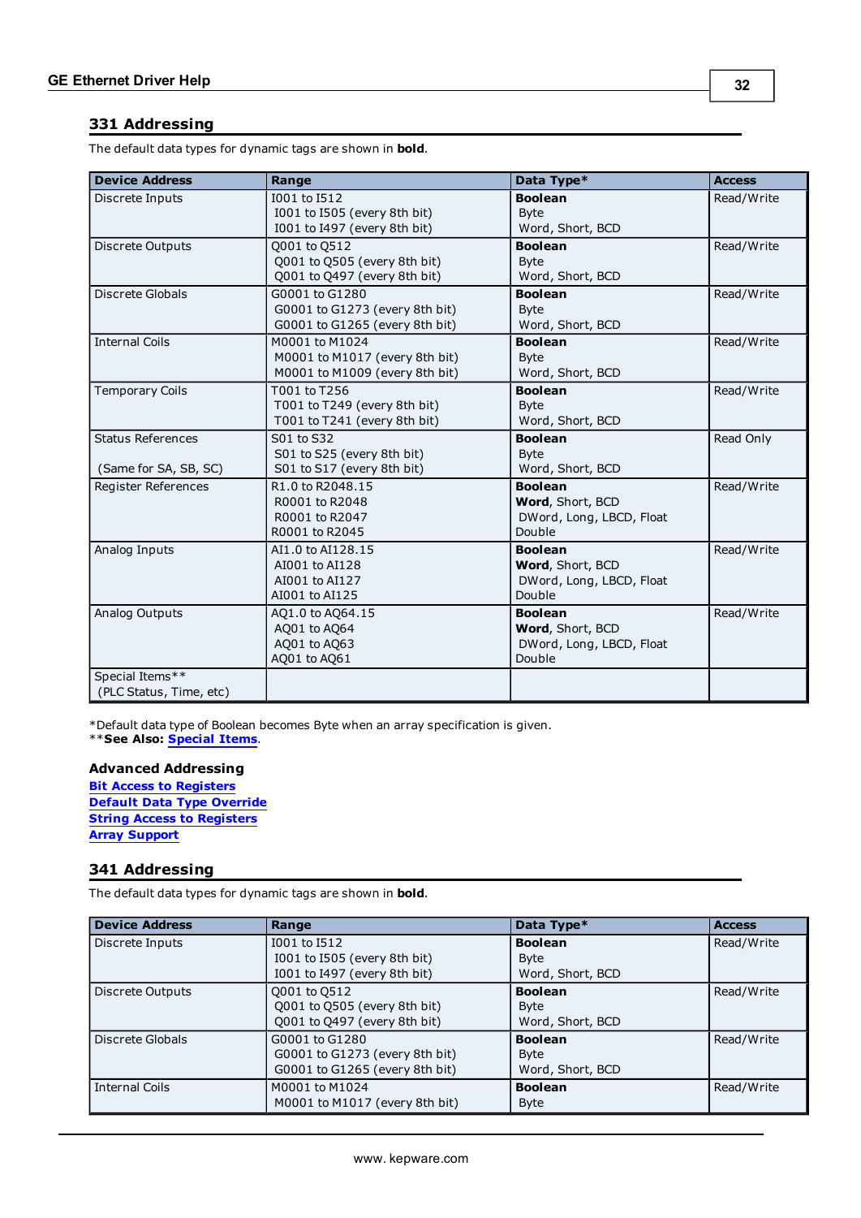## 331 Addressing

The default data types for dynamic tags are shown in **bold**.

| Device Address | Range | Data Type* | Access |
|---|---|---|---|
| Discrete Inputs | I001 to I512<br>I001 to I505 (every 8th bit)<br>I001 to I497 (every 8th bit) | **Boolean**<br>Byte<br>Word, Short, BCD | Read/Write |
| Discrete Outputs | Q001 to Q512<br>Q001 to Q505 (every 8th bit)<br>Q001 to Q497 (every 8th bit) | **Boolean**<br>Byte<br>Word, Short, BCD | Read/Write |
| Discrete Globals | G0001 to G1280<br>G0001 to G1273 (every 8th bit)<br>G0001 to G1265 (every 8th bit) | **Boolean**<br>Byte<br>Word, Short, BCD | Read/Write |
| Internal Coils | M0001 to M1024<br>M0001 to M1017 (every 8th bit)<br>M0001 to M1009 (every 8th bit) | **Boolean**<br>Byte<br>Word, Short, BCD | Read/Write |
| Temporary Coils | T001 to T256<br>T001 to T249 (every 8th bit)<br>T001 to T241 (every 8th bit) | **Boolean**<br>Byte<br>Word, Short, BCD | Read/Write |
| Status References<br><br>(Same for SA, SB, SC) | S01 to S32<br>S01 to S25 (every 8th bit)<br>S01 to S17 (every 8th bit) | **Boolean**<br>Byte<br>Word, Short, BCD | Read Only |
| Register References | R1.0 to R2048.15<br>R0001 to R2048<br>R0001 to R2047<br>R0001 to R2045 | **Boolean**<br>**Word**, Short, BCD<br>DWord, Long, LBCD, Float<br>Double | Read/Write |
| Analog Inputs | AI1.0 to AI128.15<br>AI001 to AI128<br>AI001 to AI127<br>AI001 to AI125 | **Boolean**<br>**Word**, Short, BCD<br>DWord, Long, LBCD, Float<br>Double | Read/Write |
| Analog Outputs | AQ1.0 to AQ64.15<br>AQ01 to AQ64<br>AQ01 to AQ63<br>AQ01 to AQ61 | **Boolean**<br>**Word**, Short, BCD<br>DWord, Long, LBCD, Float<br>Double | Read/Write |
| Special Items**<br>(PLC Status, Time, etc) | | | |

*Default data type of Boolean becomes Byte when an array specification is given.
****See Also:** Special Items.

### Advanced Addressing

**Bit Access to Registers**
**Default Data Type Override**
**String Access to Registers**
**Array Support**

## 341 Addressing

The default data types for dynamic tags are shown in **bold**.

| Device Address | Range | Data Type* | Access |
|---|---|---|---|
| Discrete Inputs | I001 to I512<br>I001 to I505 (every 8th bit)<br>I001 to I497 (every 8th bit) | **Boolean**<br>Byte<br>Word, Short, BCD | Read/Write |
| Discrete Outputs | Q001 to Q512<br>Q001 to Q505 (every 8th bit)<br>Q001 to Q497 (every 8th bit) | **Boolean**<br>Byte<br>Word, Short, BCD | Read/Write |
| Discrete Globals | G0001 to G1280<br>G0001 to G1273 (every 8th bit)<br>G0001 to G1265 (every 8th bit) | **Boolean**<br>Byte<br>Word, Short, BCD | Read/Write |
| Internal Coils | M0001 to M1024<br>M0001 to M1017 (every 8th bit) | **Boolean**<br>Byte | Read/Write |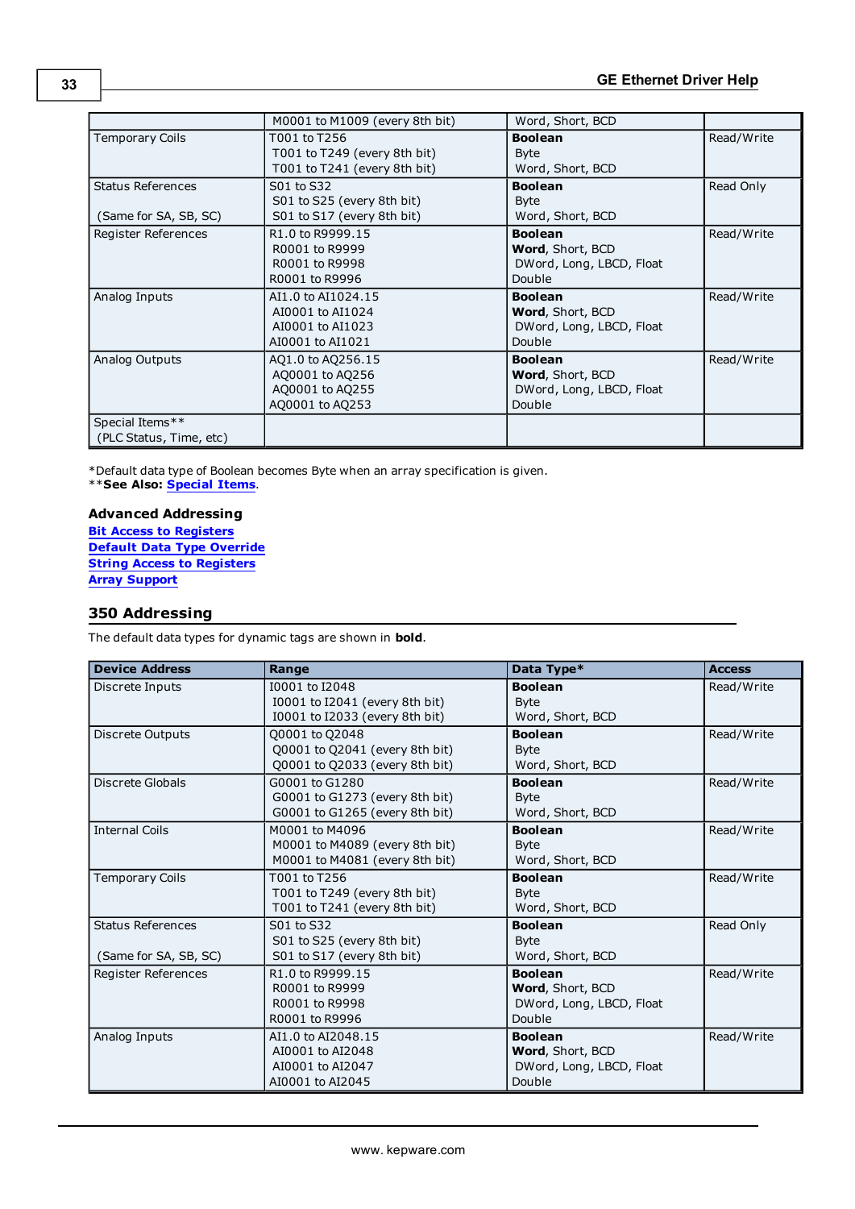| | M0001 to M1009 (every 8th bit) | Word, Short, BCD | |
|---|---|---|---|
| Temporary Coils | T001 to T256<br>T001 to T249 (every 8th bit)<br>T001 to T241 (every 8th bit) | **Boolean**<br>Byte<br>Word, Short, BCD | Read/Write |
| Status References<br><br>(Same for SA, SB, SC) | S01 to S32<br>S01 to S25 (every 8th bit)<br>S01 to S17 (every 8th bit) | **Boolean**<br>Byte<br>Word, Short, BCD | Read Only |
| Register References | R1.0 to R9999.15<br>R0001 to R9999<br>R0001 to R9998<br>R0001 to R9996 | **Boolean**<br>**Word**, Short, BCD<br>DWord, Long, LBCD, Float<br>Double | Read/Write |
| Analog Inputs | AI1.0 to AI1024.15<br>AI0001 to AI1024<br>AI0001 to AI1023<br>AI0001 to AI1021 | **Boolean**<br>**Word**, Short, BCD<br>DWord, Long, LBCD, Float<br>Double | Read/Write |
| Analog Outputs | AQ1.0 to AQ256.15<br>AQ0001 to AQ256<br>AQ0001 to AQ255<br>AQ0001 to AQ253 | **Boolean**<br>**Word**, Short, BCD<br>DWord, Long, LBCD, Float<br>Double | Read/Write |
| Special Items**<br>(PLC Status, Time, etc) | | | |

*Default data type of Boolean becomes Byte when an array specification is given.
****See Also:** **Special Items**.

### Advanced Addressing

**Bit Access to Registers**
**Default Data Type Override**
**String Access to Registers**
**Array Support**

## 350 Addressing

The default data types for dynamic tags are shown in **bold**.

| Device Address | Range | Data Type* | Access |
|---|---|---|---|
| Discrete Inputs | I0001 to I2048<br>I0001 to I2041 (every 8th bit)<br>I0001 to I2033 (every 8th bit) | **Boolean**<br>Byte<br>Word, Short, BCD | Read/Write |
| Discrete Outputs | Q0001 to Q2048<br>Q0001 to Q2041 (every 8th bit)<br>Q0001 to Q2033 (every 8th bit) | **Boolean**<br>Byte<br>Word, Short, BCD | Read/Write |
| Discrete Globals | G0001 to G1280<br>G0001 to G1273 (every 8th bit)<br>G0001 to G1265 (every 8th bit) | **Boolean**<br>Byte<br>Word, Short, BCD | Read/Write |
| Internal Coils | M0001 to M4096<br>M0001 to M4089 (every 8th bit)<br>M0001 to M4081 (every 8th bit) | **Boolean**<br>Byte<br>Word, Short, BCD | Read/Write |
| Temporary Coils | T001 to T256<br>T001 to T249 (every 8th bit)<br>T001 to T241 (every 8th bit) | **Boolean**<br>Byte<br>Word, Short, BCD | Read/Write |
| Status References<br><br>(Same for SA, SB, SC) | S01 to S32<br>S01 to S25 (every 8th bit)<br>S01 to S17 (every 8th bit) | **Boolean**<br>Byte<br>Word, Short, BCD | Read Only |
| Register References | R1.0 to R9999.15<br>R0001 to R9999<br>R0001 to R9998<br>R0001 to R9996 | **Boolean**<br>**Word**, Short, BCD<br>DWord, Long, LBCD, Float<br>Double | Read/Write |
| Analog Inputs | AI1.0 to AI2048.15<br>AI0001 to AI2048<br>AI0001 to AI2047<br>AI0001 to AI2045 | **Boolean**<br>**Word**, Short, BCD<br>DWord, Long, LBCD, Float<br>Double | Read/Write |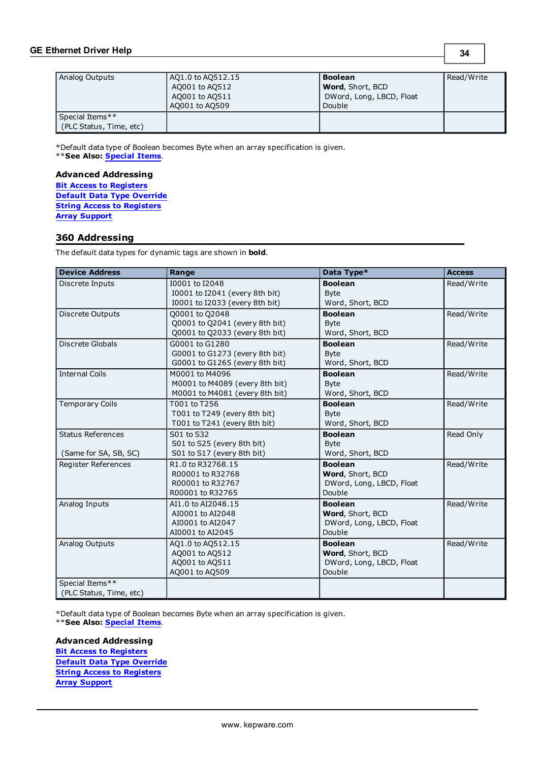| Analog Outputs | AQ1.0 to AQ512.15<br>AQ001 to AQ512<br>AQ001 to AQ511<br>AQ001 to AQ509 | **Boolean**<br>**Word**, Short, BCD<br>DWord, Long, LBCD, Float<br>Double | Read/Write |
|---|---|---|---|
| Special Items**<br>(PLC Status, Time, etc) | | | |

*Default data type of Boolean becomes Byte when an array specification is given.
****See Also:** Special Items.

**Advanced Addressing**
Bit Access to Registers
Default Data Type Override
String Access to Registers
Array Support

## 360 Addressing

The default data types for dynamic tags are shown in **bold**.

| Device Address | Range | Data Type* | Access |
|---|---|---|---|
| Discrete Inputs | I0001 to I2048<br>I0001 to I2041 (every 8th bit)<br>I0001 to I2033 (every 8th bit) | **Boolean**<br>Byte<br>Word, Short, BCD | Read/Write |
| Discrete Outputs | Q0001 to Q2048<br>Q0001 to Q2041 (every 8th bit)<br>Q0001 to Q2033 (every 8th bit) | **Boolean**<br>Byte<br>Word, Short, BCD | Read/Write |
| Discrete Globals | G0001 to G1280<br>G0001 to G1273 (every 8th bit)<br>G0001 to G1265 (every 8th bit) | **Boolean**<br>Byte<br>Word, Short, BCD | Read/Write |
| Internal Coils | M0001 to M4096<br>M0001 to M4089 (every 8th bit)<br>M0001 to M4081 (every 8th bit) | **Boolean**<br>Byte<br>Word, Short, BCD | Read/Write |
| Temporary Coils | T001 to T256<br>T001 to T249 (every 8th bit)<br>T001 to T241 (every 8th bit) | **Boolean**<br>Byte<br>Word, Short, BCD | Read/Write |
| Status References<br><br>(Same for SA, SB, SC) | S01 to S32<br>S01 to S25 (every 8th bit)<br>S01 to S17 (every 8th bit) | **Boolean**<br>Byte<br>Word, Short, BCD | Read Only |
| Register References | R1.0 to R32768.15<br>R00001 to R32768<br>R00001 to R32767<br>R00001 to R32765 | **Boolean**<br>**Word**, Short, BCD<br>DWord, Long, LBCD, Float<br>Double | Read/Write |
| Analog Inputs | AI1.0 to AI2048.15<br>AI0001 to AI2048<br>AI0001 to AI2047<br>AI0001 to AI2045 | **Boolean**<br>**Word**, Short, BCD<br>DWord, Long, LBCD, Float<br>Double | Read/Write |
| Analog Outputs | AQ1.0 to AQ512.15<br>AQ001 to AQ512<br>AQ001 to AQ511<br>AQ001 to AQ509 | **Boolean**<br>**Word**, Short, BCD<br>DWord, Long, LBCD, Float<br>Double | Read/Write |
| Special Items**<br>(PLC Status, Time, etc) | | | |

*Default data type of Boolean becomes Byte when an array specification is given.
****See Also:** Special Items.

**Advanced Addressing**
Bit Access to Registers
Default Data Type Override
String Access to Registers
Array Support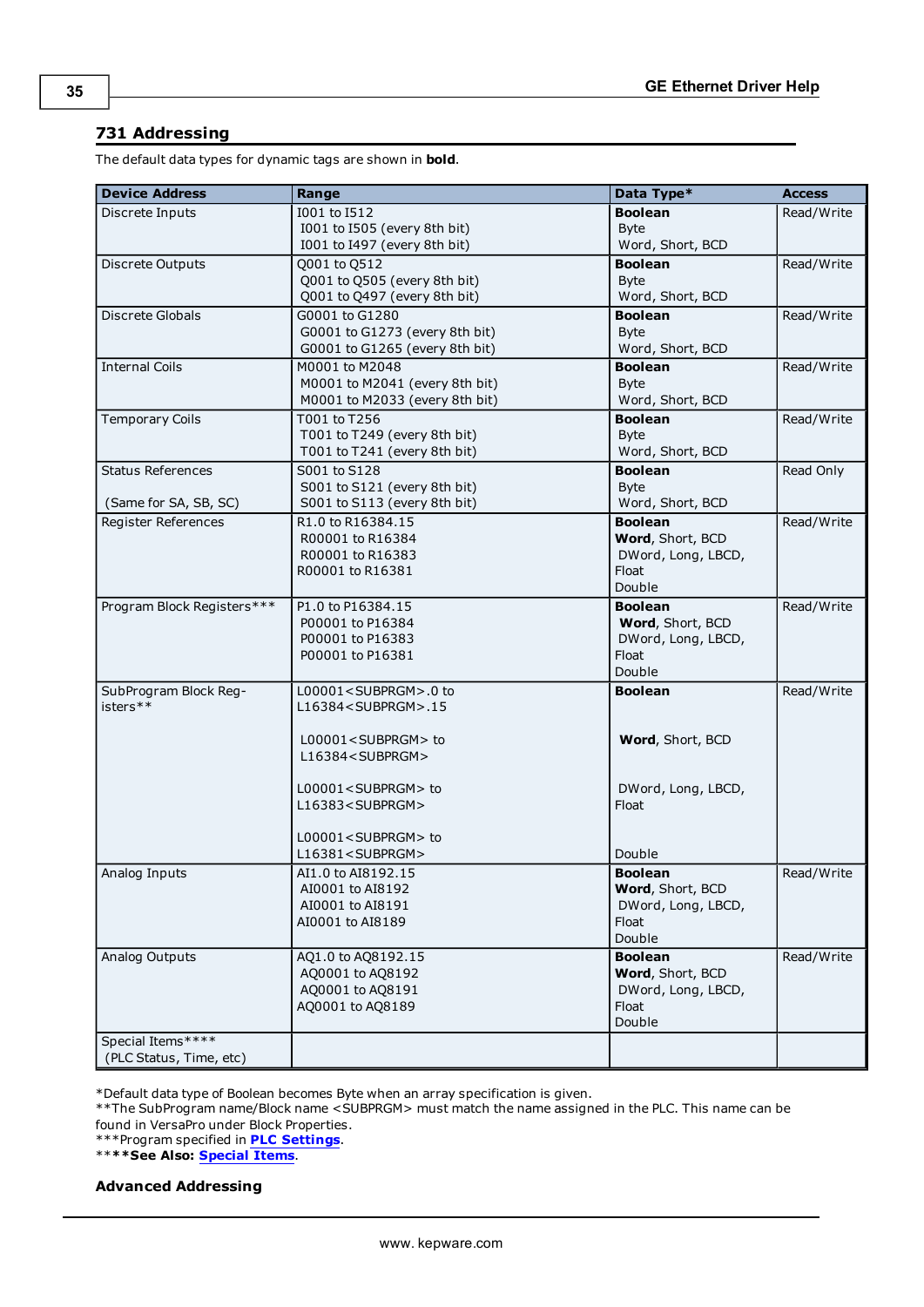## 731 Addressing

The default data types for dynamic tags are shown in **bold**.

| Device Address | Range | Data Type* | Access |
|---|---|---|---|
| Discrete Inputs | I001 to I512<br>I001 to I505 (every 8th bit)<br>I001 to I497 (every 8th bit) | **Boolean**<br>Byte<br>Word, Short, BCD | Read/Write |
| Discrete Outputs | Q001 to Q512<br>Q001 to Q505 (every 8th bit)<br>Q001 to Q497 (every 8th bit) | **Boolean**<br>Byte<br>Word, Short, BCD | Read/Write |
| Discrete Globals | G0001 to G1280<br>G0001 to G1273 (every 8th bit)<br>G0001 to G1265 (every 8th bit) | **Boolean**<br>Byte<br>Word, Short, BCD | Read/Write |
| Internal Coils | M0001 to M2048<br>M0001 to M2041 (every 8th bit)<br>M0001 to M2033 (every 8th bit) | **Boolean**<br>Byte<br>Word, Short, BCD | Read/Write |
| Temporary Coils | T001 to T256<br>T001 to T249 (every 8th bit)<br>T001 to T241 (every 8th bit) | **Boolean**<br>Byte<br>Word, Short, BCD | Read/Write |
| Status References<br><br>(Same for SA, SB, SC) | S001 to S128<br>S001 to S121 (every 8th bit)<br>S001 to S113 (every 8th bit) | **Boolean**<br>Byte<br>Word, Short, BCD | Read Only |
| Register References | R1.0 to R16384.15<br>R00001 to R16384<br>R00001 to R16383<br>R00001 to R16381 | **Boolean**<br>**Word**, Short, BCD<br>DWord, Long, LBCD, Float<br>Double | Read/Write |
| Program Block Registers*** | P1.0 to P16384.15<br>P00001 to P16384<br>P00001 to P16383<br>P00001 to P16381 | **Boolean**<br>**Word**, Short, BCD<br>DWord, Long, LBCD, Float<br>Double | Read/Write |
| SubProgram Block Registers** | L00001<SUBPRGM>.0 to L16384<SUBPRGM>.15<br><br>L00001<SUBPRGM> to L16384<SUBPRGM><br><br>L00001<SUBPRGM> to L16383<SUBPRGM><br><br>L00001<SUBPRGM> to L16381<SUBPRGM> | **Boolean**<br><br>**Word**, Short, BCD<br><br>DWord, Long, LBCD, Float<br><br>Double | Read/Write |
| Analog Inputs | AI1.0 to AI8192.15<br>AI0001 to AI8192<br>AI0001 to AI8191<br>AI0001 to AI8189 | **Boolean**<br>**Word**, Short, BCD<br>DWord, Long, LBCD, Float<br>Double | Read/Write |
| Analog Outputs | AQ1.0 to AQ8192.15<br>AQ0001 to AQ8192<br>AQ0001 to AQ8191<br>AQ0001 to AQ8189 | **Boolean**<br>**Word**, Short, BCD<br>DWord, Long, LBCD, Float<br>Double | Read/Write |
| Special Items****<br>(PLC Status, Time, etc) | | | |

*Default data type of Boolean becomes Byte when an array specification is given.
**The SubProgram name/Block name <SUBPRGM> must match the name assigned in the PLC. This name can be found in VersaPro under Block Properties.
***Program specified in **PLC Settings**.
******See Also:** **Special Items**.

**Advanced Addressing**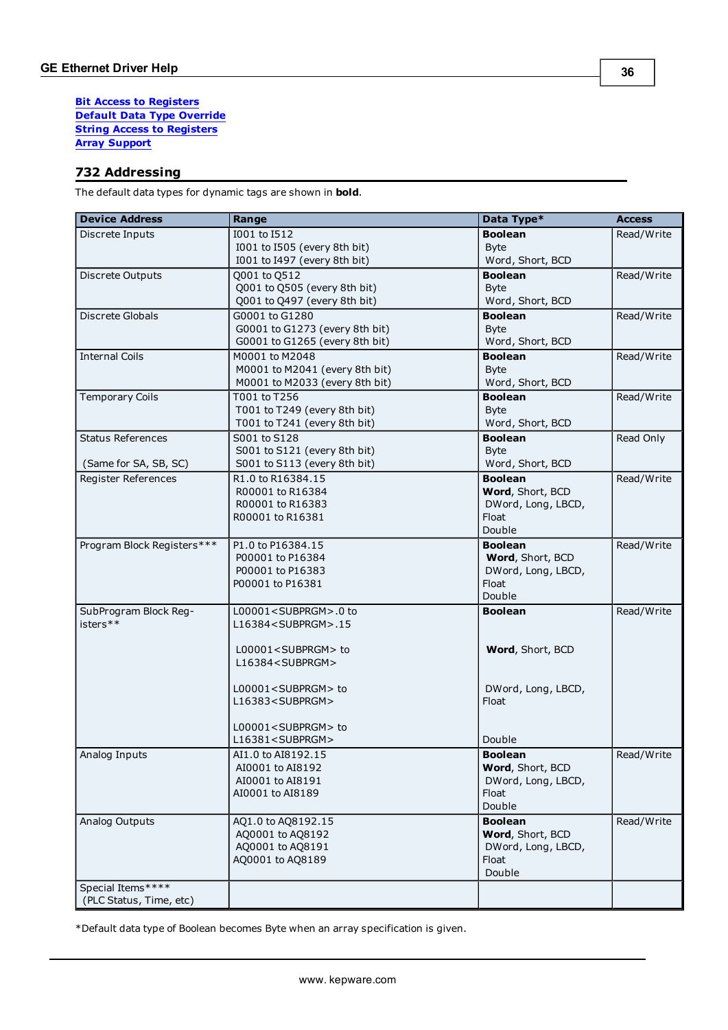[Bit Access to Registers](#)
[Default Data Type Override](#)
[String Access to Registers](#)
[Array Support](#)

## 732 Addressing

The default data types for dynamic tags are shown in **bold**.

| Device Address | Range | Data Type* | Access |
|---|---|---|---|
| Discrete Inputs | I001 to I512<br>I001 to I505 (every 8th bit)<br>I001 to I497 (every 8th bit) | **Boolean**<br>Byte<br>Word, Short, BCD | Read/Write |
| Discrete Outputs | Q001 to Q512<br>Q001 to Q505 (every 8th bit)<br>Q001 to Q497 (every 8th bit) | **Boolean**<br>Byte<br>Word, Short, BCD | Read/Write |
| Discrete Globals | G0001 to G1280<br>G0001 to G1273 (every 8th bit)<br>G0001 to G1265 (every 8th bit) | **Boolean**<br>Byte<br>Word, Short, BCD | Read/Write |
| Internal Coils | M0001 to M2048<br>M0001 to M2041 (every 8th bit)<br>M0001 to M2033 (every 8th bit) | **Boolean**<br>Byte<br>Word, Short, BCD | Read/Write |
| Temporary Coils | T001 to T256<br>T001 to T249 (every 8th bit)<br>T001 to T241 (every 8th bit) | **Boolean**<br>Byte<br>Word, Short, BCD | Read/Write |
| Status References<br><br>(Same for SA, SB, SC) | S001 to S128<br>S001 to S121 (every 8th bit)<br>S001 to S113 (every 8th bit) | **Boolean**<br>Byte<br>Word, Short, BCD | Read Only |
| Register References | R1.0 to R16384.15<br>R00001 to R16384<br>R00001 to R16383<br>R00001 to R16381 | **Boolean**<br>**Word**, Short, BCD<br>DWord, Long, LBCD, Float<br>Double | Read/Write |
| Program Block Registers*** | P1.0 to P16384.15<br>P00001 to P16384<br>P00001 to P16383<br>P00001 to P16381 | **Boolean**<br>**Word**, Short, BCD<br>DWord, Long, LBCD, Float<br>Double | Read/Write |
| SubProgram Block Registers** | L00001<SUBPRGM>.0 to L16384<SUBPRGM>.15<br><br>L00001<SUBPRGM> to L16384<SUBPRGM><br><br>L00001<SUBPRGM> to L16383<SUBPRGM><br><br>L00001<SUBPRGM> to L16381<SUBPRGM> | **Boolean**<br><br>**Word**, Short, BCD<br><br>DWord, Long, LBCD, Float<br><br>Double | Read/Write |
| Analog Inputs | AI1.0 to AI8192.15<br>AI0001 to AI8192<br>AI0001 to AI8191<br>AI0001 to AI8189 | **Boolean**<br>**Word**, Short, BCD<br>DWord, Long, LBCD, Float<br>Double | Read/Write |
| Analog Outputs | AQ1.0 to AQ8192.15<br>AQ0001 to AQ8192<br>AQ0001 to AQ8191<br>AQ0001 to AQ8189 | **Boolean**<br>**Word**, Short, BCD<br>DWord, Long, LBCD, Float<br>Double | Read/Write |
| Special Items****<br>(PLC Status, Time, etc) | | | |

*Default data type of Boolean becomes Byte when an array specification is given.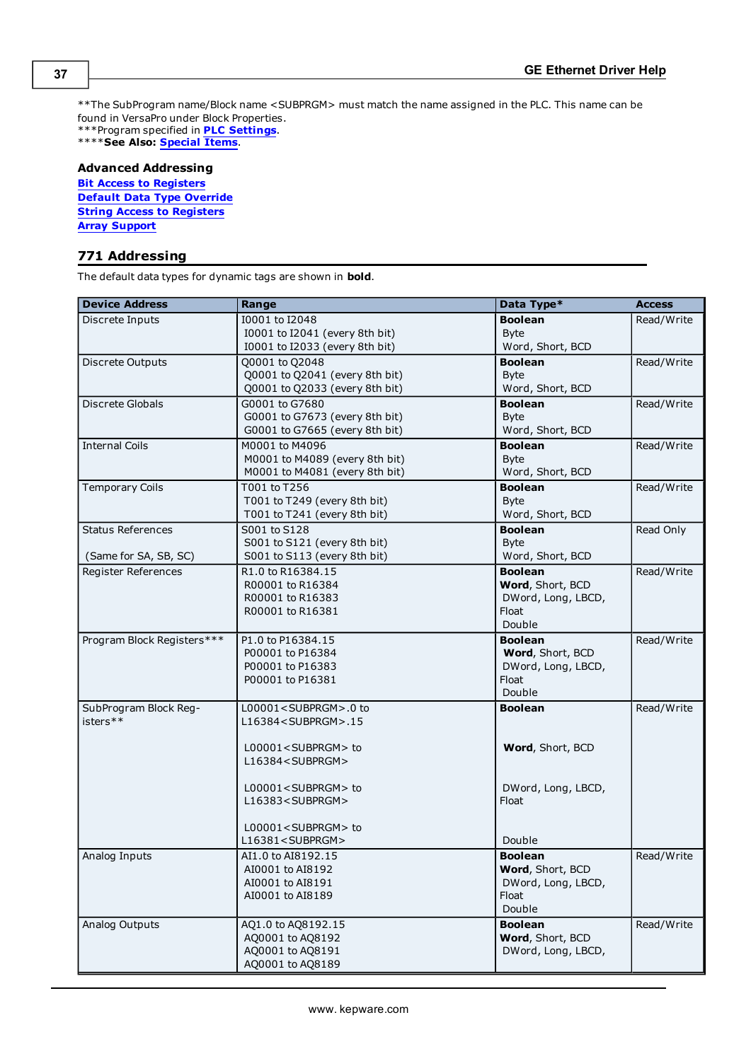**The SubProgram name/Block name <SUBPRGM> must match the name assigned in the PLC. This name can be found in VersaPro under Block Properties.
***Program specified in **PLC Settings**.
****See Also: **Special Items**.

### Advanced Addressing

**Bit Access to Registers**
**Default Data Type Override**
**String Access to Registers**
**Array Support**

## 771 Addressing

The default data types for dynamic tags are shown in **bold**.

| Device Address | Range | Data Type* | Access |
|---|---|---|---|
| Discrete Inputs | I0001 to I2048<br>I0001 to I2041 (every 8th bit)<br>I0001 to I2033 (every 8th bit) | **Boolean**<br>Byte<br>Word, Short, BCD | Read/Write |
| Discrete Outputs | Q0001 to Q2048<br>Q0001 to Q2041 (every 8th bit)<br>Q0001 to Q2033 (every 8th bit) | **Boolean**<br>Byte<br>Word, Short, BCD | Read/Write |
| Discrete Globals | G0001 to G7680<br>G0001 to G7673 (every 8th bit)<br>G0001 to G7665 (every 8th bit) | **Boolean**<br>Byte<br>Word, Short, BCD | Read/Write |
| Internal Coils | M0001 to M4096<br>M0001 to M4089 (every 8th bit)<br>M0001 to M4081 (every 8th bit) | **Boolean**<br>Byte<br>Word, Short, BCD | Read/Write |
| Temporary Coils | T001 to T256<br>T001 to T249 (every 8th bit)<br>T001 to T241 (every 8th bit) | **Boolean**<br>Byte<br>Word, Short, BCD | Read/Write |
| Status References<br><br>(Same for SA, SB, SC) | S001 to S128<br>S001 to S121 (every 8th bit)<br>S001 to S113 (every 8th bit) | **Boolean**<br>Byte<br>Word, Short, BCD | Read Only |
| Register References | R1.0 to R16384.15<br>R00001 to R16384<br>R00001 to R16383<br>R00001 to R16381 | **Boolean**<br>**Word**, Short, BCD<br>DWord, Long, LBCD, Float<br>Double | Read/Write |
| Program Block Registers*** | P1.0 to P16384.15<br>P00001 to P16384<br>P00001 to P16383<br>P00001 to P16381 | **Boolean**<br>**Word**, Short, BCD<br>DWord, Long, LBCD, Float<br>Double | Read/Write |
| SubProgram Block Registers** | L00001<SUBPRGM>.0 to L16384<SUBPRGM>.15<br><br>L00001<SUBPRGM> to L16384<SUBPRGM><br><br>L00001<SUBPRGM> to L16383<SUBPRGM><br><br>L00001<SUBPRGM> to L16381<SUBPRGM> | **Boolean**<br><br>**Word**, Short, BCD<br><br>DWord, Long, LBCD, Float<br><br>Double | Read/Write |
| Analog Inputs | AI1.0 to AI8192.15<br>AI0001 to AI8192<br>AI0001 to AI8191<br>AI0001 to AI8189 | **Boolean**<br>**Word**, Short, BCD<br>DWord, Long, LBCD, Float<br>Double | Read/Write |
| Analog Outputs | AQ1.0 to AQ8192.15<br>AQ0001 to AQ8192<br>AQ0001 to AQ8191<br>AQ0001 to AQ8189 | **Boolean**<br>**Word**, Short, BCD<br>DWord, Long, LBCD, | Read/Write |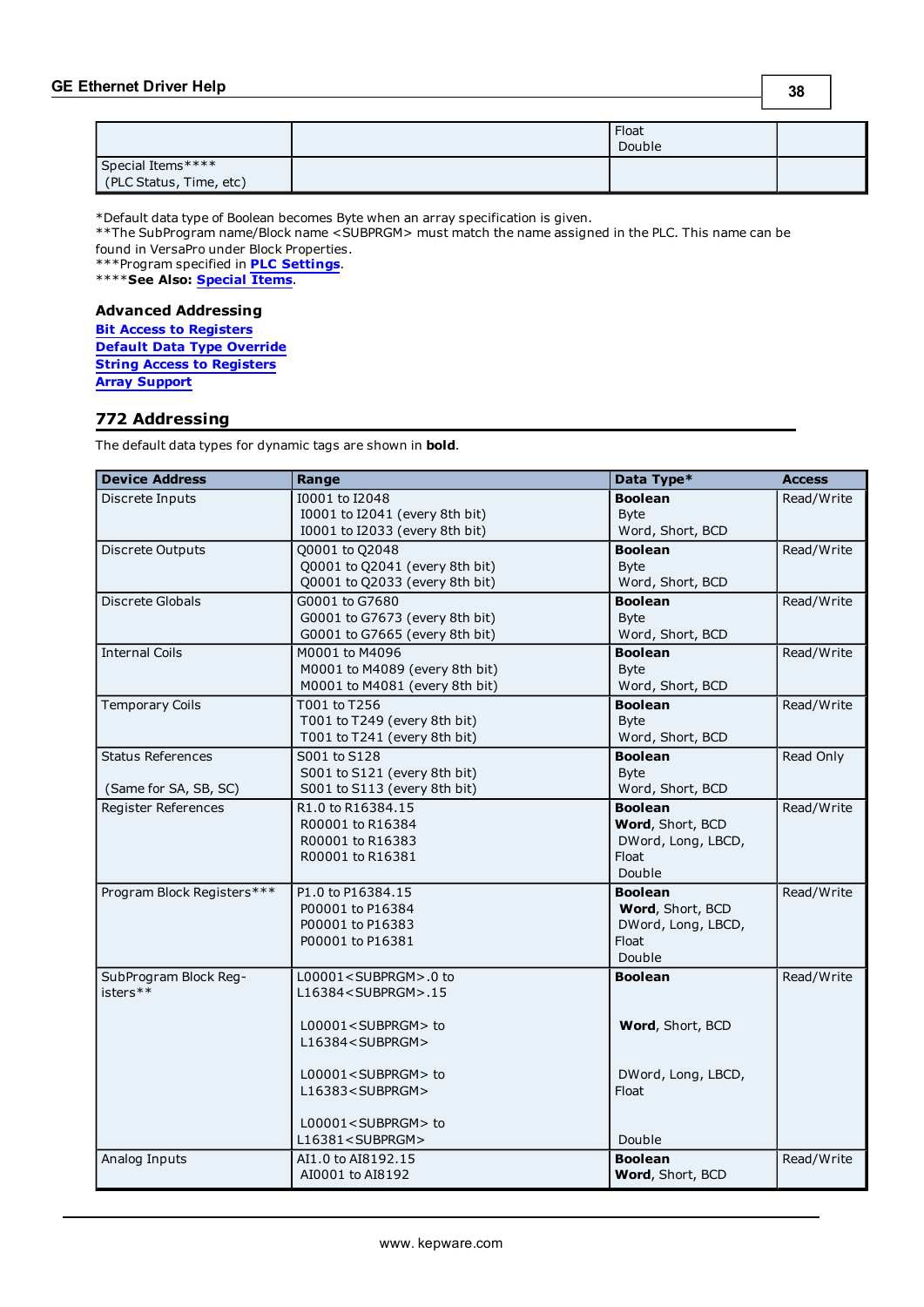| | | Float<br>Double | |
|---|---|---|---|
| Special Items****<br>(PLC Status, Time, etc) | | | |

*Default data type of Boolean becomes Byte when an array specification is given.
**The SubProgram name/Block name <SUBPRGM> must match the name assigned in the PLC. This name can be found in VersaPro under Block Properties.
***Program specified in **PLC Settings**.
****See Also: **Special Items**.

### Advanced Addressing

**Bit Access to Registers**
**Default Data Type Override**
**String Access to Registers**
**Array Support**

## 772 Addressing

The default data types for dynamic tags are shown in **bold**.

| Device Address | Range | Data Type* | Access |
|---|---|---|---|
| Discrete Inputs | I0001 to I2048<br>I0001 to I2041 (every 8th bit)<br>I0001 to I2033 (every 8th bit) | **Boolean**<br>Byte<br>Word, Short, BCD | Read/Write |
| Discrete Outputs | Q0001 to Q2048<br>Q0001 to Q2041 (every 8th bit)<br>Q0001 to Q2033 (every 8th bit) | **Boolean**<br>Byte<br>Word, Short, BCD | Read/Write |
| Discrete Globals | G0001 to G7680<br>G0001 to G7673 (every 8th bit)<br>G0001 to G7665 (every 8th bit) | **Boolean**<br>Byte<br>Word, Short, BCD | Read/Write |
| Internal Coils | M0001 to M4096<br>M0001 to M4089 (every 8th bit)<br>M0001 to M4081 (every 8th bit) | **Boolean**<br>Byte<br>Word, Short, BCD | Read/Write |
| Temporary Coils | T001 to T256<br>T001 to T249 (every 8th bit)<br>T001 to T241 (every 8th bit) | **Boolean**<br>Byte<br>Word, Short, BCD | Read/Write |
| Status References<br><br>(Same for SA, SB, SC) | S001 to S128<br>S001 to S121 (every 8th bit)<br>S001 to S113 (every 8th bit) | **Boolean**<br>Byte<br>Word, Short, BCD | Read Only |
| Register References | R1.0 to R16384.15<br>R00001 to R16384<br>R00001 to R16383<br>R00001 to R16381 | **Boolean**<br>**Word**, Short, BCD<br>DWord, Long, LBCD, Float<br>Double | Read/Write |
| Program Block Registers*** | P1.0 to P16384.15<br>P00001 to P16384<br>P00001 to P16383<br>P00001 to P16381 | **Boolean**<br>**Word**, Short, BCD<br>DWord, Long, LBCD, Float<br>Double | Read/Write |
| SubProgram Block Registers** | L00001<SUBPRGM>.0 to L16384<SUBPRGM>.15<br><br>L00001<SUBPRGM> to L16384<SUBPRGM><br><br>L00001<SUBPRGM> to L16383<SUBPRGM><br><br>L00001<SUBPRGM> to L16381<SUBPRGM> | **Boolean**<br><br>**Word**, Short, BCD<br><br>DWord, Long, LBCD, Float<br><br>Double | Read/Write |
| Analog Inputs | AI1.0 to AI8192.15<br>AI0001 to AI8192 | **Boolean**<br>**Word**, Short, BCD | Read/Write |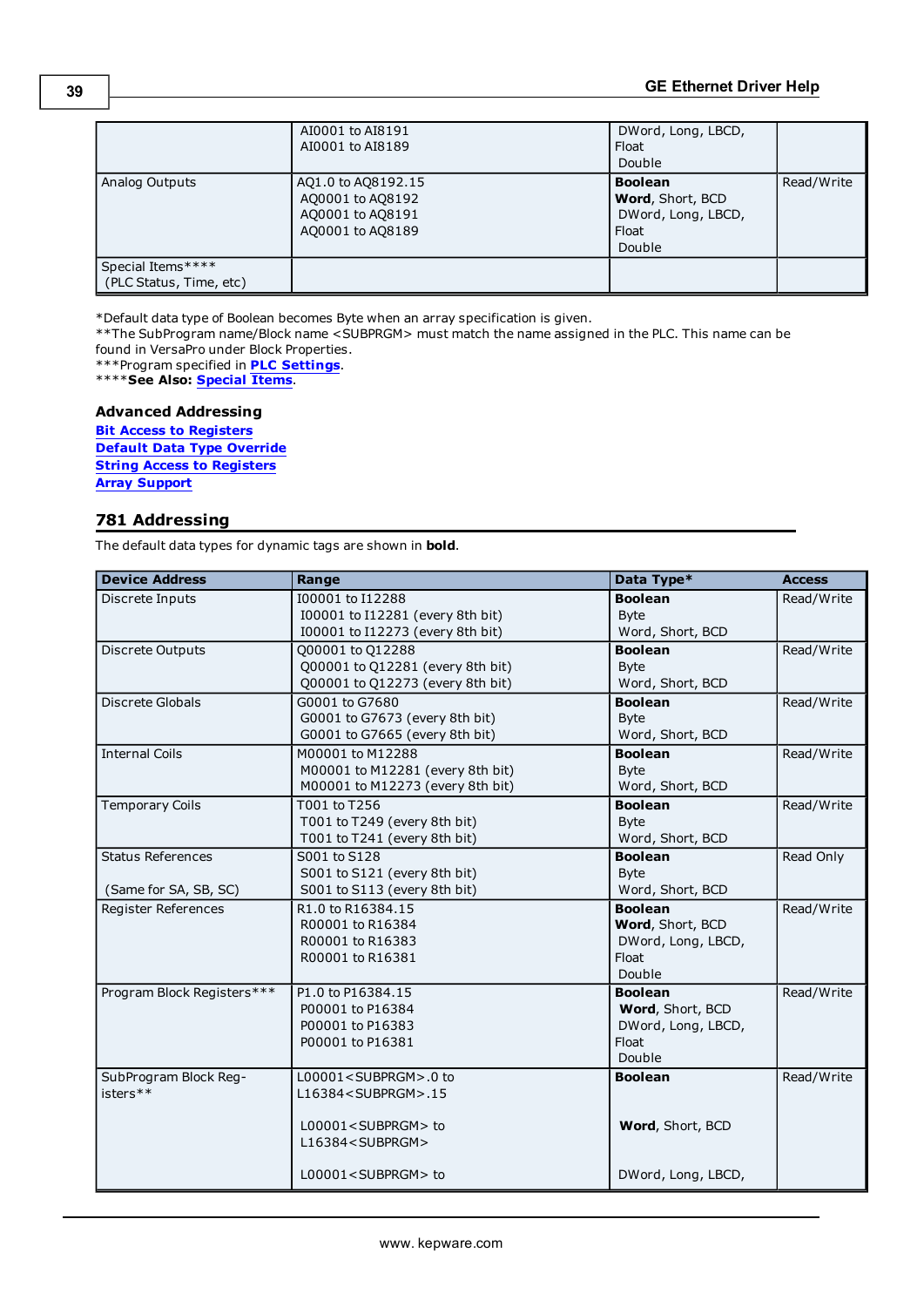| | | | |
|---|---|---|---|
| | AI0001 to AI8191<br>AI0001 to AI8189 | DWord, Long, LBCD, Float<br>Double | |
| Analog Outputs | AQ1.0 to AQ8192.15<br>AQ0001 to AQ8192<br>AQ0001 to AQ8191<br>AQ0001 to AQ8189 | **Boolean**<br>**Word**, Short, BCD<br>DWord, Long, LBCD, Float<br>Double | Read/Write |
| Special Items****<br>(PLC Status, Time, etc) | | | |

*Default data type of Boolean becomes Byte when an array specification is given.
**The SubProgram name/Block name <SUBPRGM> must match the name assigned in the PLC. This name can be found in VersaPro under Block Properties.
***Program specified in **PLC Settings**.
****See Also: **Special Items**.

### Advanced Addressing

**Bit Access to Registers**
**Default Data Type Override**
**String Access to Registers**
**Array Support**

## 781 Addressing

The default data types for dynamic tags are shown in **bold**.

| Device Address | Range | Data Type* | Access |
|---|---|---|---|
| Discrete Inputs | I00001 to I12288<br>I00001 to I12281 (every 8th bit)<br>I00001 to I12273 (every 8th bit) | **Boolean**<br>Byte<br>Word, Short, BCD | Read/Write |
| Discrete Outputs | Q00001 to Q12288<br>Q00001 to Q12281 (every 8th bit)<br>Q00001 to Q12273 (every 8th bit) | **Boolean**<br>Byte<br>Word, Short, BCD | Read/Write |
| Discrete Globals | G0001 to G7680<br>G0001 to G7673 (every 8th bit)<br>G0001 to G7665 (every 8th bit) | **Boolean**<br>Byte<br>Word, Short, BCD | Read/Write |
| Internal Coils | M00001 to M12288<br>M00001 to M12281 (every 8th bit)<br>M00001 to M12273 (every 8th bit) | **Boolean**<br>Byte<br>Word, Short, BCD | Read/Write |
| Temporary Coils | T001 to T256<br>T001 to T249 (every 8th bit)<br>T001 to T241 (every 8th bit) | **Boolean**<br>Byte<br>Word, Short, BCD | Read/Write |
| Status References<br><br>(Same for SA, SB, SC) | S001 to S128<br>S001 to S121 (every 8th bit)<br>S001 to S113 (every 8th bit) | **Boolean**<br>Byte<br>Word, Short, BCD | Read Only |
| Register References | R1.0 to R16384.15<br>R00001 to R16384<br>R00001 to R16383<br>R00001 to R16381 | **Boolean**<br>**Word**, Short, BCD<br>DWord, Long, LBCD, Float<br>Double | Read/Write |
| Program Block Registers*** | P1.0 to P16384.15<br>P00001 to P16384<br>P00001 to P16383<br>P00001 to P16381 | **Boolean**<br>**Word**, Short, BCD<br>DWord, Long, LBCD, Float<br>Double | Read/Write |
| SubProgram Block Registers** | L00001<SUBPRGM>.0 to L16384<SUBPRGM>.15<br><br>L00001<SUBPRGM> to L16384<SUBPRGM><br><br>L00001<SUBPRGM> to | **Boolean**<br><br><br>**Word**, Short, BCD<br><br><br>DWord, Long, LBCD, | Read/Write |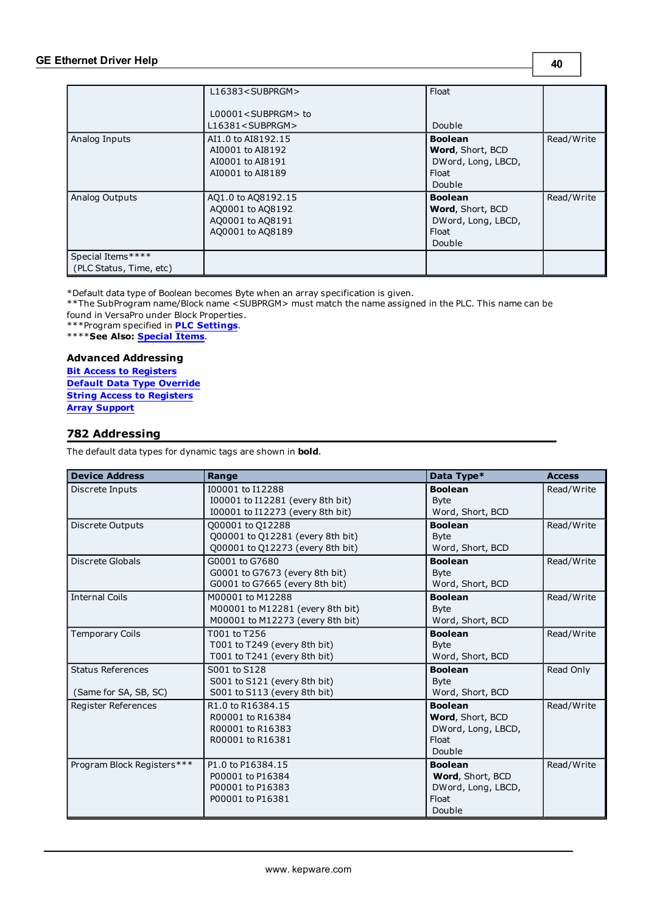| | | | |
|---|---|---|---|
| | L16383<SUBPRGM><br><br>L00001<SUBPRGM> to L16381<SUBPRGM> | Float<br><br>Double | |
| Analog Inputs | AI1.0 to AI8192.15<br>AI0001 to AI8192<br>AI0001 to AI8191<br>AI0001 to AI8189 | **Boolean**<br>**Word**, Short, BCD<br>DWord, Long, LBCD, Float<br>Double | Read/Write |
| Analog Outputs | AQ1.0 to AQ8192.15<br>AQ0001 to AQ8192<br>AQ0001 to AQ8191<br>AQ0001 to AQ8189 | **Boolean**<br>**Word**, Short, BCD<br>DWord, Long, LBCD, Float<br>Double | Read/Write |
| Special Items****<br>(PLC Status, Time, etc) | | | |

*Default data type of Boolean becomes Byte when an array specification is given.
**The SubProgram name/Block name <SUBPRGM> must match the name assigned in the PLC. This name can be found in VersaPro under Block Properties.
***Program specified in **PLC Settings**.
****See Also: **Special Items**.

### Advanced Addressing

**Bit Access to Registers**
**Default Data Type Override**
**String Access to Registers**
**Array Support**

## 782 Addressing

The default data types for dynamic tags are shown in **bold**.

| Device Address | Range | Data Type* | Access |
|---|---|---|---|
| Discrete Inputs | I00001 to I12288<br>I00001 to I12281 (every 8th bit)<br>I00001 to I12273 (every 8th bit) | **Boolean**<br>Byte<br>Word, Short, BCD | Read/Write |
| Discrete Outputs | Q00001 to Q12288<br>Q00001 to Q12281 (every 8th bit)<br>Q00001 to Q12273 (every 8th bit) | **Boolean**<br>Byte<br>Word, Short, BCD | Read/Write |
| Discrete Globals | G0001 to G7680<br>G0001 to G7673 (every 8th bit)<br>G0001 to G7665 (every 8th bit) | **Boolean**<br>Byte<br>Word, Short, BCD | Read/Write |
| Internal Coils | M00001 to M12288<br>M00001 to M12281 (every 8th bit)<br>M00001 to M12273 (every 8th bit) | **Boolean**<br>Byte<br>Word, Short, BCD | Read/Write |
| Temporary Coils | T001 to T256<br>T001 to T249 (every 8th bit)<br>T001 to T241 (every 8th bit) | **Boolean**<br>Byte<br>Word, Short, BCD | Read/Write |
| Status References<br><br>(Same for SA, SB, SC) | S001 to S128<br>S001 to S121 (every 8th bit)<br>S001 to S113 (every 8th bit) | **Boolean**<br>Byte<br>Word, Short, BCD | Read Only |
| Register References | R1.0 to R16384.15<br>R00001 to R16384<br>R00001 to R16383<br>R00001 to R16381 | **Boolean**<br>**Word**, Short, BCD<br>DWord, Long, LBCD, Float<br>Double | Read/Write |
| Program Block Registers*** | P1.0 to P16384.15<br>P00001 to P16384<br>P00001 to P16383<br>P00001 to P16381 | **Boolean**<br>**Word**, Short, BCD<br>DWord, Long, LBCD, Float<br>Double | Read/Write |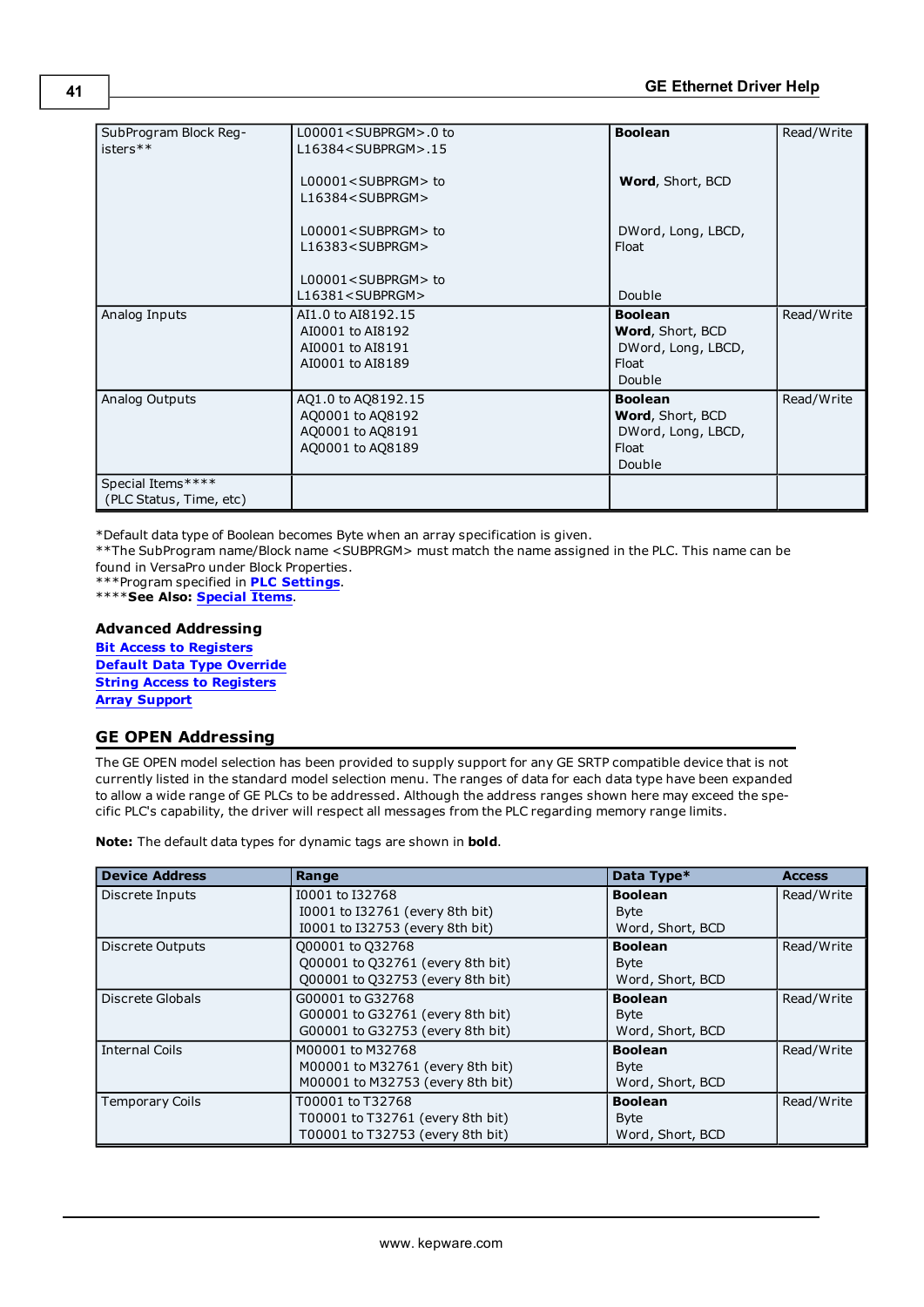| | | | |
|---|---|---|---|
| SubProgram Block Registers** | L00001<SUBPRGM>.0 to L16384<SUBPRGM>.15<br><br>L00001<SUBPRGM> to L16384<SUBPRGM><br><br>L00001<SUBPRGM> to L16383<SUBPRGM><br><br>L00001<SUBPRGM> to L16381<SUBPRGM> | **Boolean**<br><br>**Word**, Short, BCD<br><br>DWord, Long, LBCD, Float<br><br>Double | Read/Write |
| Analog Inputs | AI1.0 to AI8192.15<br>AI0001 to AI8192<br>AI0001 to AI8191<br>AI0001 to AI8189 | **Boolean**<br>**Word**, Short, BCD<br>DWord, Long, LBCD, Float<br>Double | Read/Write |
| Analog Outputs | AQ1.0 to AQ8192.15<br>AQ0001 to AQ8192<br>AQ0001 to AQ8191<br>AQ0001 to AQ8189 | **Boolean**<br>**Word**, Short, BCD<br>DWord, Long, LBCD, Float<br>Double | Read/Write |
| Special Items****<br>(PLC Status, Time, etc) | | | |

*Default data type of Boolean becomes Byte when an array specification is given.
**The SubProgram name/Block name <SUBPRGM> must match the name assigned in the PLC. This name can be found in VersaPro under Block Properties.
***Program specified in **PLC Settings**.
****See Also: **Special Items**.

### Advanced Addressing

**Bit Access to Registers**
**Default Data Type Override**
**String Access to Registers**
**Array Support**

## GE OPEN Addressing

The GE OPEN model selection has been provided to supply support for any GE SRTP compatible device that is not currently listed in the standard model selection menu. The ranges of data for each data type have been expanded to allow a wide range of GE PLCs to be addressed. Although the address ranges shown here may exceed the specific PLC's capability, the driver will respect all messages from the PLC regarding memory range limits.

**Note:** The default data types for dynamic tags are shown in **bold**.

| Device Address | Range | Data Type* | Access |
|---|---|---|---|
| Discrete Inputs | I0001 to I32768<br>I0001 to I32761 (every 8th bit)<br>I0001 to I32753 (every 8th bit) | **Boolean**<br>Byte<br>Word, Short, BCD | Read/Write |
| Discrete Outputs | Q00001 to Q32768<br>Q00001 to Q32761 (every 8th bit)<br>Q00001 to Q32753 (every 8th bit) | **Boolean**<br>Byte<br>Word, Short, BCD | Read/Write |
| Discrete Globals | G00001 to G32768<br>G00001 to G32761 (every 8th bit)<br>G00001 to G32753 (every 8th bit) | **Boolean**<br>Byte<br>Word, Short, BCD | Read/Write |
| Internal Coils | M00001 to M32768<br>M00001 to M32761 (every 8th bit)<br>M00001 to M32753 (every 8th bit) | **Boolean**<br>Byte<br>Word, Short, BCD | Read/Write |
| Temporary Coils | T00001 to T32768<br>T00001 to T32761 (every 8th bit)<br>T00001 to T32753 (every 8th bit) | **Boolean**<br>Byte<br>Word, Short, BCD | Read/Write |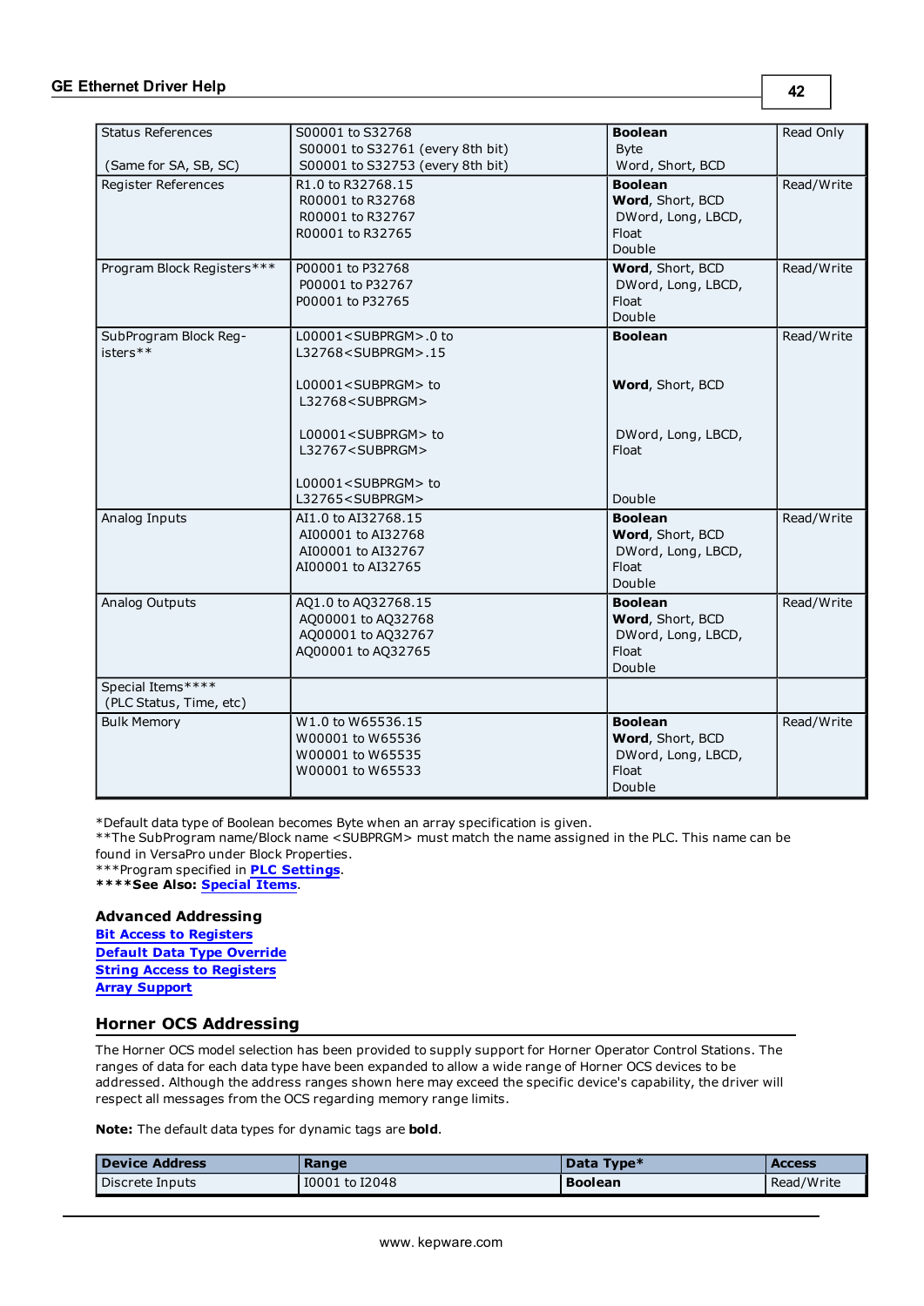| | | | |
|---|---|---|---|
| Status References<br><br>(Same for SA, SB, SC) | S00001 to S32768<br>S00001 to S32761 (every 8th bit)<br>S00001 to S32753 (every 8th bit) | **Boolean**<br>Byte<br>Word, Short, BCD | Read Only |
| Register References | R1.0 to R32768.15<br>R00001 to R32768<br>R00001 to R32767<br>R00001 to R32765 | **Boolean**<br>**Word**, Short, BCD<br>DWord, Long, LBCD, Float<br>Double | Read/Write |
| Program Block Registers*** | P00001 to P32768<br>P00001 to P32767<br>P00001 to P32765 | **Word**, Short, BCD<br>DWord, Long, LBCD, Float<br>Double | Read/Write |
| SubProgram Block Registers** | L00001<SUBPRGM>.0 to L32768<SUBPRGM>.15<br><br>L00001<SUBPRGM> to L32768<SUBPRGM><br><br>L00001<SUBPRGM> to L32767<SUBPRGM><br><br>L00001<SUBPRGM> to L32765<SUBPRGM> | **Boolean**<br><br>**Word**, Short, BCD<br><br>DWord, Long, LBCD, Float<br><br>Double | Read/Write |
| Analog Inputs | AI1.0 to AI32768.15<br>AI00001 to AI32768<br>AI00001 to AI32767<br>AI00001 to AI32765 | **Boolean**<br>**Word**, Short, BCD<br>DWord, Long, LBCD, Float<br>Double | Read/Write |
| Analog Outputs | AQ1.0 to AQ32768.15<br>AQ00001 to AQ32768<br>AQ00001 to AQ32767<br>AQ00001 to AQ32765 | **Boolean**<br>**Word**, Short, BCD<br>DWord, Long, LBCD, Float<br>Double | Read/Write |
| Special Items****<br>(PLC Status, Time, etc) | | | |
| Bulk Memory | W1.0 to W65536.15<br>W00001 to W65536<br>W00001 to W65535<br>W00001 to W65533 | **Boolean**<br>**Word**, Short, BCD<br>DWord, Long, LBCD, Float<br>Double | Read/Write |

*Default data type of Boolean becomes Byte when an array specification is given.
**The SubProgram name/Block name <SUBPRGM> must match the name assigned in the PLC. This name can be found in VersaPro under Block Properties.
***Program specified in **PLC Settings**.
****See Also: **Special Items**.

**Advanced Addressing**
**Bit Access to Registers**
**Default Data Type Override**
**String Access to Registers**
**Array Support**

## Horner OCS Addressing

The Horner OCS model selection has been provided to supply support for Horner Operator Control Stations. The ranges of data for each data type have been expanded to allow a wide range of Horner OCS devices to be addressed. Although the address ranges shown here may exceed the specific device's capability, the driver will respect all messages from the OCS regarding memory range limits.

**Note:** The default data types for dynamic tags are **bold**.

| Device Address | Range | Data Type* | Access |
|---|---|---|---|
| Discrete Inputs | I0001 to I2048 | **Boolean** | Read/Write |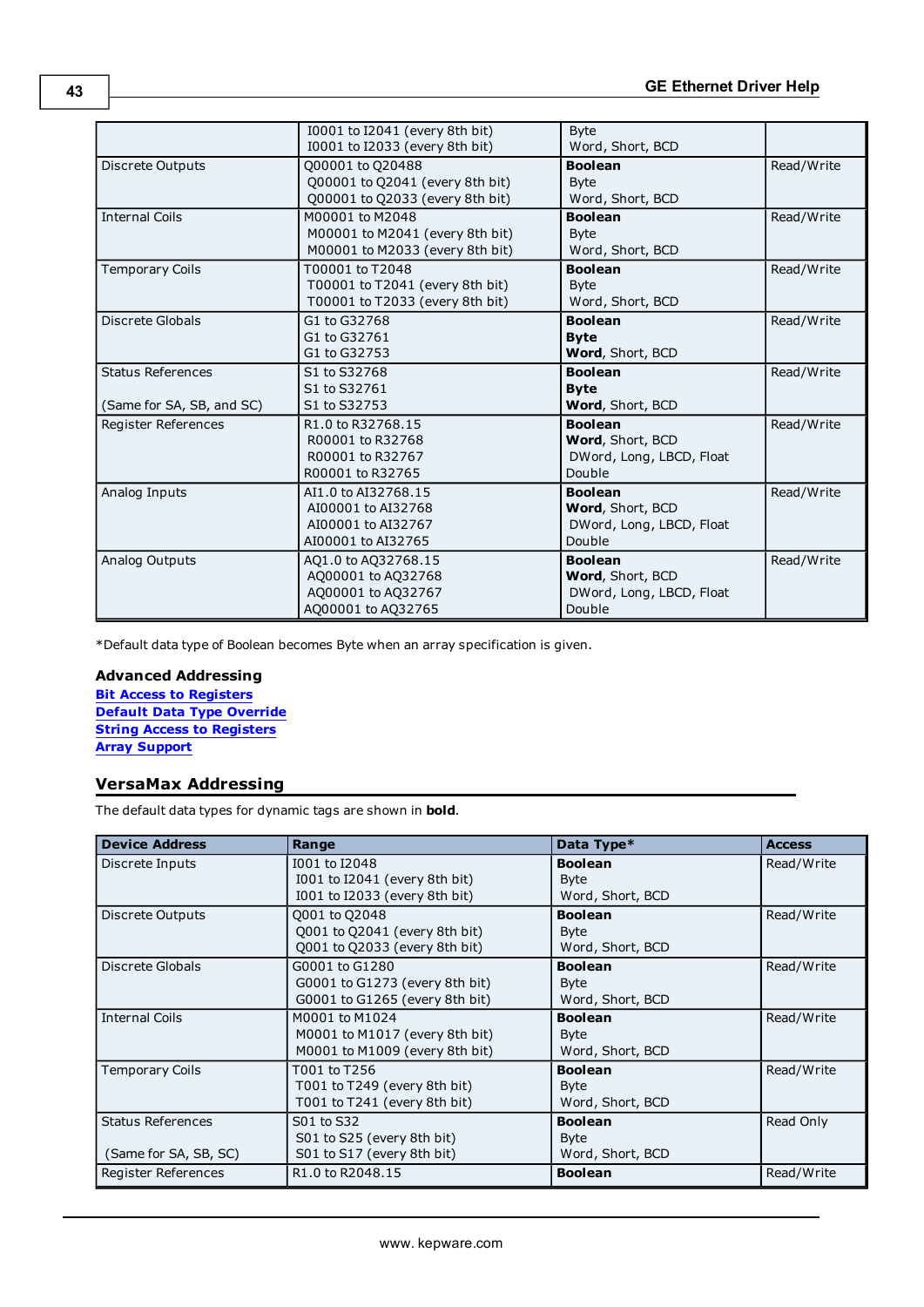| | | | |
|---|---|---|---|
| | I0001 to I2041 (every 8th bit)<br>I0001 to I2033 (every 8th bit) | Byte<br>Word, Short, BCD | |
| Discrete Outputs | Q00001 to Q20488<br>Q00001 to Q2041 (every 8th bit)<br>Q00001 to Q2033 (every 8th bit) | **Boolean**<br>Byte<br>Word, Short, BCD | Read/Write |
| Internal Coils | M00001 to M2048<br>M00001 to M2041 (every 8th bit)<br>M00001 to M2033 (every 8th bit) | **Boolean**<br>Byte<br>Word, Short, BCD | Read/Write |
| Temporary Coils | T00001 to T2048<br>T00001 to T2041 (every 8th bit)<br>T00001 to T2033 (every 8th bit) | **Boolean**<br>Byte<br>Word, Short, BCD | Read/Write |
| Discrete Globals | G1 to G32768<br>G1 to G32761<br>G1 to G32753 | **Boolean**<br>**Byte**<br>**Word**, Short, BCD | Read/Write |
| Status References<br><br>(Same for SA, SB, and SC) | S1 to S32768<br>S1 to S32761<br>S1 to S32753 | **Boolean**<br>**Byte**<br>**Word**, Short, BCD | Read/Write |
| Register References | R1.0 to R32768.15<br>R00001 to R32768<br>R00001 to R32767<br>R00001 to R32765 | **Boolean**<br>**Word**, Short, BCD<br>DWord, Long, LBCD, Float<br>Double | Read/Write |
| Analog Inputs | AI1.0 to AI32768.15<br>AI00001 to AI32768<br>AI00001 to AI32767<br>AI00001 to AI32765 | **Boolean**<br>**Word**, Short, BCD<br>DWord, Long, LBCD, Float<br>Double | Read/Write |
| Analog Outputs | AQ1.0 to AQ32768.15<br>AQ00001 to AQ32768<br>AQ00001 to AQ32767<br>AQ00001 to AQ32765 | **Boolean**<br>**Word**, Short, BCD<br>DWord, Long, LBCD, Float<br>Double | Read/Write |

*Default data type of Boolean becomes Byte when an array specification is given.

**Advanced Addressing**

**Bit Access to Registers**
**Default Data Type Override**
**String Access to Registers**
**Array Support**

## VersaMax Addressing

The default data types for dynamic tags are shown in **bold**.

| Device Address | Range | Data Type* | Access |
|---|---|---|---|
| Discrete Inputs | I001 to I2048<br>I001 to I2041 (every 8th bit)<br>I001 to I2033 (every 8th bit) | **Boolean**<br>Byte<br>Word, Short, BCD | Read/Write |
| Discrete Outputs | Q001 to Q2048<br>Q001 to Q2041 (every 8th bit)<br>Q001 to Q2033 (every 8th bit) | **Boolean**<br>Byte<br>Word, Short, BCD | Read/Write |
| Discrete Globals | G0001 to G1280<br>G0001 to G1273 (every 8th bit)<br>G0001 to G1265 (every 8th bit) | **Boolean**<br>Byte<br>Word, Short, BCD | Read/Write |
| Internal Coils | M0001 to M1024<br>M0001 to M1017 (every 8th bit)<br>M0001 to M1009 (every 8th bit) | **Boolean**<br>Byte<br>Word, Short, BCD | Read/Write |
| Temporary Coils | T001 to T256<br>T001 to T249 (every 8th bit)<br>T001 to T241 (every 8th bit) | **Boolean**<br>Byte<br>Word, Short, BCD | Read/Write |
| Status References<br><br>(Same for SA, SB, SC) | S01 to S32<br>S01 to S25 (every 8th bit)<br>S01 to S17 (every 8th bit) | **Boolean**<br>Byte<br>Word, Short, BCD | Read Only |
| Register References | R1.0 to R2048.15 | **Boolean** | Read/Write |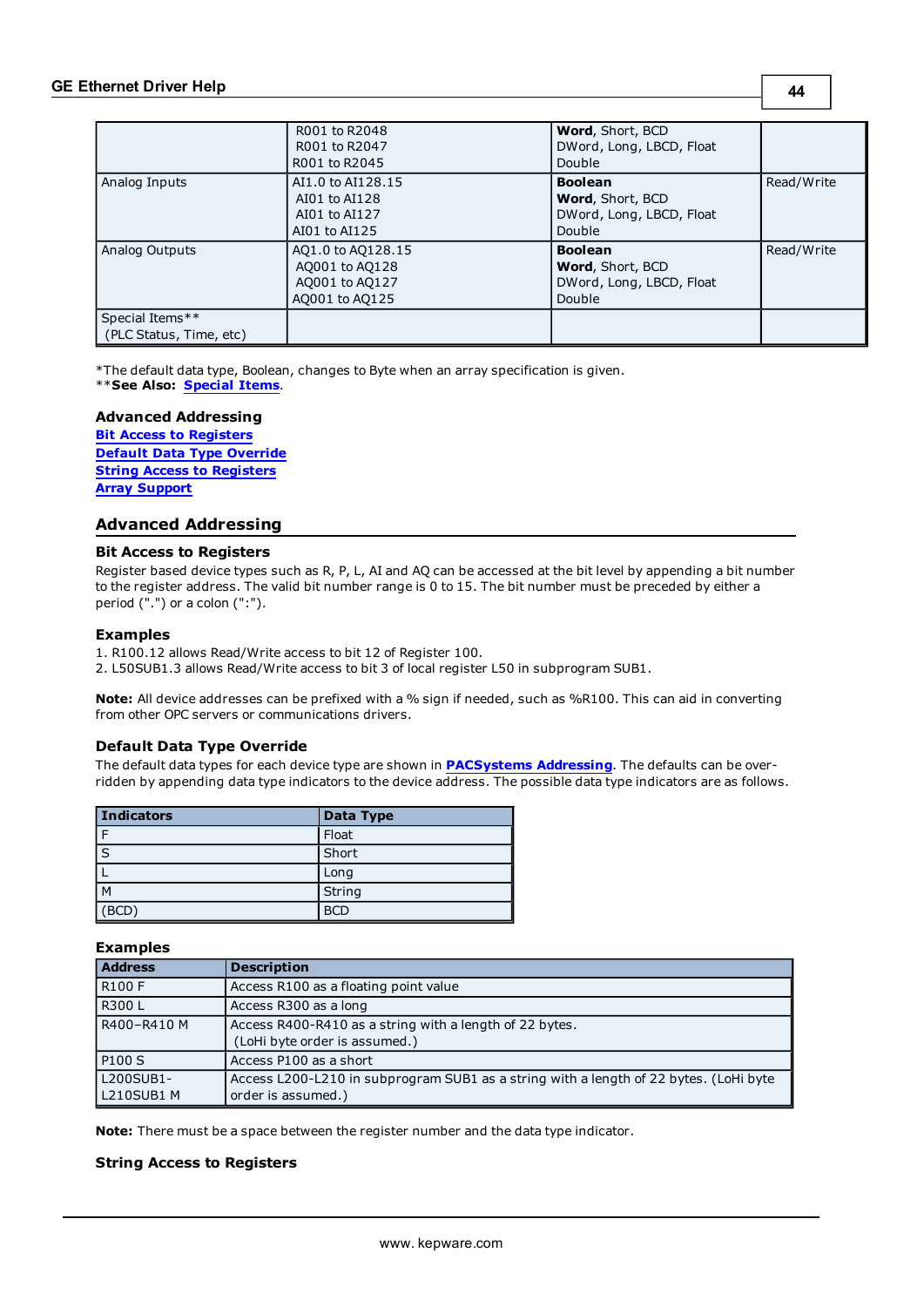| | | | |
|---|---|---|---|
| | R001 to R2048<br>R001 to R2047<br>R001 to R2045 | **Word**, Short, BCD<br>DWord, Long, LBCD, Float<br>Double | |
| Analog Inputs | AI1.0 to AI128.15<br>AI01 to AI128<br>AI01 to AI127<br>AI01 to AI125 | **Boolean**<br>**Word**, Short, BCD<br>DWord, Long, LBCD, Float<br>Double | Read/Write |
| Analog Outputs | AQ1.0 to AQ128.15<br>AQ001 to AQ128<br>AQ001 to AQ127<br>AQ001 to AQ125 | **Boolean**<br>**Word**, Short, BCD<br>DWord, Long, LBCD, Float<br>Double | Read/Write |
| Special Items**<br>(PLC Status, Time, etc) | | | |

*The default data type, Boolean, changes to Byte when an array specification is given.
****See Also: Special Items**.

**Advanced Addressing**
**Bit Access to Registers**
**Default Data Type Override**
**String Access to Registers**
**Array Support**

## Advanced Addressing

### Bit Access to Registers

Register based device types such as R, P, L, AI and AQ can be accessed at the bit level by appending a bit number to the register address. The valid bit number range is 0 to 15. The bit number must be preceded by either a period (".") or a colon (":").

### Examples

1. R100.12 allows Read/Write access to bit 12 of Register 100.
2. L50SUB1.3 allows Read/Write access to bit 3 of local register L50 in subprogram SUB1.

**Note:** All device addresses can be prefixed with a % sign if needed, such as %R100. This can aid in converting from other OPC servers or communications drivers.

### Default Data Type Override

The default data types for each device type are shown in **PACSystems Addressing**. The defaults can be overridden by appending data type indicators to the device address. The possible data type indicators are as follows.

| Indicators | Data Type |
|---|---|
| F | Float |
| S | Short |
| L | Long |
| M | String |
| (BCD) | BCD |

### Examples

| Address | Description |
|---|---|
| R100 F | Access R100 as a floating point value |
| R300 L | Access R300 as a long |
| R400–R410 M | Access R400-R410 as a string with a length of 22 bytes.<br>(LoHi byte order is assumed.) |
| P100 S | Access P100 as a short |
| L200SUB1-L210SUB1 M | Access L200-L210 in subprogram SUB1 as a string with a length of 22 bytes. (LoHi byte order is assumed.) |

**Note:** There must be a space between the register number and the data type indicator.

### String Access to Registers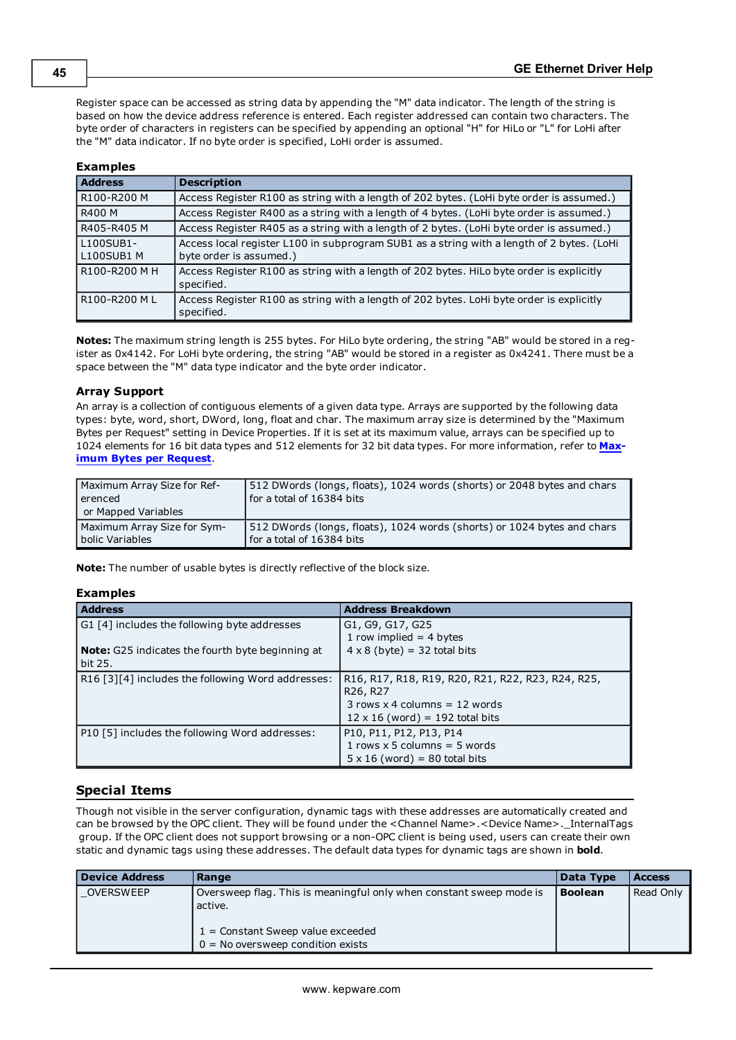Register space can be accessed as string data by appending the "M" data indicator. The length of the string is based on how the device address reference is entered. Each register addressed can contain two characters. The byte order of characters in registers can be specified by appending an optional "H" for HiLo or "L" for LoHi after the "M" data indicator. If no byte order is specified, LoHi order is assumed.

### Examples

| Address | Description |
| --- | --- |
| R100-R200 M | Access Register R100 as string with a length of 202 bytes. (LoHi byte order is assumed.) |
| R400 M | Access Register R400 as a string with a length of 4 bytes. (LoHi byte order is assumed.) |
| R405-R405 M | Access Register R405 as a string with a length of 2 bytes. (LoHi byte order is assumed.) |
| L100SUB1-L100SUB1 M | Access local register L100 in subprogram SUB1 as a string with a length of 2 bytes. (LoHi byte order is assumed.) |
| R100-R200 M H | Access Register R100 as string with a length of 202 bytes. HiLo byte order is explicitly specified. |
| R100-R200 M L | Access Register R100 as string with a length of 202 bytes. LoHi byte order is explicitly specified. |

**Notes:** The maximum string length is 255 bytes. For HiLo byte ordering, the string "AB" would be stored in a register as 0x4142. For LoHi byte ordering, the string "AB" would be stored in a register as 0x4241. There must be a space between the "M" data type indicator and the byte order indicator.

### Array Support

An array is a collection of contiguous elements of a given data type. Arrays are supported by the following data types: byte, word, short, DWord, long, float and char. The maximum array size is determined by the "Maximum Bytes per Request" setting in Device Properties. If it is set at its maximum value, arrays can be specified up to 1024 elements for 16 bit data types and 512 elements for 32 bit data types. For more information, refer to **Maximum Bytes per Request**.

| | |
| --- | --- |
| Maximum Array Size for Referenced or Mapped Variables | 512 DWords (longs, floats), 1024 words (shorts) or 2048 bytes and chars for a total of 16384 bits |
| Maximum Array Size for Symbolic Variables | 512 DWords (longs, floats), 1024 words (shorts) or 1024 bytes and chars for a total of 16384 bits |

**Note:** The number of usable bytes is directly reflective of the block size.

### Examples

| Address | Address Breakdown |
| --- | --- |
| G1 [4] includes the following byte addresses<br><br>**Note:** G25 indicates the fourth byte beginning at bit 25. | G1, G9, G17, G25<br>1 row implied = 4 bytes<br>4 x 8 (byte) = 32 total bits |
| R16 [3][4] includes the following Word addresses: | R16, R17, R18, R19, R20, R21, R22, R23, R24, R25, R26, R27<br>3 rows x 4 columns = 12 words<br>12 x 16 (word) = 192 total bits |
| P10 [5] includes the following Word addresses: | P10, P11, P12, P13, P14<br>1 rows x 5 columns = 5 words<br>5 x 16 (word) = 80 total bits |

## Special Items

Though not visible in the server configuration, dynamic tags with these addresses are automatically created and can be browsed by the OPC client. They will be found under the <Channel Name>.<Device Name>._InternalTags group. If the OPC client does not support browsing or a non-OPC client is being used, users can create their own static and dynamic tags using these addresses. The default data types for dynamic tags are shown in **bold**.

| Device Address | Range | Data Type | Access |
| --- | --- | --- | --- |
| _OVERSWEEP | Oversweep flag. This is meaningful only when constant sweep mode is active.<br><br>1 = Constant Sweep value exceeded<br>0 = No oversweep condition exists | **Boolean** | Read Only |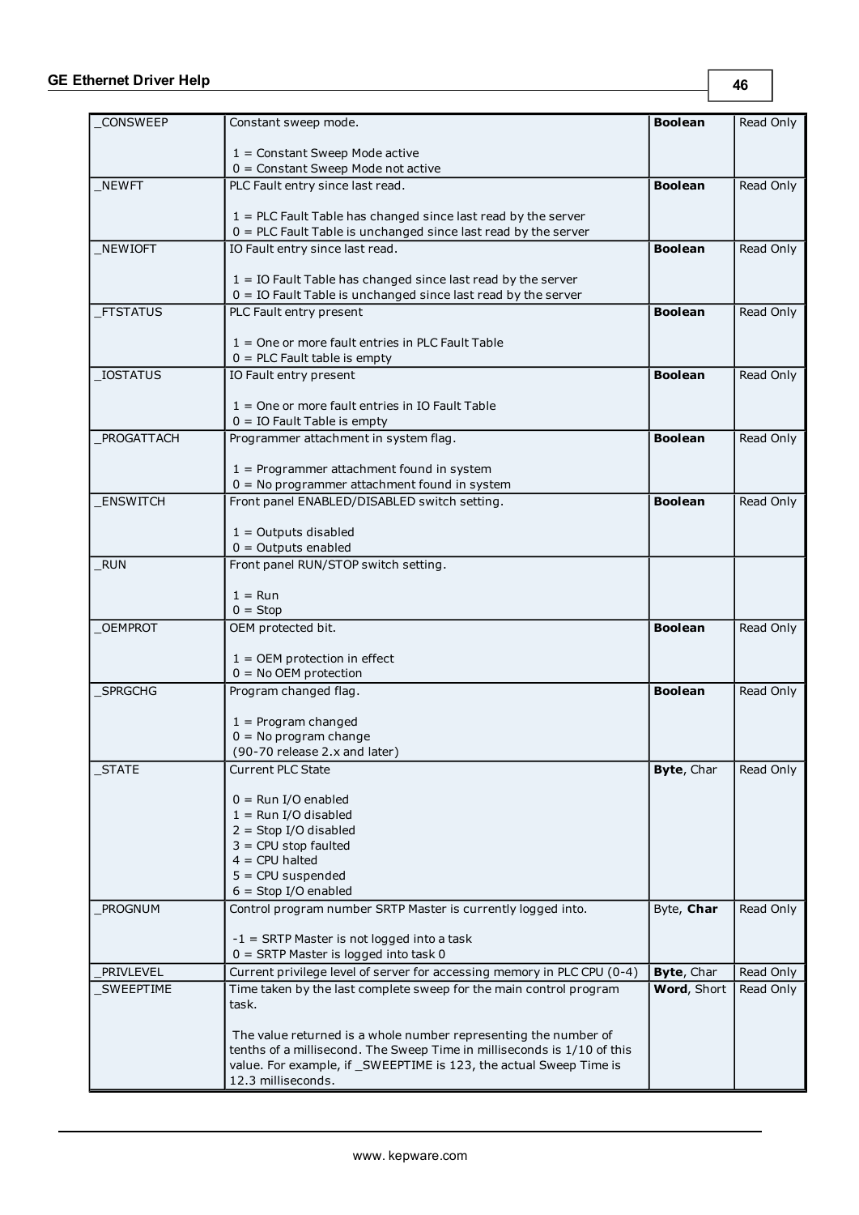| | | | |
|---|---|---|---|
| _CONSWEEP | Constant sweep mode.<br><br>1 = Constant Sweep Mode active<br>0 = Constant Sweep Mode not active | **Boolean** | Read Only |
| _NEWFT | PLC Fault entry since last read.<br><br>1 = PLC Fault Table has changed since last read by the server<br>0 = PLC Fault Table is unchanged since last read by the server | **Boolean** | Read Only |
| _NEWIOFT | IO Fault entry since last read.<br><br>1 = IO Fault Table has changed since last read by the server<br>0 = IO Fault Table is unchanged since last read by the server | **Boolean** | Read Only |
| _FTSTATUS | PLC Fault entry present<br><br>1 = One or more fault entries in PLC Fault Table<br>0 = PLC Fault table is empty | **Boolean** | Read Only |
| _IOSTATUS | IO Fault entry present<br><br>1 = One or more fault entries in IO Fault Table<br>0 = IO Fault Table is empty | **Boolean** | Read Only |
| _PROGATTACH | Programmer attachment in system flag.<br><br>1 = Programmer attachment found in system<br>0 = No programmer attachment found in system | **Boolean** | Read Only |
| _ENSWITCH | Front panel ENABLED/DISABLED switch setting.<br><br>1 = Outputs disabled<br>0 = Outputs enabled | **Boolean** | Read Only |
| _RUN | Front panel RUN/STOP switch setting.<br><br>1 = Run<br>0 = Stop | | |
| _OEMPROT | OEM protected bit.<br><br>1 = OEM protection in effect<br>0 = No OEM protection | **Boolean** | Read Only |
| _SPRGCHG | Program changed flag.<br><br>1 = Program changed<br>0 = No program change<br>(90-70 release 2.x and later) | **Boolean** | Read Only |
| _STATE | Current PLC State<br><br>0 = Run I/O enabled<br>1 = Run I/O disabled<br>2 = Stop I/O disabled<br>3 = CPU stop faulted<br>4 = CPU halted<br>5 = CPU suspended<br>6 = Stop I/O enabled | **Byte**, Char | Read Only |
| _PROGNUM | Control program number SRTP Master is currently logged into.<br><br>-1 = SRTP Master is not logged into a task<br>0 = SRTP Master is logged into task 0 | Byte, **Char** | Read Only |
| _PRIVLEVEL | Current privilege level of server for accessing memory in PLC CPU (0-4) | **Byte**, Char | Read Only |
| _SWEEPTIME | Time taken by the last complete sweep for the main control program task.<br><br>The value returned is a whole number representing the number of tenths of a millisecond. The Sweep Time in milliseconds is 1/10 of this value. For example, if _SWEEPTIME is 123, the actual Sweep Time is 12.3 milliseconds. | **Word**, Short | Read Only |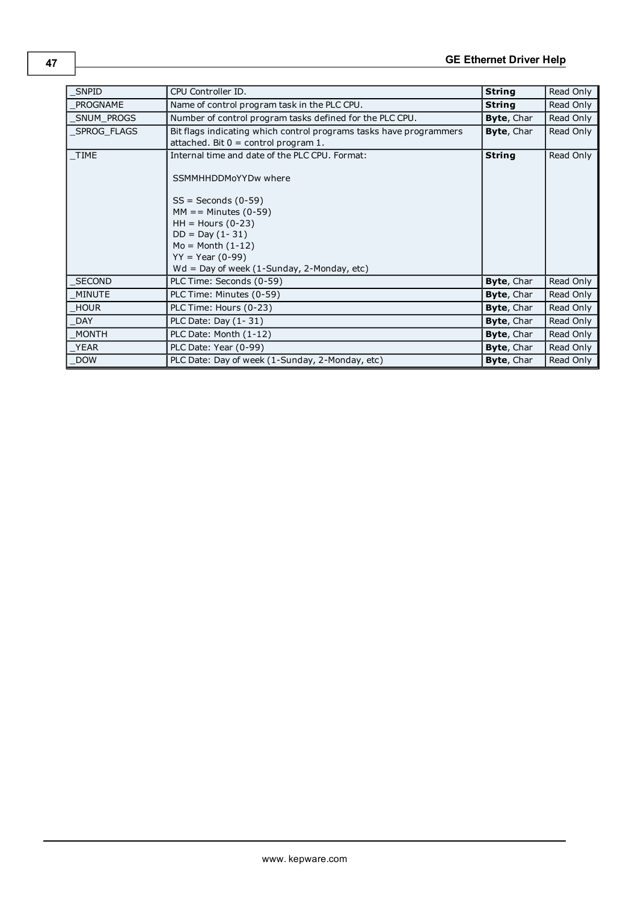| _SNPID | CPU Controller ID. | **String** | Read Only |
|---|---|---|---|
| _PROGNAME | Name of control program task in the PLC CPU. | **String** | Read Only |
| _SNUM_PROGS | Number of control program tasks defined for the PLC CPU. | **Byte**, Char | Read Only |
| _SPROG_FLAGS | Bit flags indicating which control programs tasks have programmers attached. Bit 0 = control program 1. | **Byte**, Char | Read Only |
| _TIME | Internal time and date of the PLC CPU. Format:<br><br>SSMMHHDDMoYYDw where<br><br>SS = Seconds (0-59)<br>MM == Minutes (0-59)<br>HH = Hours (0-23)<br>DD = Day (1- 31)<br>Mo = Month (1-12)<br>YY = Year (0-99)<br>Wd = Day of week (1-Sunday, 2-Monday, etc) | **String** | Read Only |
| _SECOND | PLC Time: Seconds (0-59) | **Byte**, Char | Read Only |
| _MINUTE | PLC Time: Minutes (0-59) | **Byte**, Char | Read Only |
| _HOUR | PLC Time: Hours (0-23) | **Byte**, Char | Read Only |
| _DAY | PLC Date: Day (1- 31) | **Byte**, Char | Read Only |
| _MONTH | PLC Date: Month (1-12) | **Byte**, Char | Read Only |
| _YEAR | PLC Date: Year (0-99) | **Byte**, Char | Read Only |
| _DOW | PLC Date: Day of week (1-Sunday, 2-Monday, etc) | **Byte**, Char | Read Only |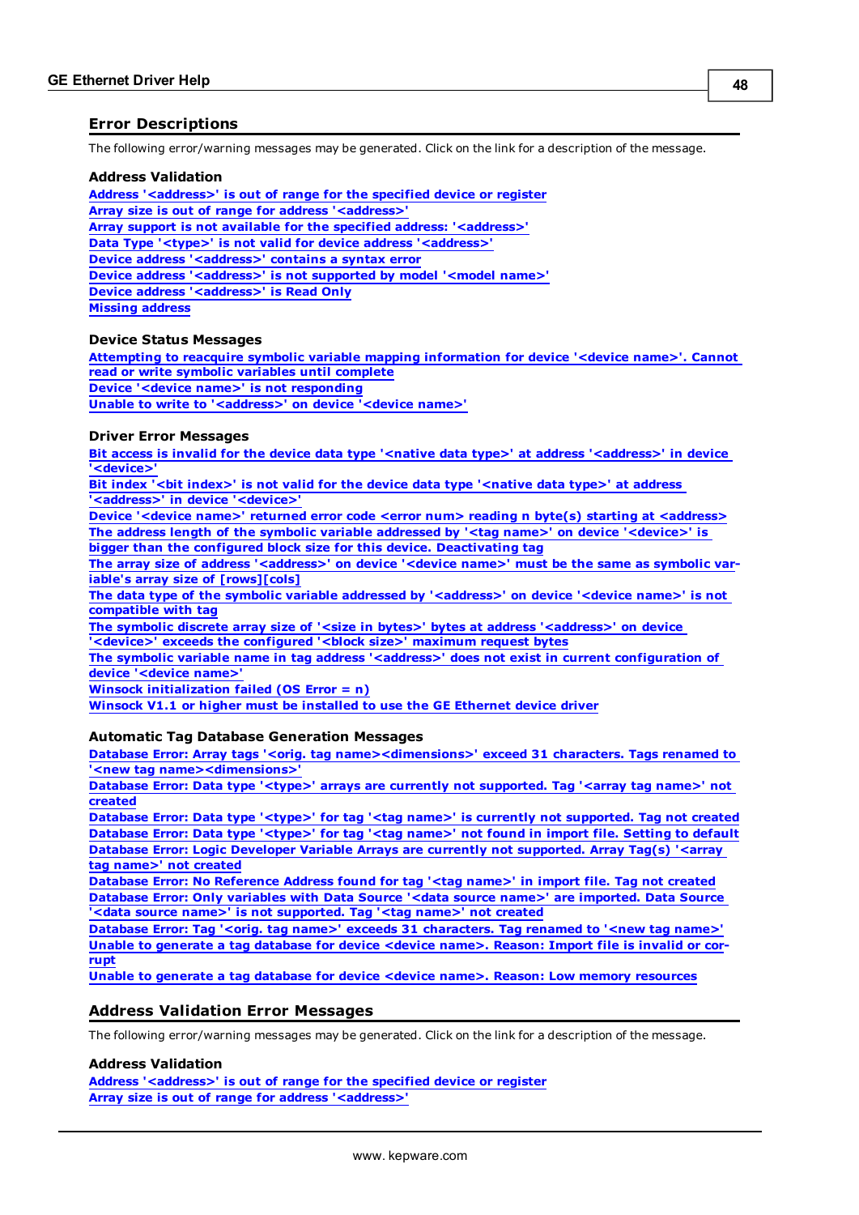## Error Descriptions

The following error/warning messages may be generated. Click on the link for a description of the message.

### Address Validation

Address '<address>' is out of range for the specified device or register
Array size is out of range for address '<address>'
Array support is not available for the specified address: '<address>'
Data Type '<type>' is not valid for device address '<address>'
Device address '<address>' contains a syntax error
Device address '<address>' is not supported by model '<model name>'
Device address '<address>' is Read Only
Missing address

### Device Status Messages

Attempting to reacquire symbolic variable mapping information for device '<device name>'. Cannot read or write symbolic variables until complete
Device '<device name>' is not responding
Unable to write to '<address>' on device '<device name>'

### Driver Error Messages

Bit access is invalid for the device data type '<native data type>' at address '<address>' in device '<device>'
Bit index '<bit index>' is not valid for the device data type '<native data type>' at address '<address>' in device '<device>'
Device '<device name>' returned error code <error num> reading n byte(s) starting at <address>
The address length of the symbolic variable addressed by '<tag name>' on device '<device>' is bigger than the configured block size for this device. Deactivating tag
The array size of address '<address>' on device '<device name>' must be the same as symbolic variable's array size of [rows][cols]
The data type of the symbolic variable addressed by '<address>' on device '<device name>' is not compatible with tag
The symbolic discrete array size of '<size in bytes>' bytes at address '<address>' on device '<device>' exceeds the configured '<block size>' maximum request bytes
The symbolic variable name in tag address '<address>' does not exist in current configuration of device '<device name>'
Winsock initialization failed (OS Error = n)
Winsock V1.1 or higher must be installed to use the GE Ethernet device driver

### Automatic Tag Database Generation Messages

Database Error: Array tags '<orig. tag name><dimensions>' exceed 31 characters. Tags renamed to '<new tag name><dimensions>'
Database Error: Data type '<type>' arrays are currently not supported. Tag '<array tag name>' not created
Database Error: Data type '<type>' for tag '<tag name>' is currently not supported. Tag not created
Database Error: Data type '<type>' for tag '<tag name>' not found in import file. Setting to default
Database Error: Logic Developer Variable Arrays are currently not supported. Array Tag(s) '<array tag name>' not created
Database Error: No Reference Address found for tag '<tag name>' in import file. Tag not created
Database Error: Only variables with Data Source '<data source name>' are imported. Data Source '<data source name>' is not supported. Tag '<tag name>' not created
Database Error: Tag '<orig. tag name>' exceeds 31 characters. Tag renamed to '<new tag name>'
Unable to generate a tag database for device <device name>. Reason: Import file is invalid or corrupt
Unable to generate a tag database for device <device name>. Reason: Low memory resources

## Address Validation Error Messages

The following error/warning messages may be generated. Click on the link for a description of the message.

### Address Validation

Address '<address>' is out of range for the specified device or register
Array size is out of range for address '<address>'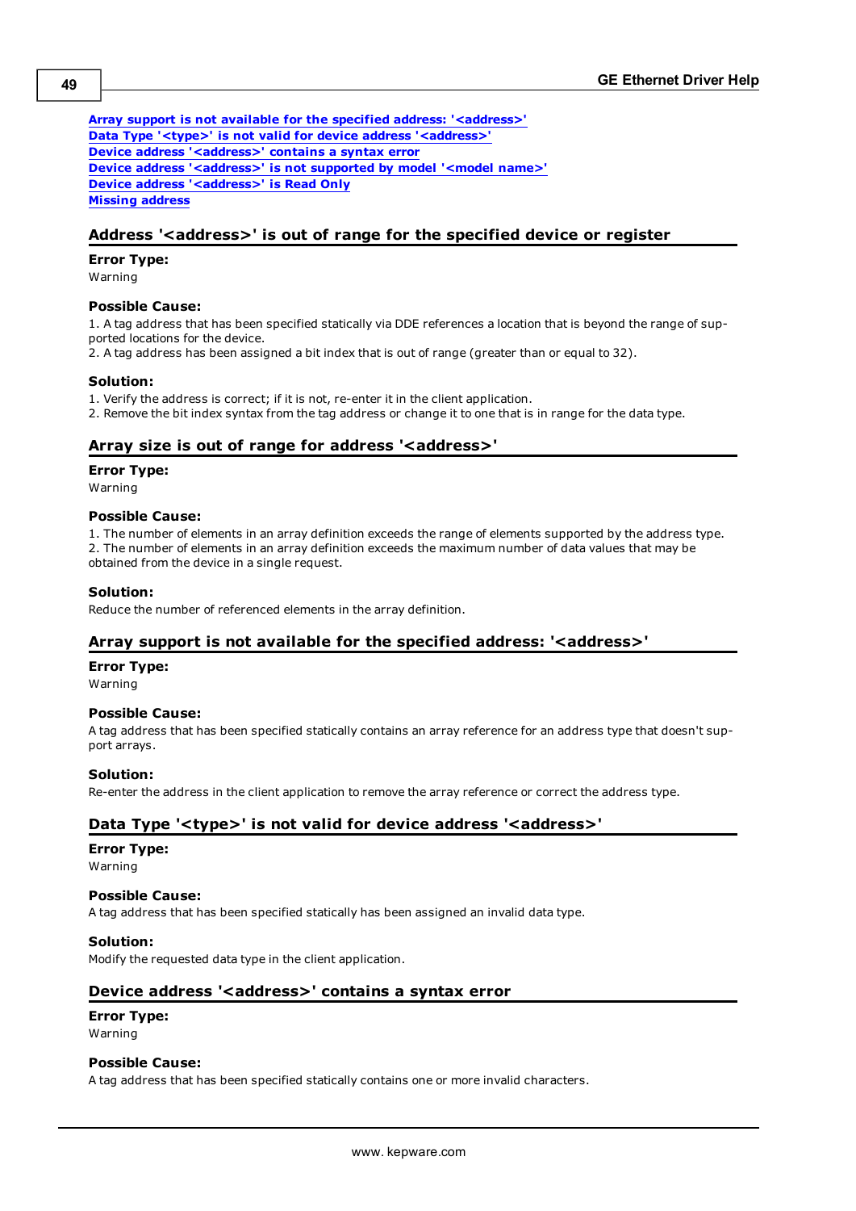[Array support is not available for the specified address: '<address>'](#)
[Data Type '<type>' is not valid for device address '<address>'](#)
[Device address '<address>' contains a syntax error](#)
[Device address '<address>' is not supported by model '<model name>'](#)
[Device address '<address>' is Read Only](#)
[Missing address](#)

## Address '<address>' is out of range for the specified device or register

**Error Type:**
Warning

**Possible Cause:**
1. A tag address that has been specified statically via DDE references a location that is beyond the range of supported locations for the device.
2. A tag address has been assigned a bit index that is out of range (greater than or equal to 32).

**Solution:**
1. Verify the address is correct; if it is not, re-enter it in the client application.
2. Remove the bit index syntax from the tag address or change it to one that is in range for the data type.

## Array size is out of range for address '<address>'

**Error Type:**
Warning

**Possible Cause:**
1. The number of elements in an array definition exceeds the range of elements supported by the address type.
2. The number of elements in an array definition exceeds the maximum number of data values that may be obtained from the device in a single request.

**Solution:**
Reduce the number of referenced elements in the array definition.

## Array support is not available for the specified address: '<address>'

**Error Type:**
Warning

**Possible Cause:**
A tag address that has been specified statically contains an array reference for an address type that doesn't support arrays.

**Solution:**
Re-enter the address in the client application to remove the array reference or correct the address type.

## Data Type '<type>' is not valid for device address '<address>'

**Error Type:**
Warning

**Possible Cause:**
A tag address that has been specified statically has been assigned an invalid data type.

**Solution:**
Modify the requested data type in the client application.

## Device address '<address>' contains a syntax error

**Error Type:**
Warning

**Possible Cause:**
A tag address that has been specified statically contains one or more invalid characters.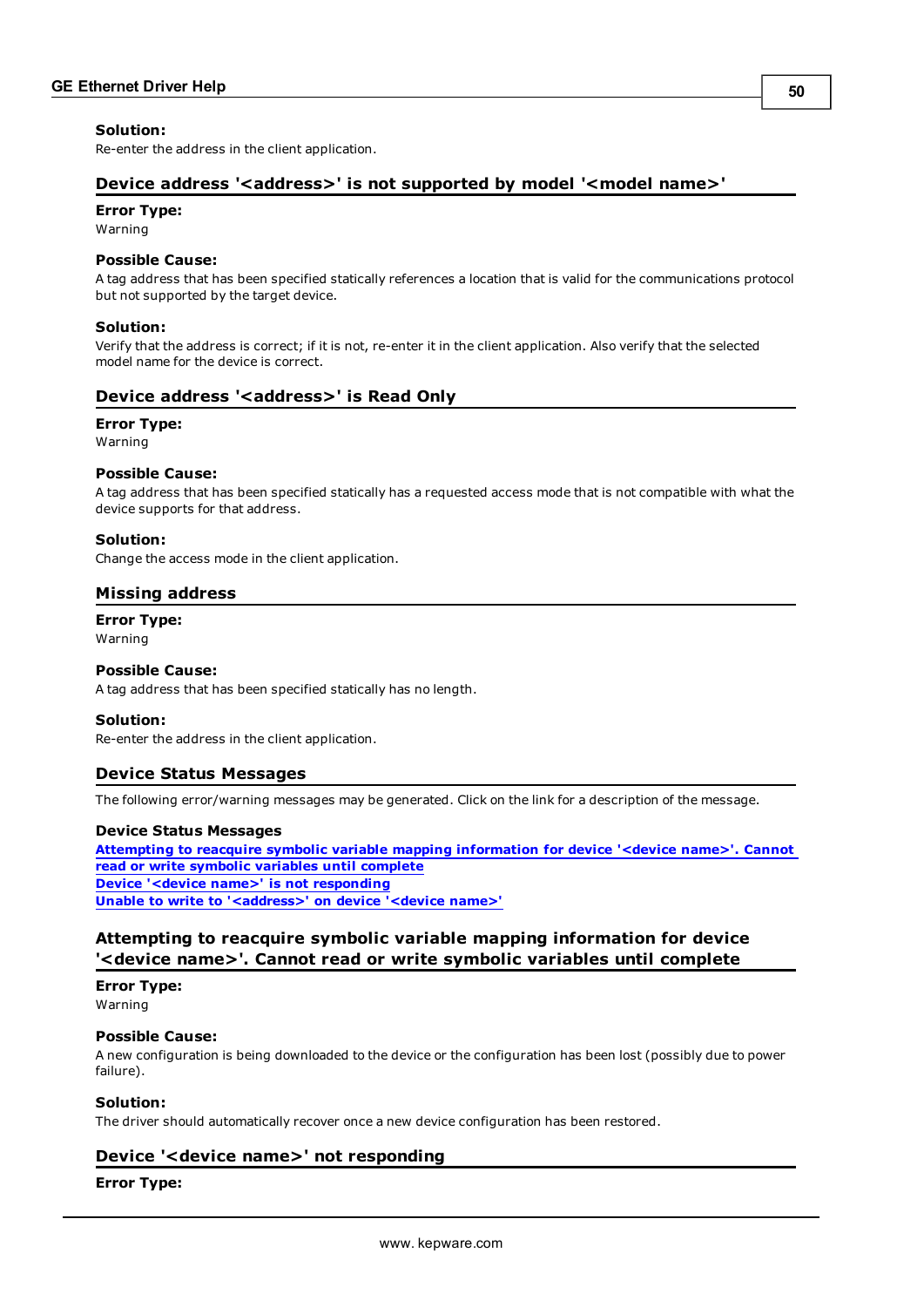**Solution:**
Re-enter the address in the client application.

### Device address '<address>' is not supported by model '<model name>'

**Error Type:**
Warning

**Possible Cause:**
A tag address that has been specified statically references a location that is valid for the communications protocol but not supported by the target device.

**Solution:**
Verify that the address is correct; if it is not, re-enter it in the client application. Also verify that the selected model name for the device is correct.

### Device address '<address>' is Read Only

**Error Type:**
Warning

**Possible Cause:**
A tag address that has been specified statically has a requested access mode that is not compatible with what the device supports for that address.

**Solution:**
Change the access mode in the client application.

### Missing address

**Error Type:**
Warning

**Possible Cause:**
A tag address that has been specified statically has no length.

**Solution:**
Re-enter the address in the client application.

### Device Status Messages

The following error/warning messages may be generated. Click on the link for a description of the message.

**Device Status Messages**
**Attempting to reacquire symbolic variable mapping information for device '<device name>'. Cannot read or write symbolic variables until complete**
**Device '<device name>' is not responding**
**Unable to write to '<address>' on device '<device name>'**

### Attempting to reacquire symbolic variable mapping information for device '<device name>'. Cannot read or write symbolic variables until complete

**Error Type:**
Warning

**Possible Cause:**
A new configuration is being downloaded to the device or the configuration has been lost (possibly due to power failure).

**Solution:**
The driver should automatically recover once a new device configuration has been restored.

### Device '<device name>' not responding

**Error Type:**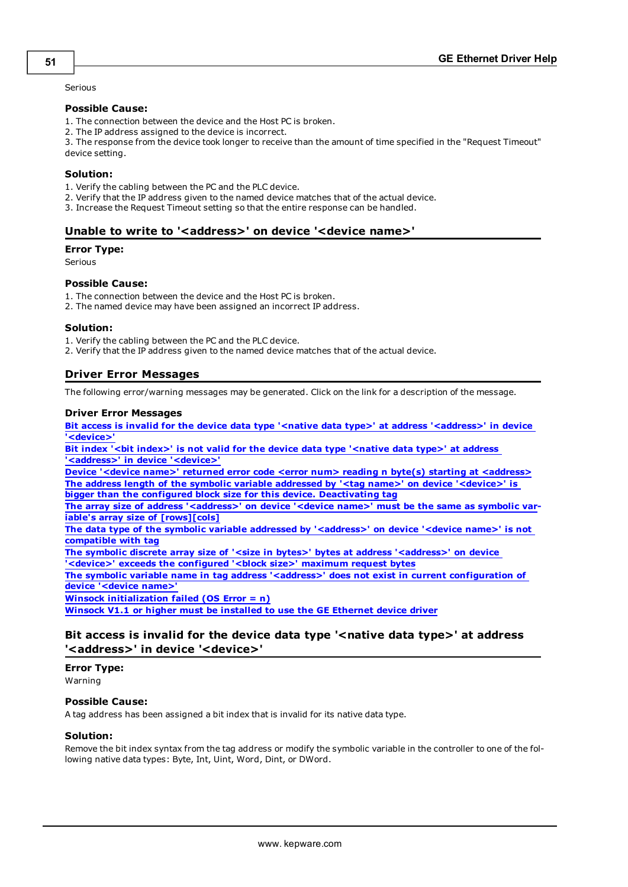Serious

### Possible Cause:

1. The connection between the device and the Host PC is broken.
2. The IP address assigned to the device is incorrect.
3. The response from the device took longer to receive than the amount of time specified in the "Request Timeout" device setting.

### Solution:

1. Verify the cabling between the PC and the PLC device.
2. Verify that the IP address given to the named device matches that of the actual device.
3. Increase the Request Timeout setting so that the entire response can be handled.

## Unable to write to '<address>' on device '<device name>'

### Error Type:

Serious

### Possible Cause:

1. The connection between the device and the Host PC is broken.
2. The named device may have been assigned an incorrect IP address.

### Solution:

1. Verify the cabling between the PC and the PLC device.
2. Verify that the IP address given to the named device matches that of the actual device.

## Driver Error Messages

The following error/warning messages may be generated. Click on the link for a description of the message.

### Driver Error Messages

**Bit access is invalid for the device data type '<native data type>' at address '<address>' in device '<device>'**
**Bit index '<bit index>' is not valid for the device data type '<native data type>' at address '<address>' in device '<device>'**
**Device '<device name>' returned error code <error num> reading n byte(s) starting at <address>**
**The address length of the symbolic variable addressed by '<tag name>' on device '<device>' is bigger than the configured block size for this device. Deactivating tag**
**The array size of address '<address>' on device '<device name>' must be the same as symbolic variable's array size of [rows][cols]**
**The data type of the symbolic variable addressed by '<address>' on device '<device name>' is not compatible with tag**
**The symbolic discrete array size of '<size in bytes>' bytes at address '<address>' on device '<device>' exceeds the configured '<block size>' maximum request bytes**
**The symbolic variable name in tag address '<address>' does not exist in current configuration of device '<device name>'**
**Winsock initialization failed (OS Error = n)**
**Winsock V1.1 or higher must be installed to use the GE Ethernet device driver**

## Bit access is invalid for the device data type '<native data type>' at address '<address>' in device '<device>'

### Error Type:

Warning

### Possible Cause:

A tag address has been assigned a bit index that is invalid for its native data type.

### Solution:

Remove the bit index syntax from the tag address or modify the symbolic variable in the controller to one of the following native data types: Byte, Int, Uint, Word, Dint, or DWord.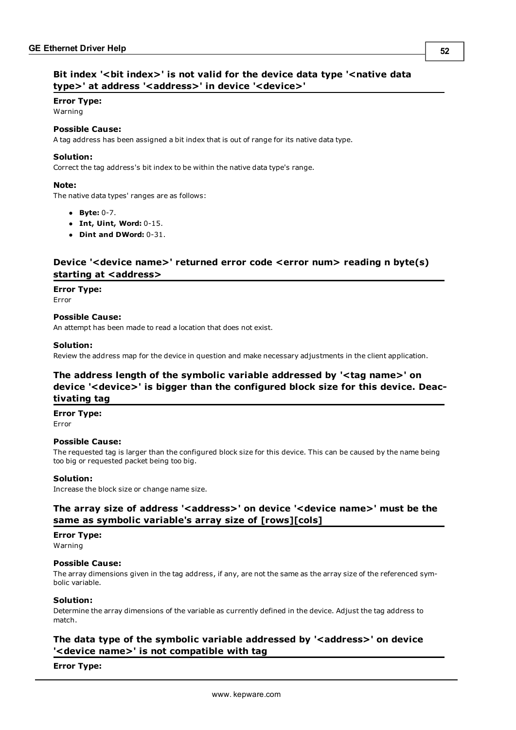### Bit index '<bit index>' is not valid for the device data type '<native data type>' at address '<address>' in device '<device>'

**Error Type:**
Warning

**Possible Cause:**
A tag address has been assigned a bit index that is out of range for its native data type.

**Solution:**
Correct the tag address's bit index to be within the native data type's range.

**Note:**
The native data types' ranges are as follows:

- **Byte:** 0-7.
- **Int, Uint, Word:** 0-15.
- **Dint and DWord:** 0-31.

### Device '<device name>' returned error code <error num> reading n byte(s) starting at <address>

**Error Type:**
Error

**Possible Cause:**
An attempt has been made to read a location that does not exist.

**Solution:**
Review the address map for the device in question and make necessary adjustments in the client application.

### The address length of the symbolic variable addressed by '<tag name>' on device '<device>' is bigger than the configured block size for this device. Deactivating tag

**Error Type:**
Error

**Possible Cause:**
The requested tag is larger than the configured block size for this device. This can be caused by the name being too big or requested packet being too big.

**Solution:**
Increase the block size or change name size.

### The array size of address '<address>' on device '<device name>' must be the same as symbolic variable's array size of [rows][cols]

**Error Type:**
Warning

**Possible Cause:**
The array dimensions given in the tag address, if any, are not the same as the array size of the referenced symbolic variable.

**Solution:**
Determine the array dimensions of the variable as currently defined in the device. Adjust the tag address to match.

### The data type of the symbolic variable addressed by '<address>' on device '<device name>' is not compatible with tag

**Error Type:**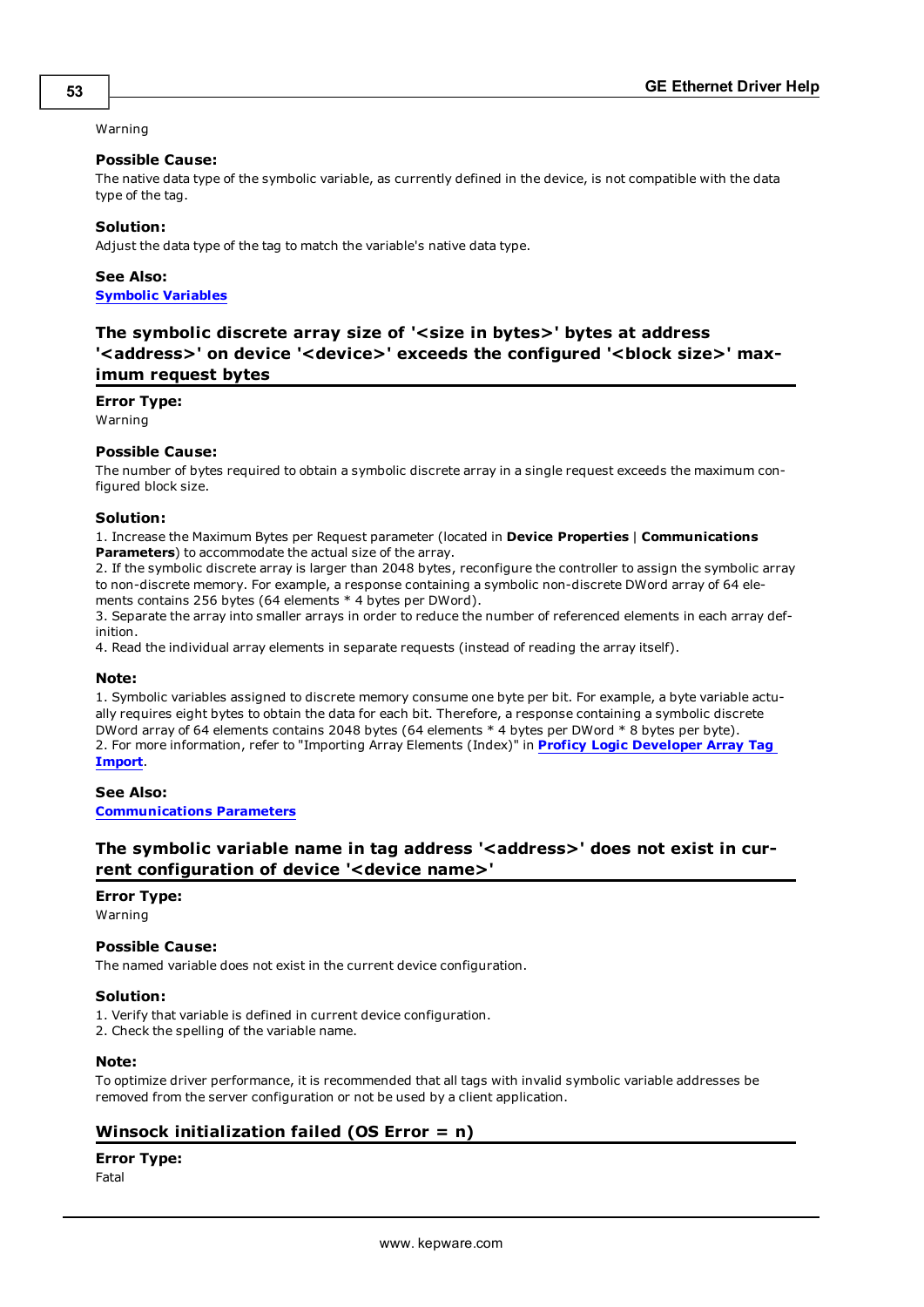Warning

**Possible Cause:**
The native data type of the symbolic variable, as currently defined in the device, is not compatible with the data type of the tag.

**Solution:**
Adjust the data type of the tag to match the variable's native data type.

**See Also:**
**Symbolic Variables**

## The symbolic discrete array size of '<size in bytes>' bytes at address '<address>' on device '<device>' exceeds the configured '<block size>' maximum request bytes

**Error Type:**
Warning

**Possible Cause:**
The number of bytes required to obtain a symbolic discrete array in a single request exceeds the maximum configured block size.

**Solution:**
1. Increase the Maximum Bytes per Request parameter (located in **Device Properties** | **Communications Parameters**) to accommodate the actual size of the array.
2. If the symbolic discrete array is larger than 2048 bytes, reconfigure the controller to assign the symbolic array to non-discrete memory. For example, a response containing a symbolic non-discrete DWord array of 64 elements contains 256 bytes (64 elements * 4 bytes per DWord).
3. Separate the array into smaller arrays in order to reduce the number of referenced elements in each array definition.
4. Read the individual array elements in separate requests (instead of reading the array itself).

**Note:**
1. Symbolic variables assigned to discrete memory consume one byte per bit. For example, a byte variable actually requires eight bytes to obtain the data for each bit. Therefore, a response containing a symbolic discrete DWord array of 64 elements contains 2048 bytes (64 elements * 4 bytes per DWord * 8 bytes per byte).
2. For more information, refer to "Importing Array Elements (Index)" in **Proficy Logic Developer Array Tag Import**.

**See Also:**
**Communications Parameters**

## The symbolic variable name in tag address '<address>' does not exist in current configuration of device '<device name>'

**Error Type:**
Warning

**Possible Cause:**
The named variable does not exist in the current device configuration.

**Solution:**
1. Verify that variable is defined in current device configuration.
2. Check the spelling of the variable name.

**Note:**
To optimize driver performance, it is recommended that all tags with invalid symbolic variable addresses be removed from the server configuration or not be used by a client application.

## Winsock initialization failed (OS Error = n)

**Error Type:**
Fatal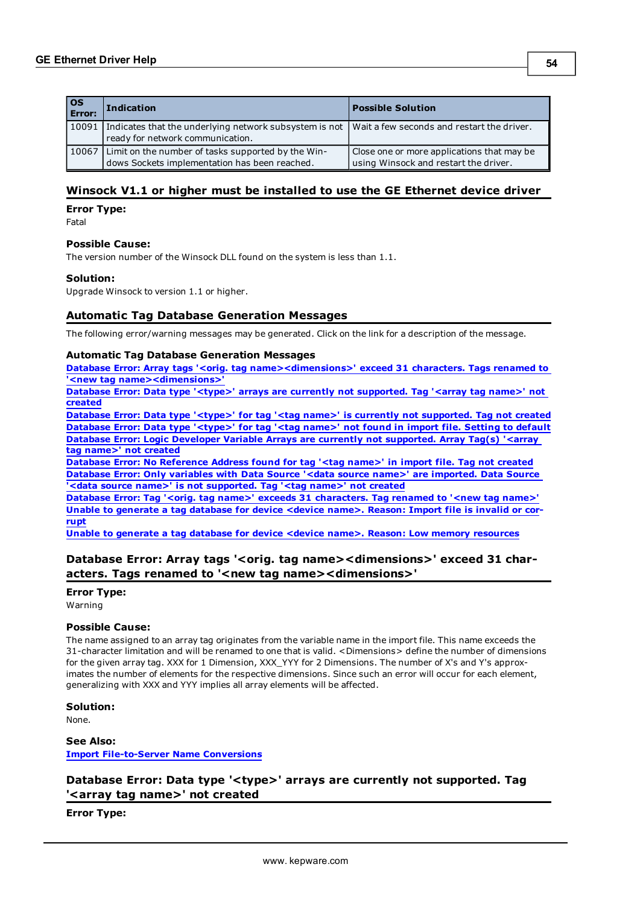| OS Error: | Indication | Possible Solution |
| --- | --- | --- |
| 10091 | Indicates that the underlying network subsystem is not ready for network communication. | Wait a few seconds and restart the driver. |
| 10067 | Limit on the number of tasks supported by the Windows Sockets implementation has been reached. | Close one or more applications that may be using Winsock and restart the driver. |

## Winsock V1.1 or higher must be installed to use the GE Ethernet device driver

**Error Type:**
Fatal

**Possible Cause:**
The version number of the Winsock DLL found on the system is less than 1.1.

**Solution:**
Upgrade Winsock to version 1.1 or higher.

## Automatic Tag Database Generation Messages

The following error/warning messages may be generated. Click on the link for a description of the message.

**Automatic Tag Database Generation Messages**
Database Error: Array tags '<orig. tag name><dimensions>' exceed 31 characters. Tags renamed to '<new tag name><dimensions>'
Database Error: Data type '<type>' arrays are currently not supported. Tag '<array tag name>' not created
Database Error: Data type '<type>' for tag '<tag name>' is currently not supported. Tag not created
Database Error: Data type '<type>' for tag '<tag name>' not found in import file. Setting to default
Database Error: Logic Developer Variable Arrays are currently not supported. Array Tag(s) '<array tag name>' not created
Database Error: No Reference Address found for tag '<tag name>' in import file. Tag not created
Database Error: Only variables with Data Source '<data source name>' are imported. Data Source '<data source name>' is not supported. Tag '<tag name>' not created
Database Error: Tag '<orig. tag name>' exceeds 31 characters. Tag renamed to '<new tag name>'
Unable to generate a tag database for device <device name>. Reason: Import file is invalid or corrupt
Unable to generate a tag database for device <device name>. Reason: Low memory resources

## Database Error: Array tags '<orig. tag name><dimensions>' exceed 31 characters. Tags renamed to '<new tag name><dimensions>'

**Error Type:**
Warning

**Possible Cause:**
The name assigned to an array tag originates from the variable name in the import file. This name exceeds the 31-character limitation and will be renamed to one that is valid. <Dimensions> define the number of dimensions for the given array tag. XXX for 1 Dimension, XXX_YYY for 2 Dimensions. The number of X's and Y's approximates the number of elements for the respective dimensions. Since such an error will occur for each element, generalizing with XXX and YYY implies all array elements will be affected.

**Solution:**
None.

**See Also:**
Import File-to-Server Name Conversions

## Database Error: Data type '<type>' arrays are currently not supported. Tag '<array tag name>' not created

**Error Type:**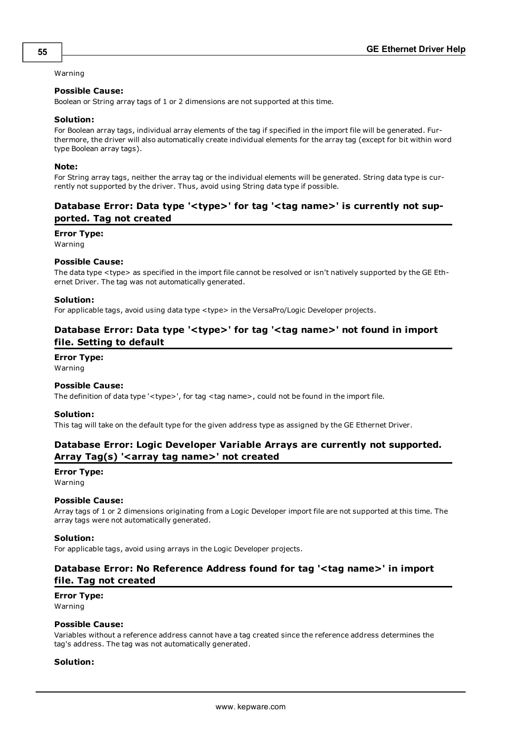Warning

**Possible Cause:**
Boolean or String array tags of 1 or 2 dimensions are not supported at this time.

**Solution:**
For Boolean array tags, individual array elements of the tag if specified in the import file will be generated. Furthermore, the driver will also automatically create individual elements for the array tag (except for bit within word type Boolean array tags).

**Note:**
For String array tags, neither the array tag or the individual elements will be generated. String data type is currently not supported by the driver. Thus, avoid using String data type if possible.

## Database Error: Data type '<type>' for tag '<tag name>' is currently not supported. Tag not created

**Error Type:**
Warning

**Possible Cause:**
The data type <type> as specified in the import file cannot be resolved or isn't natively supported by the GE Ethernet Driver. The tag was not automatically generated.

**Solution:**
For applicable tags, avoid using data type <type> in the VersaPro/Logic Developer projects.

## Database Error: Data type '<type>' for tag '<tag name>' not found in import file. Setting to default

**Error Type:**
Warning

**Possible Cause:**
The definition of data type '<type>', for tag <tag name>, could not be found in the import file.

**Solution:**
This tag will take on the default type for the given address type as assigned by the GE Ethernet Driver.

## Database Error: Logic Developer Variable Arrays are currently not supported. Array Tag(s) '<array tag name>' not created

**Error Type:**
Warning

**Possible Cause:**
Array tags of 1 or 2 dimensions originating from a Logic Developer import file are not supported at this time. The array tags were not automatically generated.

**Solution:**
For applicable tags, avoid using arrays in the Logic Developer projects.

## Database Error: No Reference Address found for tag '<tag name>' in import file. Tag not created

**Error Type:**
Warning

**Possible Cause:**
Variables without a reference address cannot have a tag created since the reference address determines the tag's address. The tag was not automatically generated.

**Solution:**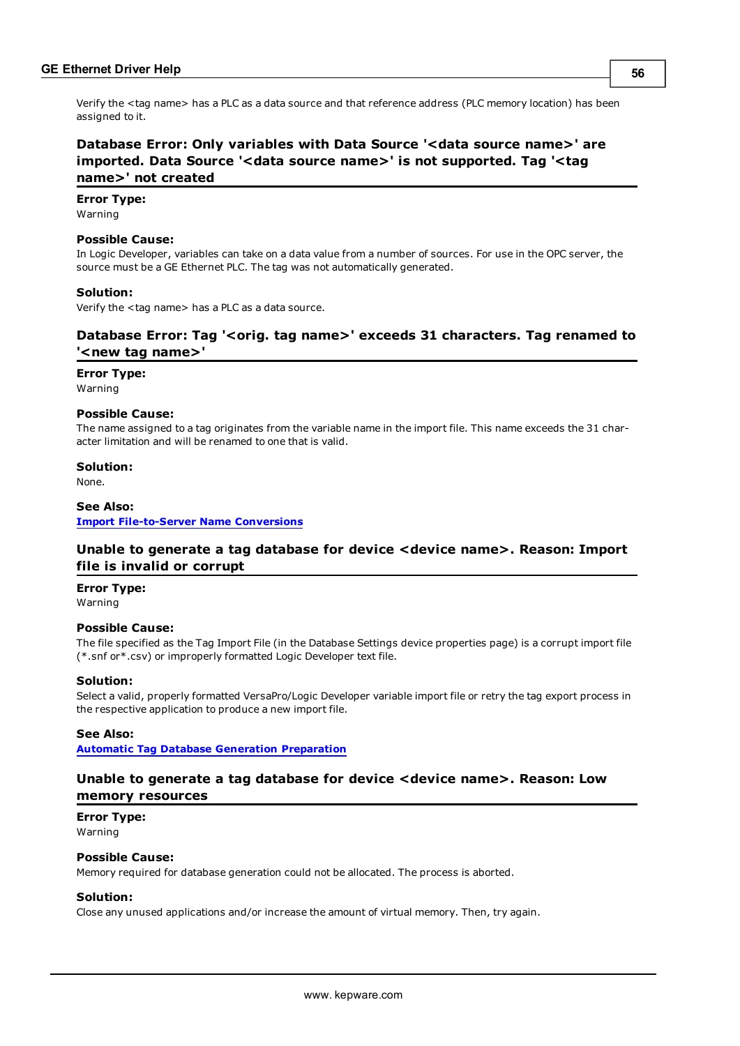Verify the <tag name> has a PLC as a data source and that reference address (PLC memory location) has been assigned to it.

### Database Error: Only variables with Data Source '<data source name>' are imported. Data Source '<data source name>' is not supported. Tag '<tag name>' not created

**Error Type:**
Warning

**Possible Cause:**
In Logic Developer, variables can take on a data value from a number of sources. For use in the OPC server, the source must be a GE Ethernet PLC. The tag was not automatically generated.

**Solution:**
Verify the <tag name> has a PLC as a data source.

### Database Error: Tag '<orig. tag name>' exceeds 31 characters. Tag renamed to '<new tag name>'

**Error Type:**
Warning

**Possible Cause:**
The name assigned to a tag originates from the variable name in the import file. This name exceeds the 31 character limitation and will be renamed to one that is valid.

**Solution:**
None.

**See Also:**
Import File-to-Server Name Conversions

### Unable to generate a tag database for device <device name>. Reason: Import file is invalid or corrupt

**Error Type:**
Warning

**Possible Cause:**
The file specified as the Tag Import File (in the Database Settings device properties page) is a corrupt import file (*.snf or*.csv) or improperly formatted Logic Developer text file.

**Solution:**
Select a valid, properly formatted VersaPro/Logic Developer variable import file or retry the tag export process in the respective application to produce a new import file.

**See Also:**
Automatic Tag Database Generation Preparation

### Unable to generate a tag database for device <device name>. Reason: Low memory resources

**Error Type:**
Warning

**Possible Cause:**
Memory required for database generation could not be allocated. The process is aborted.

**Solution:**
Close any unused applications and/or increase the amount of virtual memory. Then, try again.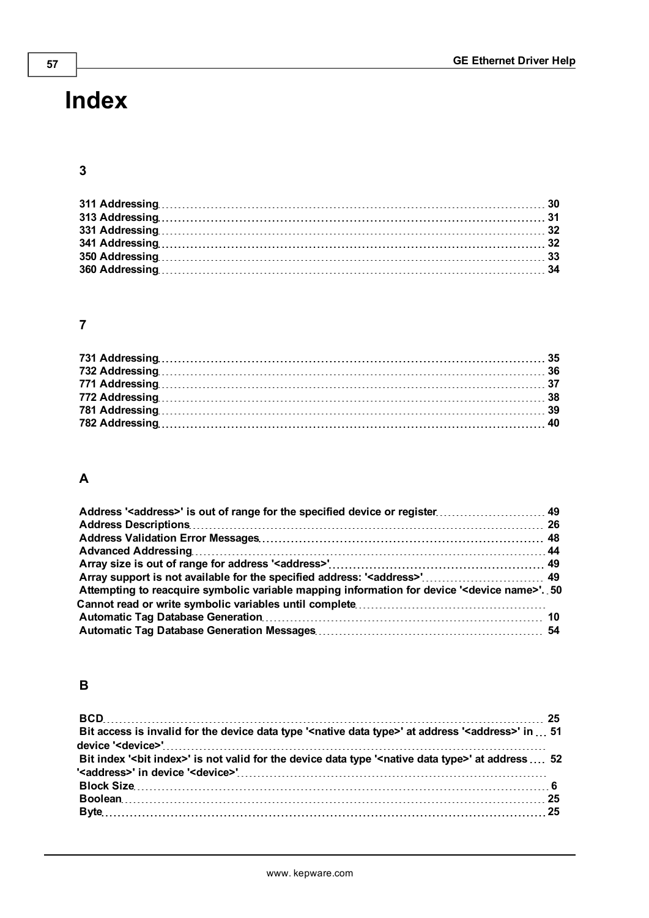# Index

## 3

311 Addressing 30
313 Addressing 31
331 Addressing 32
341 Addressing 32
350 Addressing 33
360 Addressing 34

## 7

731 Addressing 35
732 Addressing 36
771 Addressing 37
772 Addressing 38
781 Addressing 39
782 Addressing 40

## A

Address '<address>' is out of range for the specified device or register 49
Address Descriptions 26
Address Validation Error Messages 48
Advanced Addressing 44
Array size is out of range for address '<address>' 49
Array support is not available for the specified address: '<address>' 49
Attempting to reacquire symbolic variable mapping information for device '<device name>'. Cannot read or write symbolic variables until complete 50
Automatic Tag Database Generation 10
Automatic Tag Database Generation Messages 54

## B

BCD 25
Bit access is invalid for the device data type '<native data type>' at address '<address>' in device '<device>' 51
Bit index '<bit index>' is not valid for the device data type '<native data type>' at address '<address>' in device '<device>' 52
Block Size 6
Boolean 25
Byte 25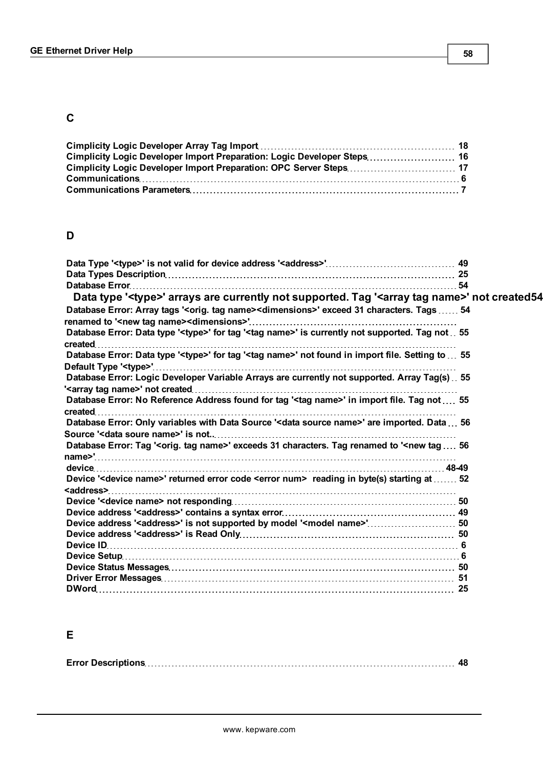## C

Cimplicity Logic Developer Array Tag Import ... 18
Cimplicity Logic Developer Import Preparation: Logic Developer Steps ... 16
Cimplicity Logic Developer Import Preparation: OPC Server Steps ... 17
Communications ... 6
Communications Parameters ... 7

## D

Data Type '<type>' is not valid for device address '<address>' ... 49
Data Types Description ... 25
Database Error ... 54
Data type '<type>' arrays are currently not supported. Tag '<array tag name>' not created ... 54
Database Error: Array tags '<orig. tag name><dimensions>' exceed 31 characters. Tags renamed to '<new tag name><dimensions>' ... 54
Database Error: Data type '<type>' for tag '<tag name>' is currently not supported. Tag not created ... 55
Database Error: Data type '<type>' for tag '<tag name>' not found in import file. Setting to Default Type '<type>' ... 55
Database Error: Logic Developer Variable Arrays are currently not supported. Array Tag(s) '<array tag name>' not created ... 55
Database Error: No Reference Address found for tag '<tag name>' in import file. Tag not created ... 55
Database Error: Only variables with Data Source '<data source name>' are imported. Data Source '<data soure name>' is not. ... 56
Database Error: Tag '<orig. tag name>' exceeds 31 characters. Tag renamed to '<new tag name>' ... 56
device ... 48-49
Device '<device name>' returned error code <error num> reading in byte(s) starting at <address> ... 52
Device '<device name> not responding ... 50
Device address '<address>' contains a syntax error ... 49
Device address '<address>' is not supported by model '<model name>' ... 50
Device address '<address>' is Read Only ... 50
Device ID ... 6
Device Setup ... 6
Device Status Messages ... 50
Driver Error Messages ... 51
DWord ... 25

## E

Error Descriptions ... 48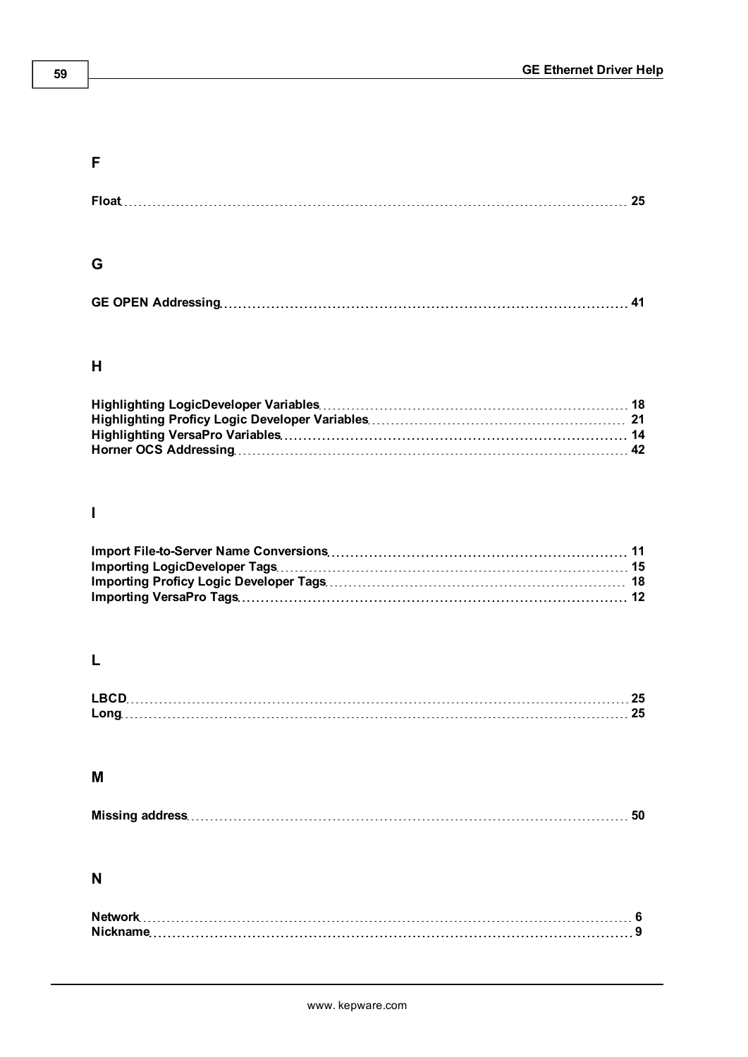## F

**Float** ........ **25**

## G

**GE OPEN Addressing** ........ **41**

## H

**Highlighting LogicDeveloper Variables** ........ **18**
**Highlighting Proficy Logic Developer Variables** ........ **21**
**Highlighting VersaPro Variables** ........ **14**
**Horner OCS Addressing** ........ **42**

## I

**Import File-to-Server Name Conversions** ........ **11**
**Importing LogicDeveloper Tags** ........ **15**
**Importing Proficy Logic Developer Tags** ........ **18**
**Importing VersaPro Tags** ........ **12**

## L

**LBCD** ........ **25**
**Long** ........ **25**

## M

**Missing address** ........ **50**

## N

**Network** ........ **6**
**Nickname** ........ **9**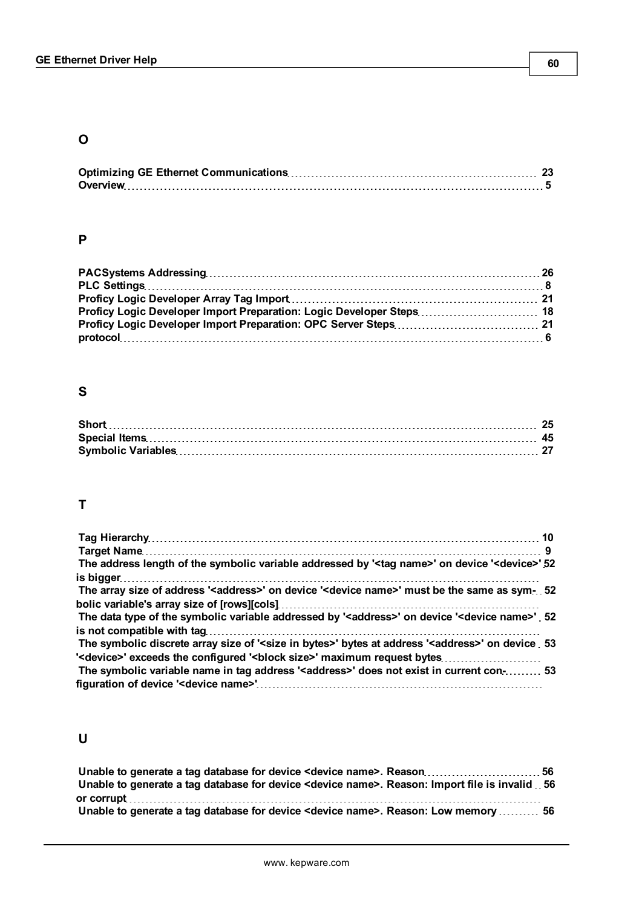## O

**Optimizing GE Ethernet Communications** 23
**Overview** 5

## P

**PACSystems Addressing** 26
**PLC Settings** 8
**Proficy Logic Developer Array Tag Import** 21
**Proficy Logic Developer Import Preparation: Logic Developer Steps** 18
**Proficy Logic Developer Import Preparation: OPC Server Steps** 21
**protocol** 6

## S

**Short** 25
**Special Items** 45
**Symbolic Variables** 27

## T

**Tag Hierarchy** 10
**Target Name** 9
**The address length of the symbolic variable addressed by '<tag name>' on device '<device>' is bigger** 52
**The array size of address '<address>' on device '<device name>' must be the same as symbolic variable's array size of [rows][cols]** 52
**The data type of the symbolic variable addressed by '<address>' on device '<device name>' is not compatible with tag** 52
**The symbolic discrete array size of '<size in bytes>' bytes at address '<address>' on device '<device>' exceeds the configured '<block size>' maximum request bytes** 53
**The symbolic variable name in tag address '<address>' does not exist in current configuration of device '<device name>'** 53

## U

**Unable to generate a tag database for device <device name>. Reason** 56
**Unable to generate a tag database for device <device name>. Reason: Import file is invalid or corrupt** 56
**Unable to generate a tag database for device <device name>. Reason: Low memory** 56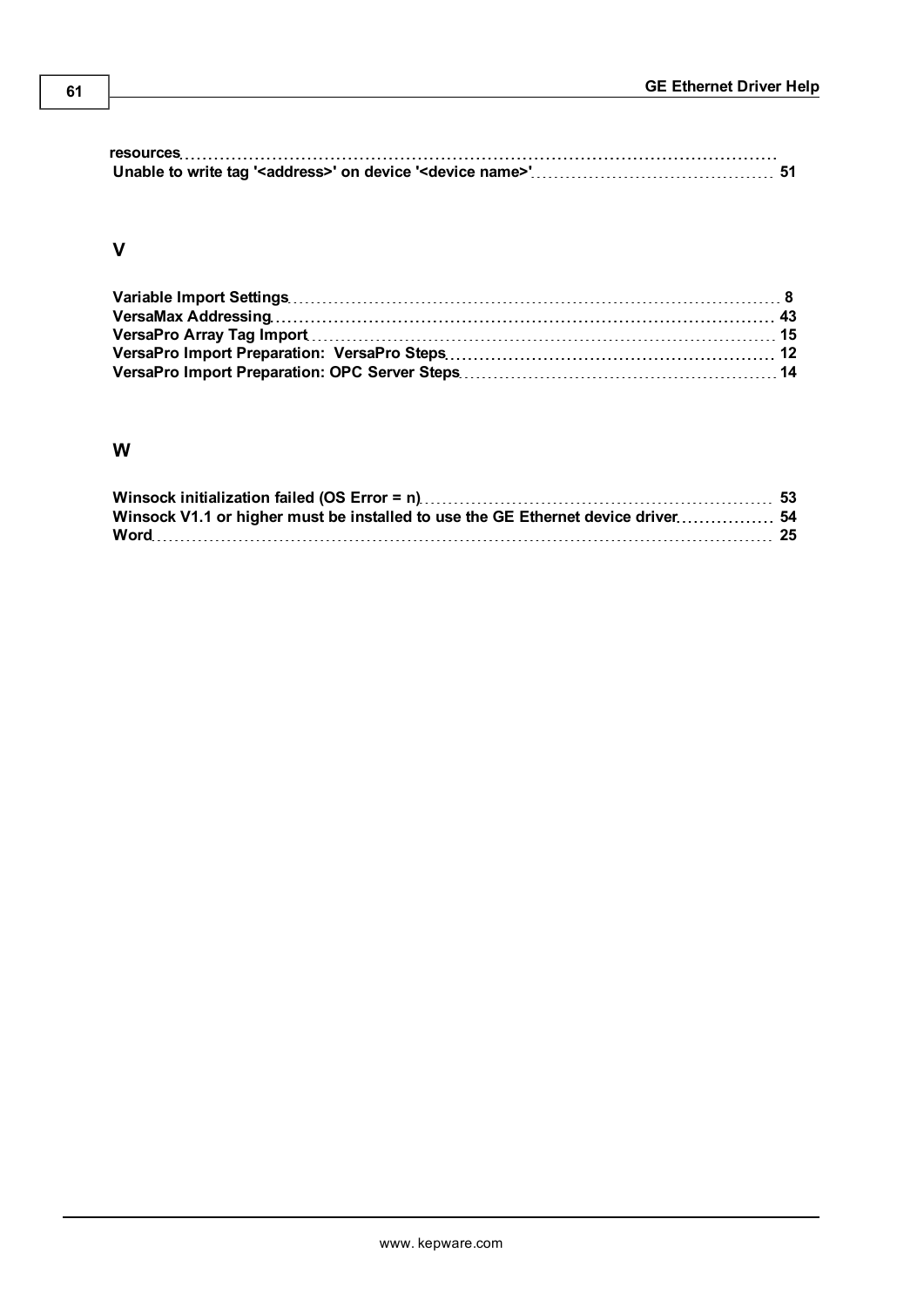resources
Unable to write tag '<address>' on device '<device name>' ........ 51

## V

Variable Import Settings ........ 8
VersaMax Addressing ........ 43
VersaPro Array Tag Import ........ 15
VersaPro Import Preparation: VersaPro Steps ........ 12
VersaPro Import Preparation: OPC Server Steps ........ 14

## W

Winsock initialization failed (OS Error = n) ........ 53
Winsock V1.1 or higher must be installed to use the GE Ethernet device driver ........ 54
Word ........ 25